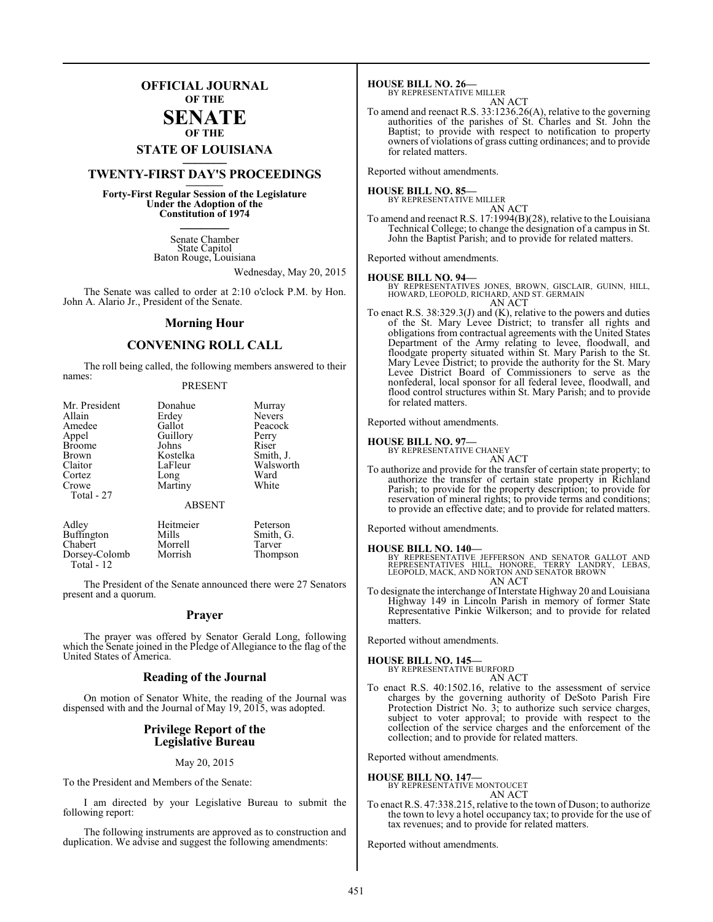# OFFICIAL JOURNAL OF THE SENATE OF THE STATE OF LOUISIANA

## TWENTY-FIRST DAY'S PROCEEDINGS

**Forty-First Regular Session of the Legislature Under the Adoption of the Constitution of 1974**

Senate Chamber
State Capitol
Baton Rouge, Louisiana

Wednesday, May 20, 2015

The Senate was called to order at 2:10 o'clock P.M. by Hon. John A. Alario Jr., President of the Senate.

## Morning Hour

## CONVENING ROLL CALL

The roll being called, the following members answered to their names:

PRESENT

| | | |
|---|---|---|
| Mr. President | Donahue | Murray |
| Allain | Erdey | Nevers |
| Amedee | Gallot | Peacock |
| Appel | Guillory | Perry |
| Broome | Johns | Riser |
| Brown | Kostelka | Smith, J. |
| Claitor | LaFleur | Walsworth |
| Cortez | Long | Ward |
| Crowe | Martiny | White |
| Total - 27 | | |

ABSENT

| | | |
|---|---|---|
| Adley | Heitmeier | Peterson |
| Buffington | Mills | Smith, G. |
| Chabert | Morrell | Tarver |
| Dorsey-Colomb | Morrish | Thompson |
| Total - 12 | | |

The President of the Senate announced there were 27 Senators present and a quorum.

## Prayer

The prayer was offered by Senator Gerald Long, following which the Senate joined in the Pledge of Allegiance to the flag of the United States of America.

## Reading of the Journal

On motion of Senator White, the reading of the Journal was dispensed with and the Journal of May 19, 2015, was adopted.

## Privilege Report of the Legislative Bureau

May 20, 2015

To the President and Members of the Senate:

I am directed by your Legislative Bureau to submit the following report:

The following instruments are approved as to construction and duplication. We advise and suggest the following amendments:

**HOUSE BILL NO. 26—**
BY REPRESENTATIVE MILLER
AN ACT

To amend and reenact R.S. 33:1236.26(A), relative to the governing authorities of the parishes of St. Charles and St. John the Baptist; to provide with respect to notification to property owners of violations of grass cutting ordinances; and to provide for related matters.

Reported without amendments.

**HOUSE BILL NO. 85—**
BY REPRESENTATIVE MILLER
AN ACT

To amend and reenact R.S. 17:1994(B)(28), relative to the Louisiana Technical College; to change the designation of a campus in St. John the Baptist Parish; and to provide for related matters.

Reported without amendments.

**HOUSE BILL NO. 94—**
BY REPRESENTATIVES JONES, BROWN, GISCLAIR, GUINN, HILL, HOWARD, LEOPOLD, RICHARD, AND ST. GERMAIN
AN ACT

To enact R.S. 38:329.3(J) and (K), relative to the powers and duties of the St. Mary Levee District; to transfer all rights and obligations from contractual agreements with the United States Department of the Army relating to levee, floodwall, and floodgate property situated within St. Mary Parish to the St. Mary Levee District; to provide the authority for the St. Mary Levee District Board of Commissioners to serve as the nonfederal, local sponsor for all federal levee, floodwall, and flood control structures within St. Mary Parish; and to provide for related matters.

Reported without amendments.

**HOUSE BILL NO. 97—**
BY REPRESENTATIVE CHANEY
AN ACT

To authorize and provide for the transfer of certain state property; to authorize the transfer of certain state property in Richland Parish; to provide for the property description; to provide for reservation of mineral rights; to provide terms and conditions; to provide an effective date; and to provide for related matters.

Reported without amendments.

**HOUSE BILL NO. 140—**
BY REPRESENTATIVE JEFFERSON AND SENATOR GALLOT AND REPRESENTATIVES HILL, HONORE, TERRY LANDRY, LEBAS, LEOPOLD, MACK, AND NORTON AND SENATOR BROWN
AN ACT

To designate the interchange of Interstate Highway 20 and Louisiana Highway 149 in Lincoln Parish in memory of former State Representative Pinkie Wilkerson; and to provide for related matters.

Reported without amendments.

**HOUSE BILL NO. 145—**
BY REPRESENTATIVE BURFORD
AN ACT

To enact R.S. 40:1502.16, relative to the assessment of service charges by the governing authority of DeSoto Parish Fire Protection District No. 3; to authorize such service charges, subject to voter approval; to provide with respect to the collection of the service charges and the enforcement of the collection; and to provide for related matters.

Reported without amendments.

**HOUSE BILL NO. 147—**
BY REPRESENTATIVE MONTOUCET
AN ACT

To enact R.S. 47:338.215, relative to the town of Duson; to authorize the town to levy a hotel occupancy tax; to provide for the use of tax revenues; and to provide for related matters.

Reported without amendments.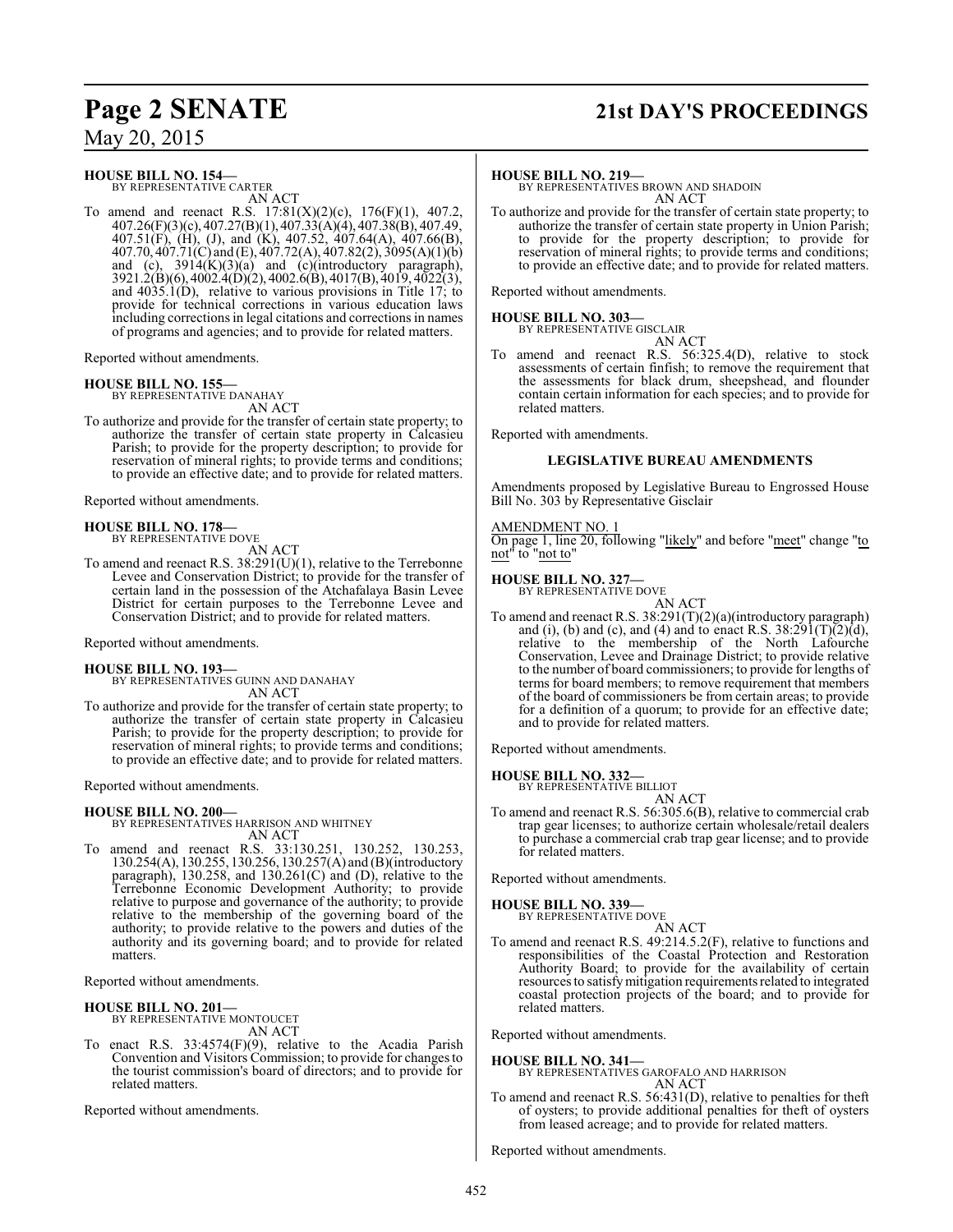**HOUSE BILL NO. 154—**
BY REPRESENTATIVE CARTER
AN ACT

To amend and reenact R.S. 17:81(X)(2)(c), 176(F)(1), 407.2, 407.26(F)(3)(c), 407.27(B)(1), 407.33(A)(4), 407.38(B), 407.49, 407.51(F), (H), (J), and (K), 407.52, 407.64(A), 407.66(B), 407.70, 407.71(C) and (E), 407.72(A), 407.82(2), 3095(A)(1)(b) and (c), 3914(K)(3)(a) and (c)(introductory paragraph), 3921.2(B)(6), 4002.4(D)(2), 4002.6(B), 4017(B), 4019, 4022(3), and 4035.1(D), relative to various provisions in Title 17; to provide for technical corrections in various education laws including corrections in legal citations and corrections in names of programs and agencies; and to provide for related matters.

Reported without amendments.

**HOUSE BILL NO. 155—**
BY REPRESENTATIVE DANAHAY
AN ACT

To authorize and provide for the transfer of certain state property; to authorize the transfer of certain state property in Calcasieu Parish; to provide for the property description; to provide for reservation of mineral rights; to provide terms and conditions; to provide an effective date; and to provide for related matters.

Reported without amendments.

**HOUSE BILL NO. 178—**
BY REPRESENTATIVE DOVE
AN ACT

To amend and reenact R.S. 38:291(U)(1), relative to the Terrebonne Levee and Conservation District; to provide for the transfer of certain land in the possession of the Atchafalaya Basin Levee District for certain purposes to the Terrebonne Levee and Conservation District; and to provide for related matters.

Reported without amendments.

**HOUSE BILL NO. 193—**
BY REPRESENTATIVES GUINN AND DANAHAY
AN ACT

To authorize and provide for the transfer of certain state property; to authorize the transfer of certain state property in Calcasieu Parish; to provide for the property description; to provide for reservation of mineral rights; to provide terms and conditions; to provide an effective date; and to provide for related matters.

Reported without amendments.

**HOUSE BILL NO. 200—**
BY REPRESENTATIVES HARRISON AND WHITNEY
AN ACT

To amend and reenact R.S. 33:130.251, 130.252, 130.253, 130.254(A), 130.255, 130.256, 130.257(A) and (B)(introductory paragraph), 130.258, and 130.261(C) and (D), relative to the Terrebonne Economic Development Authority; to provide relative to purpose and governance of the authority; to provide relative to the membership of the governing board of the authority; to provide relative to the powers and duties of the authority and its governing board; and to provide for related matters.

Reported without amendments.

**HOUSE BILL NO. 201—**
BY REPRESENTATIVE MONTOUCET
AN ACT

To enact R.S. 33:4574(F)(9), relative to the Acadia Parish Convention and Visitors Commission; to provide for changes to the tourist commission's board of directors; and to provide for related matters.

Reported without amendments.

**HOUSE BILL NO. 219—**
BY REPRESENTATIVES BROWN AND SHADOIN
AN ACT

To authorize and provide for the transfer of certain state property; to authorize the transfer of certain state property in Union Parish; to provide for the property description; to provide for reservation of mineral rights; to provide terms and conditions; to provide an effective date; and to provide for related matters.

Reported without amendments.

**HOUSE BILL NO. 303—**
BY REPRESENTATIVE GISCLAIR
AN ACT

To amend and reenact R.S. 56:325.4(D), relative to stock assessments of certain finfish; to remove the requirement that the assessments for black drum, sheepshead, and flounder contain certain information for each species; and to provide for related matters.

Reported with amendments.

**LEGISLATIVE BUREAU AMENDMENTS**

Amendments proposed by Legislative Bureau to Engrossed House Bill No. 303 by Representative Gisclair

AMENDMENT NO. 1

On page 1, line 20, following "likely" and before "meet" change "to not" to "not to"

**HOUSE BILL NO. 327—**
BY REPRESENTATIVE DOVE
AN ACT

To amend and reenact R.S. 38:291(T)(2)(a)(introductory paragraph) and (i), (b) and (c), and (4) and to enact R.S. 38:291(T)(2)(d), relative to the membership of the North Lafourche Conservation, Levee and Drainage District; to provide relative to the number of board commissioners; to provide for lengths of terms for board members; to remove requirement that members of the board of commissioners be from certain areas; to provide for a definition of a quorum; to provide for an effective date; and to provide for related matters.

Reported without amendments.

**HOUSE BILL NO. 332—**
BY REPRESENTATIVE BILLIOT
AN ACT

To amend and reenact R.S. 56:305.6(B), relative to commercial crab trap gear licenses; to authorize certain wholesale/retail dealers to purchase a commercial crab trap gear license; and to provide for related matters.

Reported without amendments.

**HOUSE BILL NO. 339—**
BY REPRESENTATIVE DOVE
AN ACT

To amend and reenact R.S. 49:214.5.2(F), relative to functions and responsibilities of the Coastal Protection and Restoration Authority Board; to provide for the availability of certain resources to satisfy mitigation requirements related to integrated coastal protection projects of the board; and to provide for related matters.

Reported without amendments.

**HOUSE BILL NO. 341—**
BY REPRESENTATIVES GAROFALO AND HARRISON
AN ACT

To amend and reenact R.S. 56:431(D), relative to penalties for theft of oysters; to provide additional penalties for theft of oysters from leased acreage; and to provide for related matters.

Reported without amendments.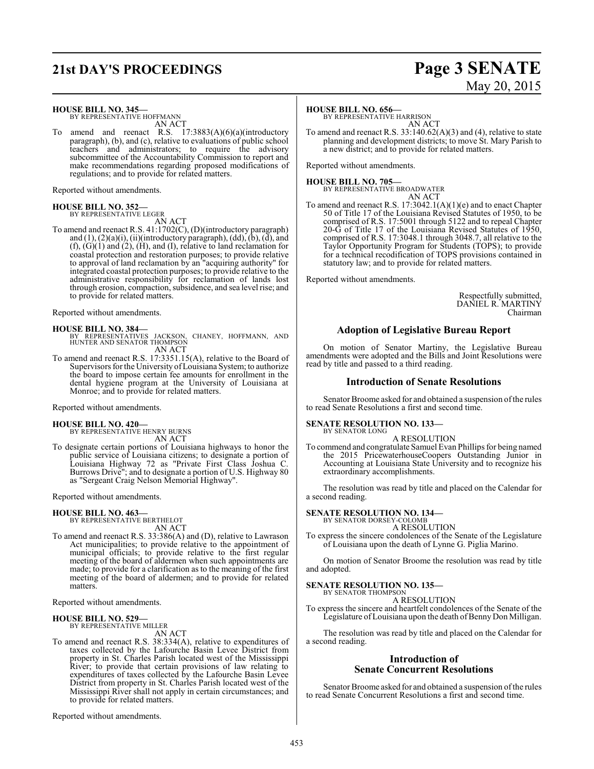**HOUSE BILL NO. 345—**
BY REPRESENTATIVE HOFFMANN

AN ACT

To amend and reenact R.S. 17:3883(A)(6)(a)(introductory paragraph), (b), and (c), relative to evaluations of public school teachers and administrators; to require the advisory subcommittee of the Accountability Commission to report and make recommendations regarding proposed modifications of regulations; and to provide for related matters.

Reported without amendments.

**HOUSE BILL NO. 352—**
BY REPRESENTATIVE LEGER

AN ACT

To amend and reenact R.S. 41:1702(C), (D)(introductory paragraph) and (1), (2)(a)(i), (ii)(introductory paragraph), (dd), (b), (d), and (f), (G)(1) and (2), (H), and (I), relative to land reclamation for coastal protection and restoration purposes; to provide relative to approval of land reclamation by an "acquiring authority" for integrated coastal protection purposes; to provide relative to the administrative responsibility for reclamation of lands lost through erosion, compaction, subsidence, and sea level rise; and to provide for related matters.

Reported without amendments.

**HOUSE BILL NO. 384—**
BY REPRESENTATIVES JACKSON, CHANEY, HOFFMANN, AND HUNTER AND SENATOR THOMPSON

AN ACT

To amend and reenact R.S. 17:3351.15(A), relative to the Board of Supervisors for the University of Louisiana System; to authorize the board to impose certain fee amounts for enrollment in the dental hygiene program at the University of Louisiana at Monroe; and to provide for related matters.

Reported without amendments.

**HOUSE BILL NO. 420—**
BY REPRESENTATIVE HENRY BURNS

AN ACT

To designate certain portions of Louisiana highways to honor the public service of Louisiana citizens; to designate a portion of Louisiana Highway 72 as "Private First Class Joshua C. Burrows Drive"; and to designate a portion of U.S. Highway 80 as "Sergeant Craig Nelson Memorial Highway".

Reported without amendments.

**HOUSE BILL NO. 463—**
BY REPRESENTATIVE BERTHELOT

AN ACT

To amend and reenact R.S. 33:386(A) and (D), relative to Lawrason Act municipalities; to provide relative to the appointment of municipal officials; to provide relative to the first regular meeting of the board of aldermen when such appointments are made; to provide for a clarification as to the meaning of the first meeting of the board of aldermen; and to provide for related matters.

Reported without amendments.

**HOUSE BILL NO. 529—**
BY REPRESENTATIVE MILLER

AN ACT

To amend and reenact R.S. 38:334(A), relative to expenditures of taxes collected by the Lafourche Basin Levee District from property in St. Charles Parish located west of the Mississippi River; to provide that certain provisions of law relating to expenditures of taxes collected by the Lafourche Basin Levee District from property in St. Charles Parish located west of the Mississippi River shall not apply in certain circumstances; and to provide for related matters.

Reported without amendments.

**HOUSE BILL NO. 656—**
BY REPRESENTATIVE HARRISON

AN ACT

To amend and reenact R.S. 33:140.62(A)(3) and (4), relative to state planning and development districts; to move St. Mary Parish to a new district; and to provide for related matters.

Reported without amendments.

**HOUSE BILL NO. 705—**
BY REPRESENTATIVE BROADWATER

AN ACT

To amend and reenact R.S. 17:3042.1(A)(1)(e) and to enact Chapter 50 of Title 17 of the Louisiana Revised Statutes of 1950, to be comprised of R.S. 17:5001 through 5122 and to repeal Chapter 20-G of Title 17 of the Louisiana Revised Statutes of 1950, comprised of R.S. 17:3048.1 through 3048.7, all relative to the Taylor Opportunity Program for Students (TOPS); to provide for a technical recodification of TOPS provisions contained in statutory law; and to provide for related matters.

Reported without amendments.

Respectfully submitted,
DANIEL R. MARTINY
Chairman

## Adoption of Legislative Bureau Report

On motion of Senator Martiny, the Legislative Bureau amendments were adopted and the Bills and Joint Resolutions were read by title and passed to a third reading.

## Introduction of Senate Resolutions

Senator Broome asked for and obtained a suspension of the rules to read Senate Resolutions a first and second time.

**SENATE RESOLUTION NO. 133—**
BY SENATOR LONG

A RESOLUTION

To commend and congratulate Samuel Evan Phillips for being named the 2015 PricewaterhouseCoopers Outstanding Junior in Accounting at Louisiana State University and to recognize his extraordinary accomplishments.

The resolution was read by title and placed on the Calendar for a second reading.

**SENATE RESOLUTION NO. 134—**
BY SENATOR DORSEY-COLOMB

A RESOLUTION

To express the sincere condolences of the Senate of the Legislature of Louisiana upon the death of Lynne G. Piglia Marino.

On motion of Senator Broome the resolution was read by title and adopted.

**SENATE RESOLUTION NO. 135—**
BY SENATOR THOMPSON

A RESOLUTION

To express the sincere and heartfelt condolences of the Senate of the Legislature of Louisiana upon the death of Benny Don Milligan.

The resolution was read by title and placed on the Calendar for a second reading.

## Introduction of Senate Concurrent Resolutions

Senator Broome asked for and obtained a suspension of the rules to read Senate Concurrent Resolutions a first and second time.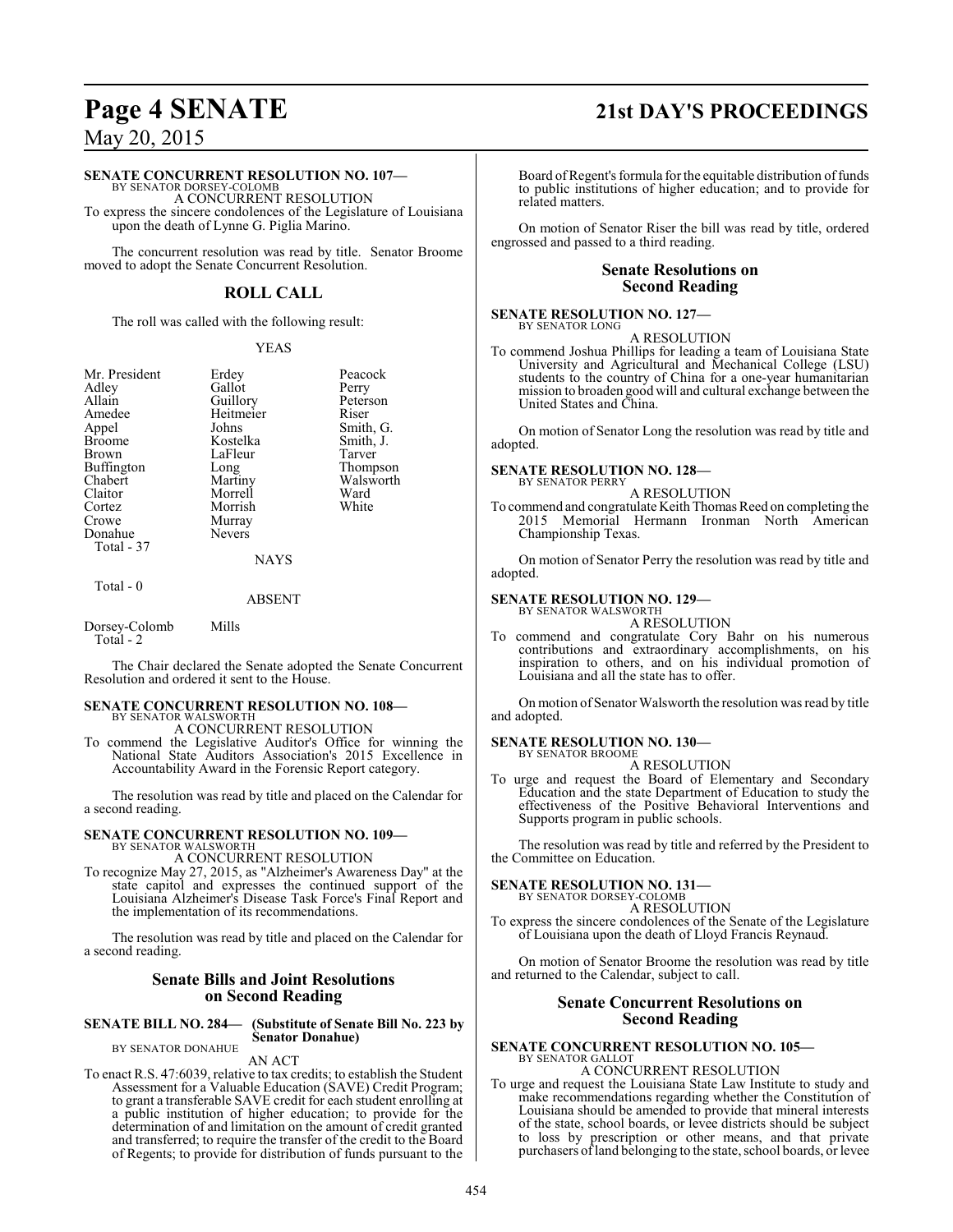**SENATE CONCURRENT RESOLUTION NO. 107—**
BY SENATOR DORSEY-COLOMB

A CONCURRENT RESOLUTION

To express the sincere condolences of the Legislature of Louisiana upon the death of Lynne G. Piglia Marino.

The concurrent resolution was read by title. Senator Broome moved to adopt the Senate Concurrent Resolution.

## ROLL CALL

The roll was called with the following result:

YEAS

| | | |
|---|---|---|
| Mr. President | Erdey | Peacock |
| Adley | Gallot | Perry |
| Allain | Guillory | Peterson |
| Amedee | Heitmeier | Riser |
| Appel | Johns | Smith, G. |
| Broome | Kostelka | Smith, J. |
| Brown | LaFleur | Tarver |
| Buffington | Long | Thompson |
| Chabert | Martiny | Walsworth |
| Claitor | Morrell | Ward |
| Cortez | Morrish | White |
| Crowe | Murray | |
| Donahue | Nevers | |

Total - 37

NAYS

Total - 0

ABSENT

Dorsey-Colomb Mills
Total - 2

The Chair declared the Senate adopted the Senate Concurrent Resolution and ordered it sent to the House.

**SENATE CONCURRENT RESOLUTION NO. 108—**
BY SENATOR WALSWORTH

A CONCURRENT RESOLUTION

To commend the Legislative Auditor's Office for winning the National State Auditors Association's 2015 Excellence in Accountability Award in the Forensic Report category.

The resolution was read by title and placed on the Calendar for a second reading.

**SENATE CONCURRENT RESOLUTION NO. 109—**
BY SENATOR WALSWORTH

A CONCURRENT RESOLUTION

To recognize May 27, 2015, as "Alzheimer's Awareness Day" at the state capitol and expresses the continued support of the Louisiana Alzheimer's Disease Task Force's Final Report and the implementation of its recommendations.

The resolution was read by title and placed on the Calendar for a second reading.

## Senate Bills and Joint Resolutions on Second Reading

**SENATE BILL NO. 284— (Substitute of Senate Bill No. 223 by Senator Donahue)**
BY SENATOR DONAHUE

AN ACT

To enact R.S. 47:6039, relative to tax credits; to establish the Student Assessment for a Valuable Education (SAVE) Credit Program; to grant a transferable SAVE credit for each student enrolling at a public institution of higher education; to provide for the determination of and limitation on the amount of credit granted and transferred; to require the transfer of the credit to the Board of Regents; to provide for distribution of funds pursuant to the Board of Regent's formula for the equitable distribution of funds to public institutions of higher education; and to provide for related matters.

On motion of Senator Riser the bill was read by title, ordered engrossed and passed to a third reading.

## Senate Resolutions on Second Reading

**SENATE RESOLUTION NO. 127—**
BY SENATOR LONG

A RESOLUTION

To commend Joshua Phillips for leading a team of Louisiana State University and Agricultural and Mechanical College (LSU) students to the country of China for a one-year humanitarian mission to broaden good will and cultural exchange between the United States and China.

On motion of Senator Long the resolution was read by title and adopted.

**SENATE RESOLUTION NO. 128—**
BY SENATOR PERRY

A RESOLUTION

To commend and congratulate Keith Thomas Reed on completing the 2015 Memorial Hermann Ironman North American Championship Texas.

On motion of Senator Perry the resolution was read by title and adopted.

**SENATE RESOLUTION NO. 129—**
BY SENATOR WALSWORTH

A RESOLUTION

To commend and congratulate Cory Bahr on his numerous contributions and extraordinary accomplishments, on his inspiration to others, and on his individual promotion of Louisiana and all the state has to offer.

On motion of Senator Walsworth the resolution was read by title and adopted.

**SENATE RESOLUTION NO. 130—**
BY SENATOR BROOME

A RESOLUTION

To urge and request the Board of Elementary and Secondary Education and the state Department of Education to study the effectiveness of the Positive Behavioral Interventions and Supports program in public schools.

The resolution was read by title and referred by the President to the Committee on Education.

**SENATE RESOLUTION NO. 131—**
BY SENATOR DORSEY-COLOMB

A RESOLUTION

To express the sincere condolences of the Senate of the Legislature of Louisiana upon the death of Lloyd Francis Reynaud.

On motion of Senator Broome the resolution was read by title and returned to the Calendar, subject to call.

## Senate Concurrent Resolutions on Second Reading

**SENATE CONCURRENT RESOLUTION NO. 105—**
BY SENATOR GALLOT

A CONCURRENT RESOLUTION

To urge and request the Louisiana State Law Institute to study and make recommendations regarding whether the Constitution of Louisiana should be amended to provide that mineral interests of the state, school boards, or levee districts should be subject to loss by prescription or other means, and that private purchasers of land belonging to the state, school boards, or levee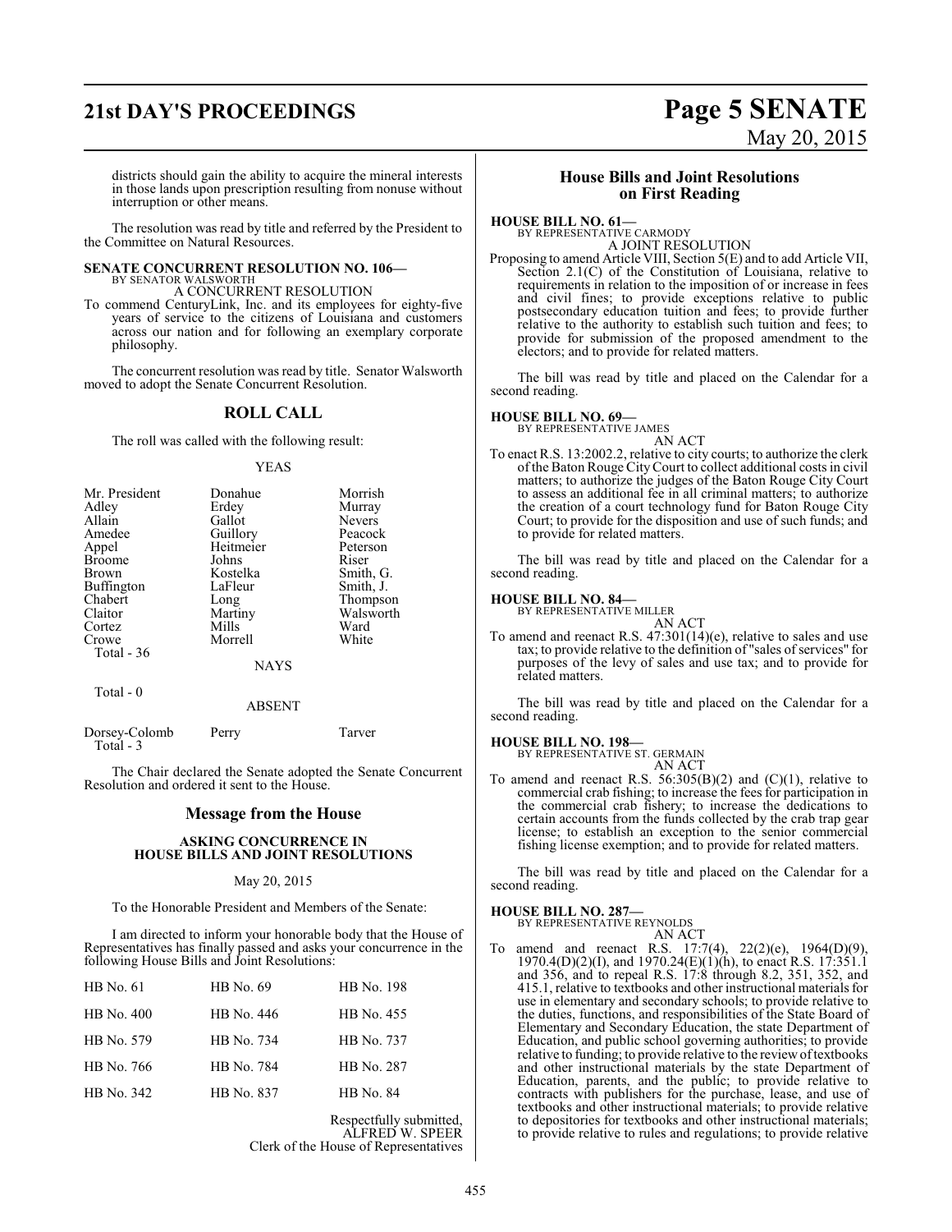districts should gain the ability to acquire the mineral interests in those lands upon prescription resulting from nonuse without interruption or other means.

The resolution was read by title and referred by the President to the Committee on Natural Resources.

**SENATE CONCURRENT RESOLUTION NO. 106—**
BY SENATOR WALSWORTH
A CONCURRENT RESOLUTION

To commend CenturyLink, Inc. and its employees for eighty-five years of service to the citizens of Louisiana and customers across our nation and for following an exemplary corporate philosophy.

The concurrent resolution was read by title. Senator Walsworth moved to adopt the Senate Concurrent Resolution.

## ROLL CALL

The roll was called with the following result:

YEAS

| | | |
|---|---|---|
| Mr. President | Donahue | Morrish |
| Adley | Erdey | Murray |
| Allain | Gallot | Nevers |
| Amedee | Guillory | Peacock |
| Appel | Heitmeier | Peterson |
| Broome | Johns | Riser |
| Brown | Kostelka | Smith, G. |
| Buffington | LaFleur | Smith, J. |
| Chabert | Long | Thompson |
| Claitor | Martiny | Walsworth |
| Cortez | Mills | Ward |
| Crowe | Morrell | White |

Total - 36

NAYS

Total - 0

ABSENT

| | | |
|---|---|---|
| Dorsey-Colomb | Perry | Tarver |

Total - 3

The Chair declared the Senate adopted the Senate Concurrent Resolution and ordered it sent to the House.

## Message from the House

**ASKING CONCURRENCE IN HOUSE BILLS AND JOINT RESOLUTIONS**

May 20, 2015

To the Honorable President and Members of the Senate:

I am directed to inform your honorable body that the House of Representatives has finally passed and asks your concurrence in the following House Bills and Joint Resolutions:

| | | |
|---|---|---|
| HB No. 61 | HB No. 69 | HB No. 198 |
| HB No. 400 | HB No. 446 | HB No. 455 |
| HB No. 579 | HB No. 734 | HB No. 737 |
| HB No. 766 | HB No. 784 | HB No. 287 |
| HB No. 342 | HB No. 837 | HB No. 84 |

Respectfully submitted,
ALFRED W. SPEER
Clerk of the House of Representatives

## House Bills and Joint Resolutions on First Reading

**HOUSE BILL NO. 61—**
BY REPRESENTATIVE CARMODY
A JOINT RESOLUTION

Proposing to amend Article VIII, Section 5(E) and to add Article VII, Section 2.1(C) of the Constitution of Louisiana, relative to requirements in relation to the imposition of or increase in fees and civil fines; to provide exceptions relative to public postsecondary education tuition and fees; to provide further relative to the authority to establish such tuition and fees; to provide for submission of the proposed amendment to the electors; and to provide for related matters.

The bill was read by title and placed on the Calendar for a second reading.

**HOUSE BILL NO. 69—**
BY REPRESENTATIVE JAMES
AN ACT

To enact R.S. 13:2002.2, relative to city courts; to authorize the clerk of the Baton Rouge City Court to collect additional costs in civil matters; to authorize the judges of the Baton Rouge City Court to assess an additional fee in all criminal matters; to authorize the creation of a court technology fund for Baton Rouge City Court; to provide for the disposition and use of such funds; and to provide for related matters.

The bill was read by title and placed on the Calendar for a second reading.

**HOUSE BILL NO. 84—**
BY REPRESENTATIVE MILLER
AN ACT

To amend and reenact R.S. 47:301(14)(e), relative to sales and use tax; to provide relative to the definition of "sales of services" for purposes of the levy of sales and use tax; and to provide for related matters.

The bill was read by title and placed on the Calendar for a second reading.

**HOUSE BILL NO. 198—**
BY REPRESENTATIVE ST. GERMAIN
AN ACT

To amend and reenact R.S. 56:305(B)(2) and (C)(1), relative to commercial crab fishing; to increase the fees for participation in the commercial crab fishery; to increase the dedications to certain accounts from the funds collected by the crab trap gear license; to establish an exception to the senior commercial fishing license exemption; and to provide for related matters.

The bill was read by title and placed on the Calendar for a second reading.

**HOUSE BILL NO. 287—**
BY REPRESENTATIVE REYNOLDS
AN ACT

To amend and reenact R.S. 17:7(4), 22(2)(e), 1964(D)(9), 1970.4(D)(2)(I), and 1970.24(E)(1)(h), to enact R.S. 17:351.1 and 356, and to repeal R.S. 17:8 through 8.2, 351, 352, and 415.1, relative to textbooks and other instructional materials for use in elementary and secondary schools; to provide relative to the duties, functions, and responsibilities of the State Board of Elementary and Secondary Education, the state Department of Education, and public school governing authorities; to provide relative to funding; to provide relative to the review of textbooks and other instructional materials by the state Department of Education, parents, and the public; to provide relative to contracts with publishers for the purchase, lease, and use of textbooks and other instructional materials; to provide relative to depositories for textbooks and other instructional materials; to provide relative to rules and regulations; to provide relative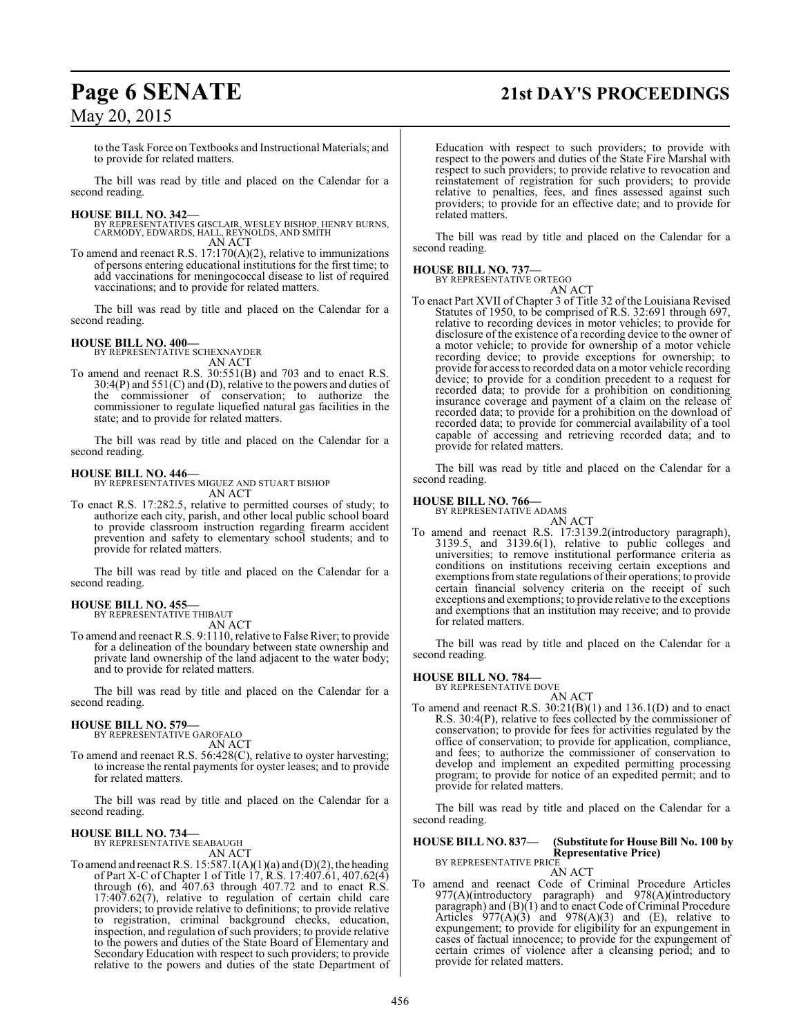to the Task Force on Textbooks and Instructional Materials; and to provide for related matters.

The bill was read by title and placed on the Calendar for a second reading.

**HOUSE BILL NO. 342—**
BY REPRESENTATIVES GISCLAIR, WESLEY BISHOP, HENRY BURNS, CARMODY, EDWARDS, HALL, REYNOLDS, AND SMITH
AN ACT

To amend and reenact R.S. 17:170(A)(2), relative to immunizations of persons entering educational institutions for the first time; to add vaccinations for meningococcal disease to list of required vaccinations; and to provide for related matters.

The bill was read by title and placed on the Calendar for a second reading.

**HOUSE BILL NO. 400—**
BY REPRESENTATIVE SCHEXNAYDER
AN ACT

To amend and reenact R.S. 30:551(B) and 703 and to enact R.S. 30:4(P) and 551(C) and (D), relative to the powers and duties of the commissioner of conservation; to authorize the commissioner to regulate liquefied natural gas facilities in the state; and to provide for related matters.

The bill was read by title and placed on the Calendar for a second reading.

**HOUSE BILL NO. 446—**
BY REPRESENTATIVES MIGUEZ AND STUART BISHOP
AN ACT

To enact R.S. 17:282.5, relative to permitted courses of study; to authorize each city, parish, and other local public school board to provide classroom instruction regarding firearm accident prevention and safety to elementary school students; and to provide for related matters.

The bill was read by title and placed on the Calendar for a second reading.

**HOUSE BILL NO. 455—**
BY REPRESENTATIVE THIBAUT
AN ACT

To amend and reenact R.S. 9:1110, relative to False River; to provide for a delineation of the boundary between state ownership and private land ownership of the land adjacent to the water body; and to provide for related matters.

The bill was read by title and placed on the Calendar for a second reading.

**HOUSE BILL NO. 579—**
BY REPRESENTATIVE GAROFALO
AN ACT

To amend and reenact R.S. 56:428(C), relative to oyster harvesting; to increase the rental payments for oyster leases; and to provide for related matters.

The bill was read by title and placed on the Calendar for a second reading.

**HOUSE BILL NO. 734—**
BY REPRESENTATIVE SEABAUGH
AN ACT

To amend and reenact R.S. 15:587.1(A)(1)(a) and (D)(2), the heading of Part X-C of Chapter 1 of Title 17, R.S. 17:407.61, 407.62(4) through (6), and 407.63 through 407.72 and to enact R.S. 17:407.62(7), relative to regulation of certain child care providers; to provide relative to definitions; to provide relative to registration, criminal background checks, education, inspection, and regulation of such providers; to provide relative to the powers and duties of the State Board of Elementary and Secondary Education with respect to such providers; to provide relative to the powers and duties of the state Department of Education with respect to such providers; to provide with respect to the powers and duties of the State Fire Marshal with respect to such providers; to provide relative to revocation and reinstatement of registration for such providers; to provide relative to penalties, fees, and fines assessed against such providers; to provide for an effective date; and to provide for related matters.

The bill was read by title and placed on the Calendar for a second reading.

**HOUSE BILL NO. 737—**
BY REPRESENTATIVE ORTEGO
AN ACT

To enact Part XVII of Chapter 3 of Title 32 of the Louisiana Revised Statutes of 1950, to be comprised of R.S. 32:691 through 697, relative to recording devices in motor vehicles; to provide for disclosure of the existence of a recording device to the owner of a motor vehicle; to provide for ownership of a motor vehicle recording device; to provide exceptions for ownership; to provide for access to recorded data on a motor vehicle recording device; to provide for a condition precedent to a request for recorded data; to provide for a prohibition on conditioning insurance coverage and payment of a claim on the release of recorded data; to provide for a prohibition on the download of recorded data; to provide for commercial availability of a tool capable of accessing and retrieving recorded data; and to provide for related matters.

The bill was read by title and placed on the Calendar for a second reading.

**HOUSE BILL NO. 766—**
BY REPRESENTATIVE ADAMS
AN ACT

To amend and reenact R.S. 17:3139.2(introductory paragraph), 3139.5, and 3139.6(1), relative to public colleges and universities; to remove institutional performance criteria as conditions on institutions receiving certain exceptions and exemptions from state regulations of their operations; to provide certain financial solvency criteria on the receipt of such exceptions and exemptions; to provide relative to the exceptions and exemptions that an institution may receive; and to provide for related matters.

The bill was read by title and placed on the Calendar for a second reading.

**HOUSE BILL NO. 784—**
BY REPRESENTATIVE DOVE
AN ACT

To amend and reenact R.S. 30:21(B)(1) and 136.1(D) and to enact R.S. 30:4(P), relative to fees collected by the commissioner of conservation; to provide for fees for activities regulated by the office of conservation; to provide for application, compliance, and fees; to authorize the commissioner of conservation to develop and implement an expedited permitting processing program; to provide for notice of an expedited permit; and to provide for related matters.

The bill was read by title and placed on the Calendar for a second reading.

**HOUSE BILL NO. 837— (Substitute for House Bill No. 100 by Representative Price)**
BY REPRESENTATIVE PRICE
AN ACT

To amend and reenact Code of Criminal Procedure Articles 977(A)(introductory paragraph) and 978(A)(introductory paragraph) and (B)(1) and to enact Code of Criminal Procedure Articles 977(A)(3) and 978(A)(3) and (E), relative to expungement; to provide for eligibility for an expungement in cases of factual innocence; to provide for the expungement of certain crimes of violence after a cleansing period; and to provide for related matters.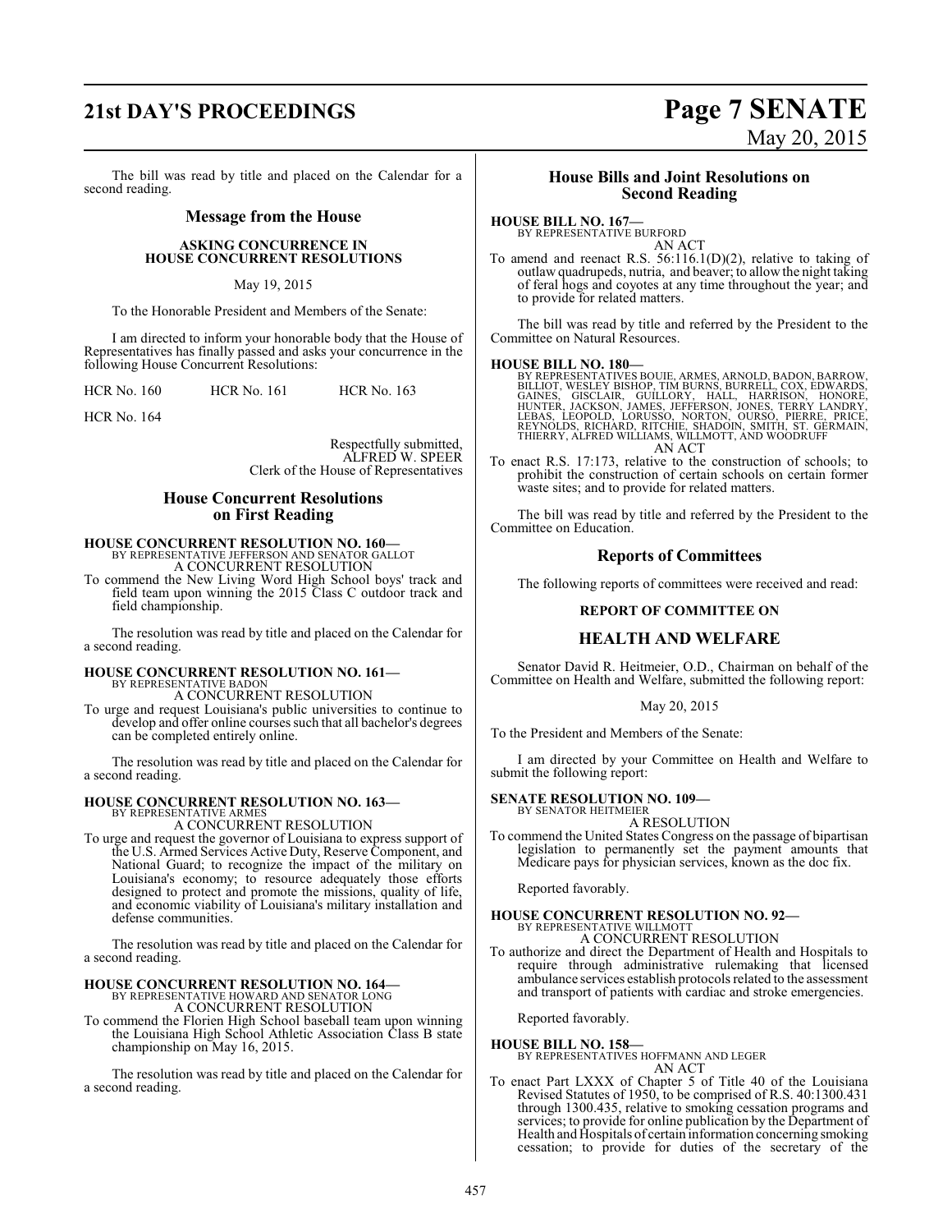The bill was read by title and placed on the Calendar for a second reading.

## Message from the House

**ASKING CONCURRENCE IN HOUSE CONCURRENT RESOLUTIONS**

May 19, 2015

To the Honorable President and Members of the Senate:

I am directed to inform your honorable body that the House of Representatives has finally passed and asks your concurrence in the following House Concurrent Resolutions:

HCR No. 160 HCR No. 161 HCR No. 163

HCR No. 164

Respectfully submitted,
ALFRED W. SPEER
Clerk of the House of Representatives

## House Concurrent Resolutions on First Reading

**HOUSE CONCURRENT RESOLUTION NO. 160—**
BY REPRESENTATIVE JEFFERSON AND SENATOR GALLOT
A CONCURRENT RESOLUTION

To commend the New Living Word High School boys' track and field team upon winning the 2015 Class C outdoor track and field championship.

The resolution was read by title and placed on the Calendar for a second reading.

**HOUSE CONCURRENT RESOLUTION NO. 161—**
BY REPRESENTATIVE BADON
A CONCURRENT RESOLUTION

To urge and request Louisiana's public universities to continue to develop and offer online courses such that all bachelor's degrees can be completed entirely online.

The resolution was read by title and placed on the Calendar for a second reading.

**HOUSE CONCURRENT RESOLUTION NO. 163—**
BY REPRESENTATIVE ARMES
A CONCURRENT RESOLUTION

To urge and request the governor of Louisiana to express support of the U.S. Armed Services Active Duty, Reserve Component, and National Guard; to recognize the impact of the military on Louisiana's economy; to resource adequately those efforts designed to protect and promote the missions, quality of life, and economic viability of Louisiana's military installation and defense communities.

The resolution was read by title and placed on the Calendar for a second reading.

**HOUSE CONCURRENT RESOLUTION NO. 164—**
BY REPRESENTATIVE HOWARD AND SENATOR LONG
A CONCURRENT RESOLUTION

To commend the Florien High School baseball team upon winning the Louisiana High School Athletic Association Class B state championship on May 16, 2015.

The resolution was read by title and placed on the Calendar for a second reading.

## House Bills and Joint Resolutions on Second Reading

**HOUSE BILL NO. 167—**
BY REPRESENTATIVE BURFORD
AN ACT

To amend and reenact R.S. 56:116.1(D)(2), relative to taking of outlaw quadrupeds, nutria, and beaver; to allow the night taking of feral hogs and coyotes at any time throughout the year; and to provide for related matters.

The bill was read by title and referred by the President to the Committee on Natural Resources.

**HOUSE BILL NO. 180—**
BY REPRESENTATIVES BOUIE, ARMES, ARNOLD, BADON, BARROW, BILLIOT, WESLEY BISHOP, TIM BURNS, BURRELL, COX, EDWARDS, GAINES, GISCLAIR, GUILLORY, HALL, HARRISON, HONORE, HUNTER, JACKSON, JAMES, JEFFERSON, JONES, TERRY LANDRY, LEBAS, LEOPOLD, LORUSSO, NORTON, OURSO, PIERRE, PRICE, REYNOLDS, RICHARD, RITCHIE, SHADOIN, SMITH, ST. GERMAIN, THIERRY, ALFRED WILLIAMS, WILLMOTT, AND WOODRUFF
AN ACT

To enact R.S. 17:173, relative to the construction of schools; to prohibit the construction of certain schools on certain former waste sites; and to provide for related matters.

The bill was read by title and referred by the President to the Committee on Education.

## Reports of Committees

The following reports of committees were received and read:

**REPORT OF COMMITTEE ON**

## HEALTH AND WELFARE

Senator David R. Heitmeier, O.D., Chairman on behalf of the Committee on Health and Welfare, submitted the following report:

May 20, 2015

To the President and Members of the Senate:

I am directed by your Committee on Health and Welfare to submit the following report:

**SENATE RESOLUTION NO. 109—**
BY SENATOR HEITMEIER
A RESOLUTION

To commend the United States Congress on the passage of bipartisan legislation to permanently set the payment amounts that Medicare pays for physician services, known as the doc fix.

Reported favorably.

**HOUSE CONCURRENT RESOLUTION NO. 92—**
BY REPRESENTATIVE WILLMOTT
A CONCURRENT RESOLUTION

To authorize and direct the Department of Health and Hospitals to require through administrative rulemaking that licensed ambulance services establish protocols related to the assessment and transport of patients with cardiac and stroke emergencies.

Reported favorably.

**HOUSE BILL NO. 158—**
BY REPRESENTATIVES HOFFMANN AND LEGER
AN ACT

To enact Part LXXX of Chapter 5 of Title 40 of the Louisiana Revised Statutes of 1950, to be comprised of R.S. 40:1300.431 through 1300.435, relative to smoking cessation programs and services; to provide for online publication by the Department of Health and Hospitals of certain information concerning smoking cessation; to provide for duties of the secretary of the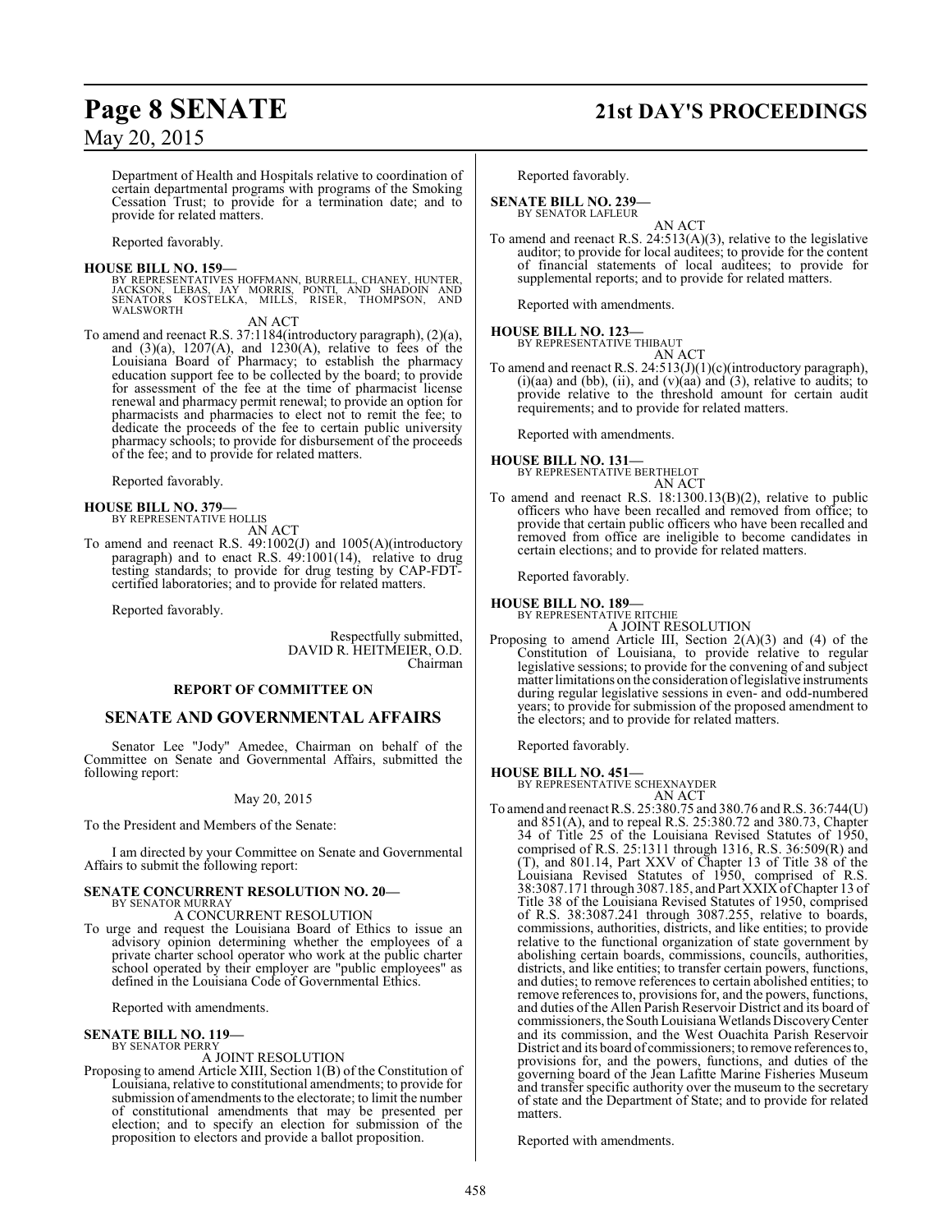Department of Health and Hospitals relative to coordination of certain departmental programs with programs of the Smoking Cessation Trust; to provide for a termination date; and to provide for related matters.

Reported favorably.

**HOUSE BILL NO. 159—**
BY REPRESENTATIVES HOFFMANN, BURRELL, CHANEY, HUNTER, JACKSON, LEBAS, JAY MORRIS, PONTI, AND SHADOIN AND SENATORS KOSTELKA, MILLS, RISER, THOMPSON, AND WALSWORTH

AN ACT

To amend and reenact R.S. 37:1184(introductory paragraph), (2)(a), and (3)(a), 1207(A), and 1230(A), relative to fees of the Louisiana Board of Pharmacy; to establish the pharmacy education support fee to be collected by the board; to provide for assessment of the fee at the time of pharmacist license renewal and pharmacy permit renewal; to provide an option for pharmacists and pharmacies to elect not to remit the fee; to dedicate the proceeds of the fee to certain public university pharmacy schools; to provide for disbursement of the proceeds of the fee; and to provide for related matters.

Reported favorably.

**HOUSE BILL NO. 379—**
BY REPRESENTATIVE HOLLIS

AN ACT

To amend and reenact R.S. 49:1002(J) and 1005(A)(introductory paragraph) and to enact R.S. 49:1001(14), relative to drug testing standards; to provide for drug testing by CAP-FDT-certified laboratories; and to provide for related matters.

Reported favorably.

Respectfully submitted,
DAVID R. HEITMEIER, O.D.
Chairman

**REPORT OF COMMITTEE ON**

## SENATE AND GOVERNMENTAL AFFAIRS

Senator Lee "Jody" Amedee, Chairman on behalf of the Committee on Senate and Governmental Affairs, submitted the following report:

May 20, 2015

To the President and Members of the Senate:

I am directed by your Committee on Senate and Governmental Affairs to submit the following report:

**SENATE CONCURRENT RESOLUTION NO. 20—**
BY SENATOR MURRAY

A CONCURRENT RESOLUTION

To urge and request the Louisiana Board of Ethics to issue an advisory opinion determining whether the employees of a private charter school operator who work at the public charter school operated by their employer are "public employees" as defined in the Louisiana Code of Governmental Ethics.

Reported with amendments.

**SENATE BILL NO. 119—**
BY SENATOR PERRY

A JOINT RESOLUTION

Proposing to amend Article XIII, Section 1(B) of the Constitution of Louisiana, relative to constitutional amendments; to provide for submission of amendments to the electorate; to limit the number of constitutional amendments that may be presented per election; and to specify an election for submission of the proposition to electors and provide a ballot proposition.

Reported favorably.

**SENATE BILL NO. 239—**
BY SENATOR LAFLEUR

AN ACT

To amend and reenact R.S. 24:513(A)(3), relative to the legislative auditor; to provide for local auditees; to provide for the content of financial statements of local auditees; to provide for supplemental reports; and to provide for related matters.

Reported with amendments.

**HOUSE BILL NO. 123—**
BY REPRESENTATIVE THIBAUT

AN ACT

To amend and reenact R.S. 24:513(J)(1)(c)(introductory paragraph), (i)(aa) and (bb), (ii), and (v)(aa) and (3), relative to audits; to provide relative to the threshold amount for certain audit requirements; and to provide for related matters.

Reported with amendments.

**HOUSE BILL NO. 131—**
BY REPRESENTATIVE BERTHELOT

AN ACT

To amend and reenact R.S. 18:1300.13(B)(2), relative to public officers who have been recalled and removed from office; to provide that certain public officers who have been recalled and removed from office are ineligible to become candidates in certain elections; and to provide for related matters.

Reported favorably.

**HOUSE BILL NO. 189—**
BY REPRESENTATIVE RITCHIE

A JOINT RESOLUTION

Proposing to amend Article III, Section 2(A)(3) and (4) of the Constitution of Louisiana, to provide relative to regular legislative sessions; to provide for the convening of and subject matter limitations on the consideration of legislative instruments during regular legislative sessions in even- and odd-numbered years; to provide for submission of the proposed amendment to the electors; and to provide for related matters.

Reported favorably.

**HOUSE BILL NO. 451—**
BY REPRESENTATIVE SCHEXNAYDER

AN ACT

To amend and reenact R.S. 25:380.75 and 380.76 and R.S. 36:744(U) and 851(A), and to repeal R.S. 25:380.72 and 380.73, Chapter 34 of Title 25 of the Louisiana Revised Statutes of 1950, comprised of R.S. 25:1311 through 1316, R.S. 36:509(R) and (T), and 801.14, Part XXV of Chapter 13 of Title 38 of the Louisiana Revised Statutes of 1950, comprised of R.S. 38:3087.171 through 3087.185, and Part XXIX of Chapter 13 of Title 38 of the Louisiana Revised Statutes of 1950, comprised of R.S. 38:3087.241 through 3087.255, relative to boards, commissions, authorities, districts, and like entities; to provide relative to the functional organization of state government by abolishing certain boards, commissions, councils, authorities, districts, and like entities; to transfer certain powers, functions, and duties; to remove references to certain abolished entities; to remove references to, provisions for, and the powers, functions, and duties of the Allen Parish Reservoir District and its board of commissioners, the South Louisiana Wetlands Discovery Center and its commission, and the West Ouachita Parish Reservoir District and its board of commissioners; to remove references to, provisions for, and the powers, functions, and duties of the governing board of the Jean Lafitte Marine Fisheries Museum and transfer specific authority over the museum to the secretary of state and the Department of State; and to provide for related matters.

Reported with amendments.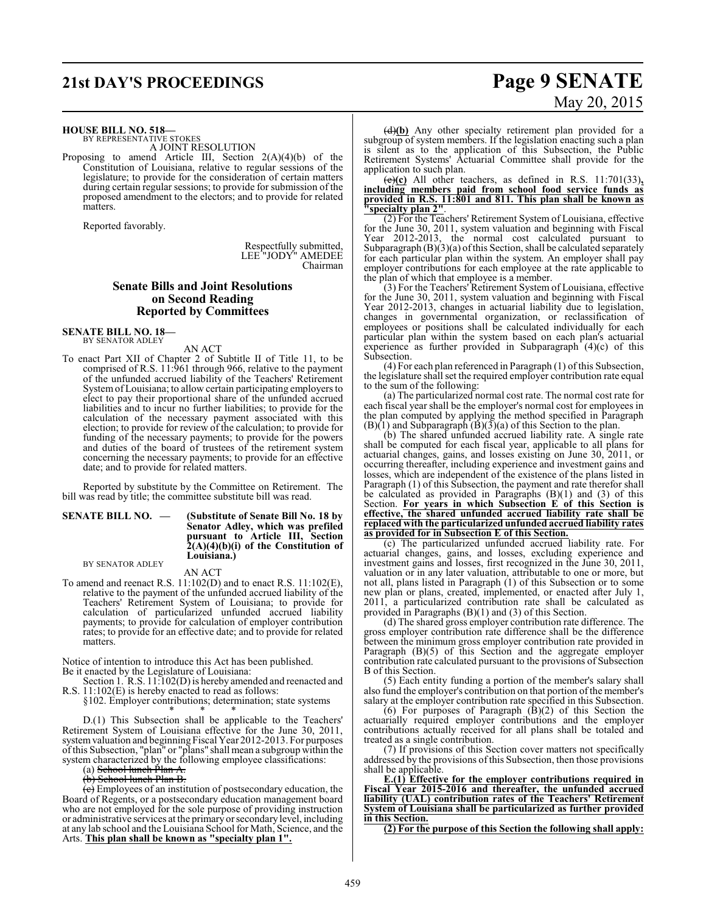**HOUSE BILL NO. 518—**
BY REPRESENTATIVE STOKES

A JOINT RESOLUTION

Proposing to amend Article III, Section 2(A)(4)(b) of the Constitution of Louisiana, relative to regular sessions of the legislature; to provide for the consideration of certain matters during certain regular sessions; to provide for submission of the proposed amendment to the electors; and to provide for related matters.

Reported favorably.

Respectfully submitted,
LEE "JODY" AMEDEE
Chairman

## Senate Bills and Joint Resolutions on Second Reading Reported by Committees

**SENATE BILL NO. 18—**
BY SENATOR ADLEY

AN ACT

To enact Part XII of Chapter 2 of Subtitle II of Title 11, to be comprised of R.S. 11:961 through 966, relative to the payment of the unfunded accrued liability of the Teachers' Retirement System of Louisiana; to allow certain participating employers to elect to pay their proportional share of the unfunded accrued liabilities and to incur no further liabilities; to provide for the calculation of the necessary payment associated with this election; to provide for review of the calculation; to provide for funding of the necessary payments; to provide for the powers and duties of the board of trustees of the retirement system concerning the necessary payments; to provide for an effective date; and to provide for related matters.

Reported by substitute by the Committee on Retirement. The bill was read by title; the committee substitute bill was read.

**SENATE BILL NO. — (Substitute of Senate Bill No. 18 by Senator Adley, which was prefiled pursuant to Article III, Section 2(A)(4)(b)(i) of the Constitution of Louisiana.)**
BY SENATOR ADLEY

AN ACT

To amend and reenact R.S. 11:102(D) and to enact R.S. 11:102(E), relative to the payment of the unfunded accrued liability of the Teachers' Retirement System of Louisiana; to provide for calculation of particularized unfunded accrued liability payments; to provide for calculation of employer contribution rates; to provide for an effective date; and to provide for related matters.

Notice of intention to introduce this Act has been published.
Be it enacted by the Legislature of Louisiana:

Section 1. R.S. 11:102(D) is hereby amended and reenacted and R.S. 11:102(E) is hereby enacted to read as follows:

§102. Employer contributions; determination; state systems

\* \* \*

D.(1) This Subsection shall be applicable to the Teachers' Retirement System of Louisiana effective for the June 30, 2011, system valuation and beginning Fiscal Year 2012-2013. For purposes of this Subsection, "plan" or "plans" shall mean a subgroup within the system characterized by the following employee classifications:

~~(a) School lunch Plan A.~~

~~(b) School lunch Plan B.~~

~~(c)~~**(a)** Employees of an institution of postsecondary education, the Board of Regents, or a postsecondary education management board who are not employed for the sole purpose of providing instruction or administrative services at the primary or secondary level, including at any lab school and the Louisiana School for Math, Science, and the Arts. **This plan shall be known as "specialty plan 1".**

~~(d)~~**(b)** Any other specialty retirement plan provided for a subgroup of system members. If the legislation enacting such a plan is silent as to the application of this Subsection, the Public Retirement Systems' Actuarial Committee shall provide for the application to such plan.

~~(e)~~**(c)** All other teachers, as defined in R.S. 11:701(33)**, including members paid from school food service funds as provided in R.S. 11:801 and 811. This plan shall be known as "specialty plan 2"**.

(2) For the Teachers' Retirement System of Louisiana, effective for the June 30, 2011, system valuation and beginning with Fiscal Year 2012-2013, the normal cost calculated pursuant to Subparagraph (B)(3)(a) of this Section, shall be calculated separately for each particular plan within the system. An employer shall pay employer contributions for each employee at the rate applicable to the plan of which that employee is a member.

(3) For the Teachers' Retirement System of Louisiana, effective for the June 30, 2011, system valuation and beginning with Fiscal Year 2012-2013, changes in actuarial liability due to legislation, changes in governmental organization, or reclassification of employees or positions shall be calculated individually for each particular plan within the system based on each plan's actuarial experience as further provided in Subparagraph (4)(c) of this Subsection.

(4) For each plan referenced in Paragraph (1) of this Subsection, the legislature shall set the required employer contribution rate equal to the sum of the following:

(a) The particularized normal cost rate. The normal cost rate for each fiscal year shall be the employer's normal cost for employees in the plan computed by applying the method specified in Paragraph (B)(1) and Subparagraph (B)(3)(a) of this Section to the plan.

(b) The shared unfunded accrued liability rate. A single rate shall be computed for each fiscal year, applicable to all plans for actuarial changes, gains, and losses existing on June 30, 2011, or occurring thereafter, including experience and investment gains and losses, which are independent of the existence of the plans listed in Paragraph (1) of this Subsection, the payment and rate therefor shall be calculated as provided in Paragraphs (B)(1) and (3) of this Section. **For years in which Subsection E of this Section is effective, the shared unfunded accrued liability rate shall be replaced with the particularized unfunded accrued liability rates as provided for in Subsection E of this Section.**

(c) The particularized unfunded accrued liability rate. For actuarial changes, gains, and losses, excluding experience and investment gains and losses, first recognized in the June 30, 2011, valuation or in any later valuation, attributable to one or more, but not all, plans listed in Paragraph (1) of this Subsection or to some new plan or plans, created, implemented, or enacted after July 1, 2011, a particularized contribution rate shall be calculated as provided in Paragraphs (B)(1) and (3) of this Section.

(d) The shared gross employer contribution rate difference. The gross employer contribution rate difference shall be the difference between the minimum gross employer contribution rate provided in Paragraph (B)(5) of this Section and the aggregate employer contribution rate calculated pursuant to the provisions of Subsection B of this Section.

(5) Each entity funding a portion of the member's salary shall also fund the employer's contribution on that portion of the member's salary at the employer contribution rate specified in this Subsection.

(6) For purposes of Paragraph (B)(2) of this Section the actuarially required employer contributions and the employer contributions actually received for all plans shall be totaled and treated as a single contribution.

(7) If provisions of this Section cover matters not specifically addressed by the provisions of this Subsection, then those provisions shall be applicable.

**E.(1) Effective for the employer contributions required in Fiscal Year 2015-2016 and thereafter, the unfunded accrued liability (UAL) contribution rates of the Teachers' Retirement System of Louisiana shall be particularized as further provided in this Section.**

**(2) For the purpose of this Section the following shall apply:**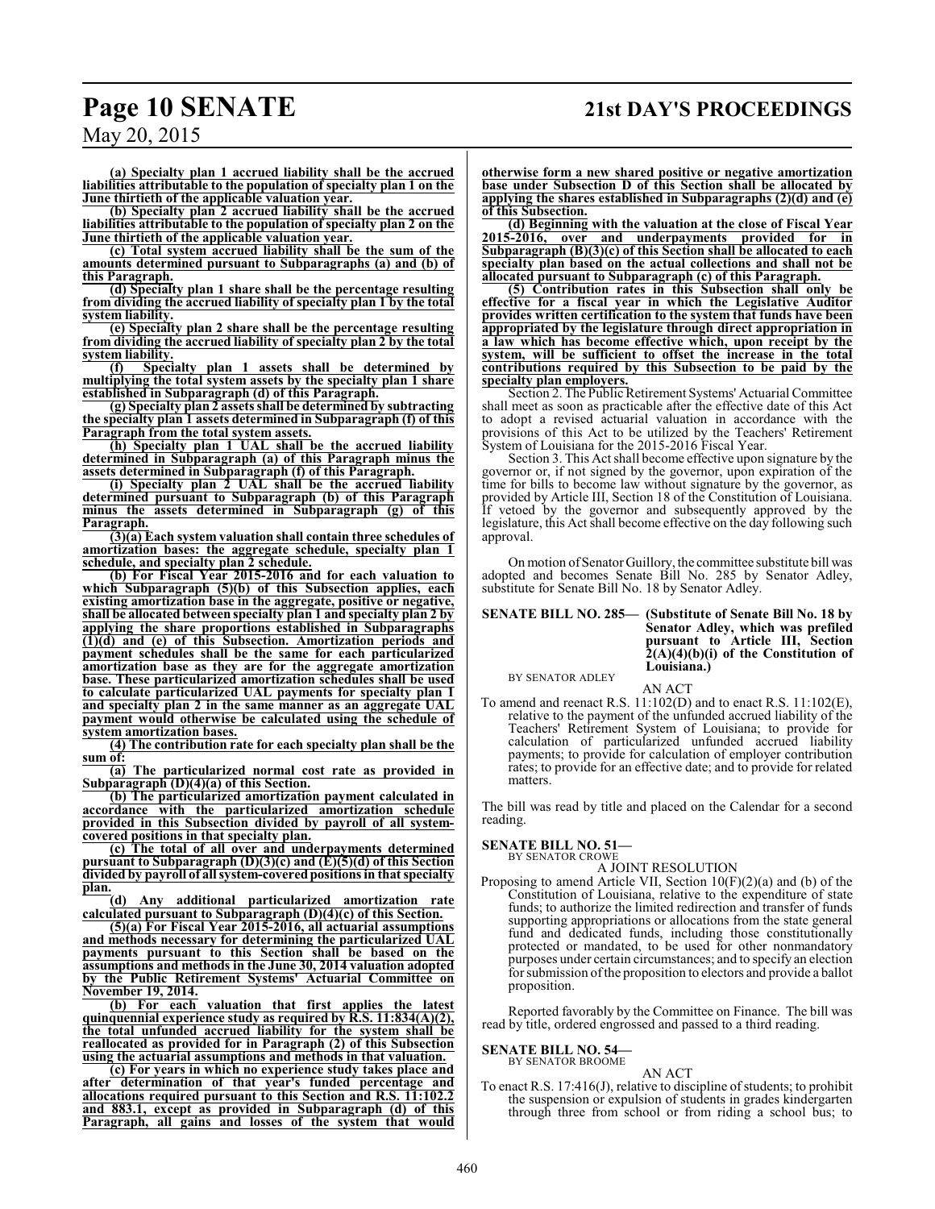**(a) Specialty plan 1 accrued liability shall be the accrued liabilities attributable to the population of specialty plan 1 on the June thirtieth of the applicable valuation year.**

**(b) Specialty plan 2 accrued liability shall be the accrued liabilities attributable to the population of specialty plan 2 on the June thirtieth of the applicable valuation year.**

**(c) Total system accrued liability shall be the sum of the amounts determined pursuant to Subparagraphs (a) and (b) of this Paragraph.**

**(d) Specialty plan 1 share shall be the percentage resulting from dividing the accrued liability of specialty plan 1 by the total system liability.**

**(e) Specialty plan 2 share shall be the percentage resulting from dividing the accrued liability of specialty plan 2 by the total system liability.**

**(f) Specialty plan 1 assets shall be determined by multiplying the total system assets by the specialty plan 1 share established in Subparagraph (d) of this Paragraph.**

**(g) Specialty plan 2 assets shall be determined by subtracting the specialty plan 1 assets determined in Subparagraph (f) of this Paragraph from the total system assets.**

**(h) Specialty plan 1 UAL shall be the accrued liability determined in Subparagraph (a) of this Paragraph minus the assets determined in Subparagraph (f) of this Paragraph.**

**(i) Specialty plan 2 UAL shall be the accrued liability determined pursuant to Subparagraph (b) of this Paragraph minus the assets determined in Subparagraph (g) of this Paragraph.**

**(3)(a) Each system valuation shall contain three schedules of amortization bases: the aggregate schedule, specialty plan 1 schedule, and specialty plan 2 schedule.**

**(b) For Fiscal Year 2015-2016 and for each valuation to which Subparagraph (5)(b) of this Subsection applies, each existing amortization base in the aggregate, positive or negative, shall be allocated between specialty plan 1 and specialty plan 2 by applying the share proportions established in Subparagraphs (1)(d) and (e) of this Subsection. Amortization periods and payment schedules shall be the same for each particularized amortization base as they are for the aggregate amortization base. These particularized amortization schedules shall be used to calculate particularized UAL payments for specialty plan 1 and specialty plan 2 in the same manner as an aggregate UAL payment would otherwise be calculated using the schedule of system amortization bases.**

**(4) The contribution rate for each specialty plan shall be the sum of:**

**(a) The particularized normal cost rate as provided in Subparagraph (D)(4)(a) of this Section.**

**(b) The particularized amortization payment calculated in accordance with the particularized amortization schedule provided in this Subsection divided by payroll of all system-covered positions in that specialty plan.**

**(c) The total of all over and underpayments determined pursuant to Subparagraph (D)(3)(c) and (E)(5)(d) of this Section divided by payroll of all system-covered positions in that specialty plan.**

**(d) Any additional particularized amortization rate calculated pursuant to Subparagraph (D)(4)(c) of this Section.**

**(5)(a) For Fiscal Year 2015-2016, all actuarial assumptions and methods necessary for determining the particularized UAL payments pursuant to this Section shall be based on the assumptions and methods in the June 30, 2014 valuation adopted by the Public Retirement Systems' Actuarial Committee on November 19, 2014.**

**(b) For each valuation that first applies the latest quinquennial experience study as required by R.S. 11:834(A)(2), the total unfunded accrued liability for the system shall be reallocated as provided for in Paragraph (2) of this Subsection using the actuarial assumptions and methods in that valuation.**

**(c) For years in which no experience study takes place and after determination of that year's funded percentage and allocations required pursuant to this Section and R.S. 11:102.2 and 883.1, except as provided in Subparagraph (d) of this Paragraph, all gains and losses of the system that would otherwise form a new shared positive or negative amortization base under Subsection D of this Section shall be allocated by applying the shares established in Subparagraphs (2)(d) and (e) of this Subsection.**

**(d) Beginning with the valuation at the close of Fiscal Year 2015-2016, over and underpayments provided for in Subparagraph (B)(3)(c) of this Section shall be allocated to each specialty plan based on the actual collections and shall not be allocated pursuant to Subparagraph (c) of this Paragraph.**

**(5) Contribution rates in this Subsection shall only be effective for a fiscal year in which the Legislative Auditor provides written certification to the system that funds have been appropriated by the legislature through direct appropriation in a law which has become effective which, upon receipt by the system, will be sufficient to offset the increase in the total contributions required by this Subsection to be paid by the specialty plan employers.**

Section 2. The Public Retirement Systems' Actuarial Committee shall meet as soon as practicable after the effective date of this Act to adopt a revised actuarial valuation in accordance with the provisions of this Act to be utilized by the Teachers' Retirement System of Louisiana for the 2015-2016 Fiscal Year.

Section 3. This Act shall become effective upon signature by the governor or, if not signed by the governor, upon expiration of the time for bills to become law without signature by the governor, as provided by Article III, Section 18 of the Constitution of Louisiana. If vetoed by the governor and subsequently approved by the legislature, this Act shall become effective on the day following such approval.

On motion of Senator Guillory, the committee substitute bill was adopted and becomes Senate Bill No. 285 by Senator Adley, substitute for Senate Bill No. 18 by Senator Adley.

**SENATE BILL NO. 285— (Substitute of Senate Bill No. 18 by Senator Adley, which was prefiled pursuant to Article III, Section 2(A)(4)(b)(i) of the Constitution of Louisiana.)**

BY SENATOR ADLEY

AN ACT

To amend and reenact R.S. 11:102(D) and to enact R.S. 11:102(E), relative to the payment of the unfunded accrued liability of the Teachers' Retirement System of Louisiana; to provide for calculation of particularized unfunded accrued liability payments; to provide for calculation of employer contribution rates; to provide for an effective date; and to provide for related matters.

The bill was read by title and placed on the Calendar for a second reading.

**SENATE BILL NO. 51—**

BY SENATOR CROWE

A JOINT RESOLUTION

Proposing to amend Article VII, Section 10(F)(2)(a) and (b) of the Constitution of Louisiana, relative to the expenditure of state funds; to authorize the limited redirection and transfer of funds supporting appropriations or allocations from the state general fund and dedicated funds, including those constitutionally protected or mandated, to be used for other nonmandatory purposes under certain circumstances; and to specify an election for submission of the proposition to electors and provide a ballot proposition.

Reported favorably by the Committee on Finance. The bill was read by title, ordered engrossed and passed to a third reading.

**SENATE BILL NO. 54—**

BY SENATOR BROOME

AN ACT

To enact R.S. 17:416(J), relative to discipline of students; to prohibit the suspension or expulsion of students in grades kindergarten through three from school or from riding a school bus; to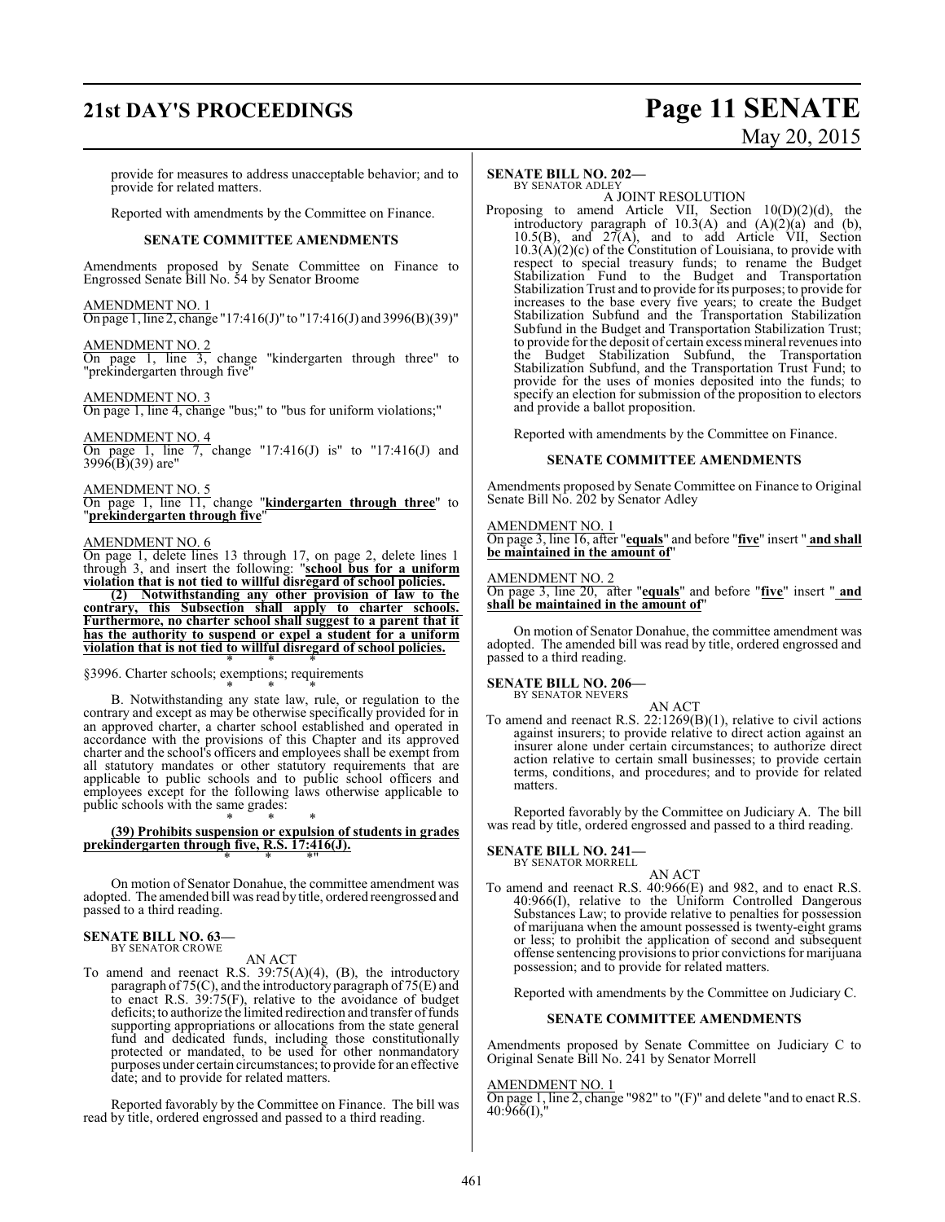provide for measures to address unacceptable behavior; and to provide for related matters.

Reported with amendments by the Committee on Finance.

**SENATE COMMITTEE AMENDMENTS**

Amendments proposed by Senate Committee on Finance to Engrossed Senate Bill No. 54 by Senator Broome

AMENDMENT NO. 1
On page 1, line 2, change "17:416(J)" to "17:416(J) and 3996(B)(39)"

AMENDMENT NO. 2
On page 1, line 3, change "kindergarten through three" to "prekindergarten through five"

AMENDMENT NO. 3
On page 1, line 4, change "bus;" to "bus for uniform violations;"

AMENDMENT NO. 4
On page 1, line 7, change "17:416(J) is" to "17:416(J) and 3996(B)(39) are"

AMENDMENT NO. 5
On page 1, line 11, change "**kindergarten through three**" to "**prekindergarten through five**"

AMENDMENT NO. 6
On page 1, delete lines 13 through 17, on page 2, delete lines 1 through 3, and insert the following: "**school bus for a uniform violation that is not tied to willful disregard of school policies.**

**(2) Notwithstanding any other provision of law to the contrary, this Subsection shall apply to charter schools. Furthermore, no charter school shall suggest to a parent that it has the authority to suspend or expel a student for a uniform violation that is not tied to willful disregard of school policies.**

\* \* \*

§3996. Charter schools; exemptions; requirements

\* \* \*

B. Notwithstanding any state law, rule, or regulation to the contrary and except as may be otherwise specifically provided for in an approved charter, a charter school established and operated in accordance with the provisions of this Chapter and its approved charter and the school's officers and employees shall be exempt from all statutory mandates or other statutory requirements that are applicable to public schools and to public school officers and employees except for the following laws otherwise applicable to public schools with the same grades:

\* \* \*

**(39) Prohibits suspension or expulsion of students in grades prekindergarten through five, R.S. 17:416(J).**

\* \* \*"

On motion of Senator Donahue, the committee amendment was adopted. The amended bill was read by title, ordered reengrossed and passed to a third reading.

**SENATE BILL NO. 63—**
BY SENATOR CROWE

AN ACT

To amend and reenact R.S. 39:75(A)(4), (B), the introductory paragraph of 75(C), and the introductory paragraph of 75(E) and to enact R.S. 39:75(F), relative to the avoidance of budget deficits; to authorize the limited redirection and transfer of funds supporting appropriations or allocations from the state general fund and dedicated funds, including those constitutionally protected or mandated, to be used for other nonmandatory purposes under certain circumstances; to provide for an effective date; and to provide for related matters.

Reported favorably by the Committee on Finance. The bill was read by title, ordered engrossed and passed to a third reading.

**SENATE BILL NO. 202—**
BY SENATOR ADLEY

A JOINT RESOLUTION

Proposing to amend Article VII, Section 10(D)(2)(d), the introductory paragraph of 10.3(A) and (A)(2)(a) and (b), 10.5(B), and 27(A), and to add Article VII, Section 10.3(A)(2)(c) of the Constitution of Louisiana, to provide with respect to special treasury funds; to rename the Budget Stabilization Fund to the Budget and Transportation Stabilization Trust and to provide for its purposes; to provide for increases to the base every five years; to create the Budget Stabilization Subfund and the Transportation Stabilization Subfund in the Budget and Transportation Stabilization Trust; to provide for the deposit of certain excess mineral revenues into the Budget Stabilization Subfund, the Transportation Stabilization Subfund, and the Transportation Trust Fund; to provide for the uses of monies deposited into the funds; to specify an election for submission of the proposition to electors and provide a ballot proposition.

Reported with amendments by the Committee on Finance.

**SENATE COMMITTEE AMENDMENTS**

Amendments proposed by Senate Committee on Finance to Original Senate Bill No. 202 by Senator Adley

AMENDMENT NO. 1
On page 3, line 16, after "**equals**" and before "**five**" insert " **and shall be maintained in the amount of**"

AMENDMENT NO. 2
On page 3, line 20, after "**equals**" and before "**five**" insert " **and shall be maintained in the amount of**"

On motion of Senator Donahue, the committee amendment was adopted. The amended bill was read by title, ordered engrossed and passed to a third reading.

**SENATE BILL NO. 206—**
BY SENATOR NEVERS

AN ACT

To amend and reenact R.S. 22:1269(B)(1), relative to civil actions against insurers; to provide relative to direct action against an insurer alone under certain circumstances; to authorize direct action relative to certain small businesses; to provide certain terms, conditions, and procedures; and to provide for related matters.

Reported favorably by the Committee on Judiciary A. The bill was read by title, ordered engrossed and passed to a third reading.

**SENATE BILL NO. 241—**
BY SENATOR MORRELL

AN ACT

To amend and reenact R.S. 40:966(E) and 982, and to enact R.S. 40:966(I), relative to the Uniform Controlled Dangerous Substances Law; to provide relative to penalties for possession of marijuana when the amount possessed is twenty-eight grams or less; to prohibit the application of second and subsequent offense sentencing provisions to prior convictions for marijuana possession; and to provide for related matters.

Reported with amendments by the Committee on Judiciary C.

**SENATE COMMITTEE AMENDMENTS**

Amendments proposed by Senate Committee on Judiciary C to Original Senate Bill No. 241 by Senator Morrell

AMENDMENT NO. 1
On page 1, line 2, change "982" to "(F)" and delete "and to enact R.S. 40:966(I),"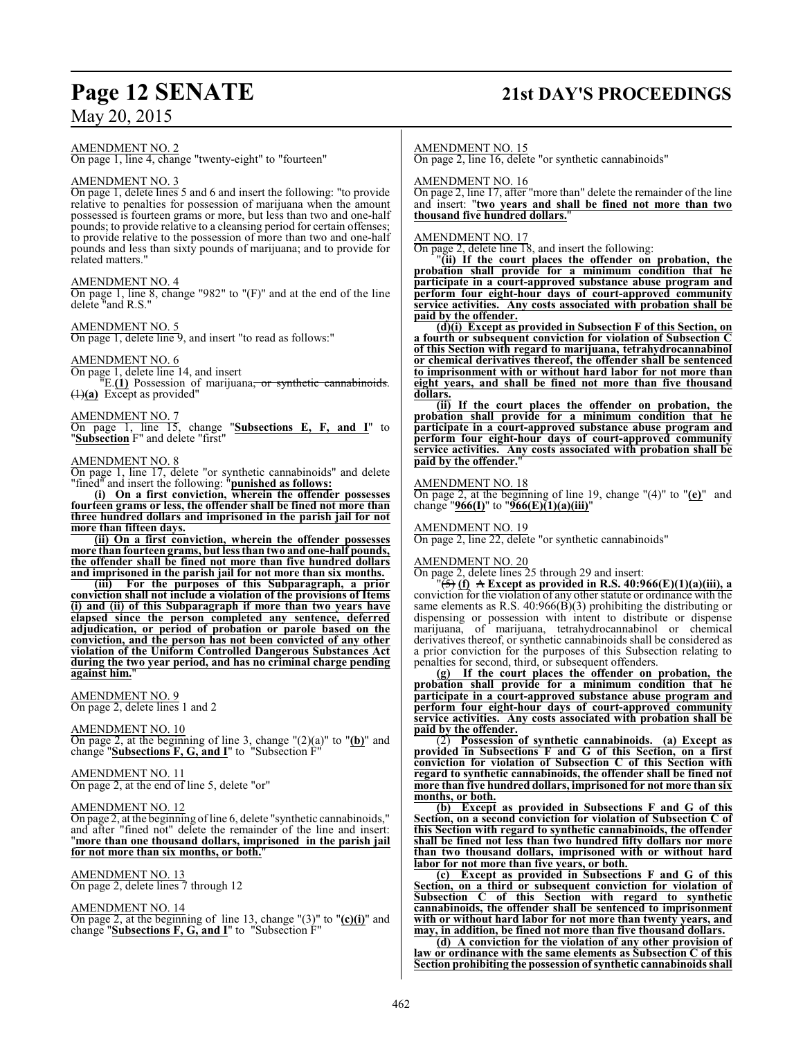AMENDMENT NO. 2

On page 1, line 4, change "twenty-eight" to "fourteen"

AMENDMENT NO. 3

On page 1, delete lines 5 and 6 and insert the following: "to provide relative to penalties for possession of marijuana when the amount possessed is fourteen grams or more, but less than two and one-half pounds; to provide relative to a cleansing period for certain offenses; to provide relative to the possession of more than two and one-half pounds and less than sixty pounds of marijuana; and to provide for related matters."

AMENDMENT NO. 4

On page 1, line 8, change "982" to "(F)" and at the end of the line delete "and R.S."

AMENDMENT NO. 5

On page 1, delete line 9, and insert "to read as follows:"

AMENDMENT NO. 6

On page 1, delete line 14, and insert

"E.**(1)** Possession of marijuana~~, or synthetic cannabinoids~~. ~~(1)~~**(a)** Except as provided"

AMENDMENT NO. 7

On page 1, line 15, change "**Subsections E, F, and I**" to "**Subsection** F" and delete "first"

AMENDMENT NO. 8

On page 1, line 17, delete "or synthetic cannabinoids" and delete "fined" and insert the following: "**punished as follows:**

**(i) On a first conviction, wherein the offender possesses fourteen grams or less, the offender shall be fined not more than three hundred dollars and imprisoned in the parish jail for not more than fifteen days.**

**(ii) On a first conviction, wherein the offender possesses more than fourteen grams, but less than two and one-half pounds, the offender shall be fined not more than five hundred dollars and imprisoned in the parish jail for not more than six months.**

**(iii) For the purposes of this Subparagraph, a prior conviction shall not include a violation of the provisions of Items (i) and (ii) of this Subparagraph if more than two years have elapsed since the person completed any sentence, deferred adjudication, or period of probation or parole based on the conviction, and the person has not been convicted of any other violation of the Uniform Controlled Dangerous Substances Act during the two year period, and has no criminal charge pending against him.**"

AMENDMENT NO. 9

On page 2, delete lines 1 and 2

AMENDMENT NO. 10

On page 2, at the beginning of line 3, change "(2)(a)" to "**(b)**" and change "**Subsections F, G, and I**" to "Subsection F"

AMENDMENT NO. 11

On page 2, at the end of line 5, delete "or"

AMENDMENT NO. 12

On page 2, at the beginning of line 6, delete "synthetic cannabinoids," and after "fined not" delete the remainder of the line and insert: "**more than one thousand dollars, imprisoned in the parish jail for not more than six months, or both.**"

AMENDMENT NO. 13

On page 2, delete lines 7 through 12

AMENDMENT NO. 14

On page 2, at the beginning of line 13, change "(3)" to "**(c)(i)**" and change "**Subsections F, G, and I**" to "Subsection F"

AMENDMENT NO. 15

On page 2, line 16, delete "or synthetic cannabinoids"

AMENDMENT NO. 16

On page 2, line 17, after "more than" delete the remainder of the line and insert: "**two years and shall be fined not more than two thousand five hundred dollars.**"

AMENDMENT NO. 17

On page 2, delete line 18, and insert the following:

"**(ii) If the court places the offender on probation, the probation shall provide for a minimum condition that he participate in a court-approved substance abuse program and perform four eight-hour days of court-approved community service activities. Any costs associated with probation shall be paid by the offender.**

**(d)(i) Except as provided in Subsection F of this Section, on a fourth or subsequent conviction for violation of Subsection C of this Section with regard to marijuana, tetrahydrocannabinol or chemical derivatives thereof, the offender shall be sentenced to imprisonment with or without hard labor for not more than eight years, and shall be fined not more than five thousand dollars.**

**(ii) If the court places the offender on probation, the probation shall provide for a minimum condition that he participate in a court-approved substance abuse program and perform four eight-hour days of court-approved community service activities. Any costs associated with probation shall be paid by the offender.**"

AMENDMENT NO. 18

On page 2, at the beginning of line 19, change "(4)" to "**(e)**" and change "**966(I)**" to "**966(E)(1)(a)(iii)**"

AMENDMENT NO. 19

On page 2, line 22, delete "or synthetic cannabinoids"

AMENDMENT NO. 20

On page 2, delete lines 25 through 29 and insert:

"~~(5)~~ **(f)** ~~A~~ **Except as provided in R.S. 40:966(E)(1)(a)(iii), a** conviction for the violation of any other statute or ordinance with the same elements as R.S. 40:966(B)(3) prohibiting the distributing or dispensing or possession with intent to distribute or dispense marijuana, of marijuana, tetrahydrocannabinol or chemical derivatives thereof, or synthetic cannabinoids shall be considered as a prior conviction for the purposes of this Subsection relating to penalties for second, third, or subsequent offenders.

**(g) If the court places the offender on probation, the probation shall provide for a minimum condition that he participate in a court-approved substance abuse program and perform four eight-hour days of court-approved community service activities. Any costs associated with probation shall be paid by the offender.**

(2) **Possession of synthetic cannabinoids. (a) Except as provided in Subsections F and G of this Section, on a first conviction for violation of Subsection C of this Section with regard to synthetic cannabinoids, the offender shall be fined not more than five hundred dollars, imprisoned for not more than six months, or both.**

**(b) Except as provided in Subsections F and G of this Section, on a second conviction for violation of Subsection C of this Section with regard to synthetic cannabinoids, the offender shall be fined not less than two hundred fifty dollars nor more than two thousand dollars, imprisoned with or without hard labor for not more than five years, or both.**

**(c) Except as provided in Subsections F and G of this Section, on a third or subsequent conviction for violation of Subsection C of this Section with regard to synthetic cannabinoids, the offender shall be sentenced to imprisonment with or without hard labor for not more than twenty years, and may, in addition, be fined not more than five thousand dollars.**

**(d) A conviction for the violation of any other provision of law or ordinance with the same elements as Subsection C of this Section prohibiting the possession of synthetic cannabinoids shall**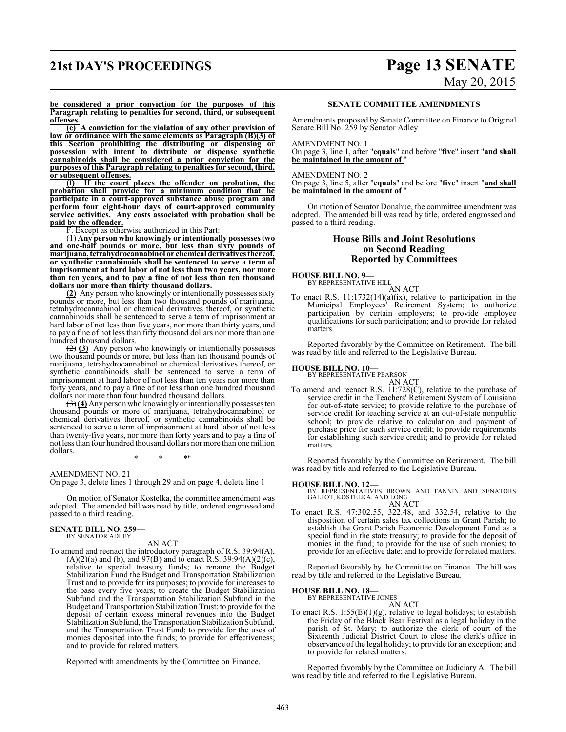**be considered a prior conviction for the purposes of this Paragraph relating to penalties for second, third, or subsequent offenses.**

**(e) A conviction for the violation of any other provision of law or ordinance with the same elements as Paragraph (B)(3) of this Section prohibiting the distributing or dispensing or possession with intent to distribute or dispense synthetic cannabinoids shall be considered a prior conviction for the purposes of this Paragraph relating to penalties for second, third, or subsequent offenses.**

**(f) If the court places the offender on probation, the probation shall provide for a minimum condition that he participate in a court-approved substance abuse program and perform four eight-hour days of court-approved community service activities. Any costs associated with probation shall be paid by the offender.**

F. Except as otherwise authorized in this Part:

(1) **Any person who knowingly or intentionally possesses two and one-half pounds or more, but less than sixty pounds of marijuana, tetrahydrocannabinol or chemical derivatives thereof, or synthetic cannabinoids shall be sentenced to serve a term of imprisonment at hard labor of not less than two years, nor more than ten years, and to pay a fine of not less than ten thousand dollars nor more than thirty thousand dollars.**

**(2)** Any person who knowingly or intentionally possesses sixty pounds or more, but less than two thousand pounds of marijuana, tetrahydrocannabinol or chemical derivatives thereof, or synthetic cannabinoids shall be sentenced to serve a term of imprisonment at hard labor of not less than five years, nor more than thirty years, and to pay a fine of not less than fifty thousand dollars nor more than one hundred thousand dollars.

~~(2)~~ **(3)** Any person who knowingly or intentionally possesses two thousand pounds or more, but less than ten thousand pounds of marijuana, tetrahydrocannabinol or chemical derivatives thereof, or synthetic cannabinoids shall be sentenced to serve a term of imprisonment at hard labor of not less than ten years nor more than forty years, and to pay a fine of not less than one hundred thousand dollars nor more than four hundred thousand dollars.

~~(3)~~ **(4)** Any person who knowingly or intentionally possesses ten thousand pounds or more of marijuana, tetrahydrocannabinol or chemical derivatives thereof, or synthetic cannabinoids shall be sentenced to serve a term of imprisonment at hard labor of not less than twenty-five years, nor more than forty years and to pay a fine of not less than four hundred thousand dollars nor more than one million dollars.

\* \* \*"

AMENDMENT NO. 21

On page 3, delete lines 1 through 29 and on page 4, delete line 1

On motion of Senator Kostelka, the committee amendment was adopted. The amended bill was read by title, ordered engrossed and passed to a third reading.

**SENATE BILL NO. 259—**
BY SENATOR ADLEY

AN ACT

To amend and reenact the introductory paragraph of R.S. 39:94(A), (A)(2)(a) and (b), and 97(B) and to enact R.S. 39:94(A)(2)(c), relative to special treasury funds; to rename the Budget Stabilization Fund the Budget and Transportation Stabilization Trust and to provide for its purposes; to provide for increases to the base every five years; to create the Budget Stabilization Subfund and the Transportation Stabilization Subfund in the Budget and Transportation Stabilization Trust; to provide for the deposit of certain excess mineral revenues into the Budget Stabilization Subfund, the Transportation Stabilization Subfund, and the Transportation Trust Fund; to provide for the uses of monies deposited into the funds; to provide for effectiveness; and to provide for related matters.

Reported with amendments by the Committee on Finance.

**SENATE COMMITTEE AMENDMENTS**

Amendments proposed by Senate Committee on Finance to Original Senate Bill No. 259 by Senator Adley

AMENDMENT NO. 1

On page 3, line 1, after "**equals**" and before "**five**" insert "**and shall be maintained in the amount of** "

AMENDMENT NO. 2

On page 3, line 5, after "**equals**" and before "**five**" insert "**and shall be maintained in the amount of** "

On motion of Senator Donahue, the committee amendment was adopted. The amended bill was read by title, ordered engrossed and passed to a third reading.

## House Bills and Joint Resolutions on Second Reading Reported by Committees

**HOUSE BILL NO. 9—**
BY REPRESENTATIVE HILL

AN ACT

To enact R.S. 11:1732(14)(a)(ix), relative to participation in the Municipal Employees' Retirement System; to authorize participation by certain employers; to provide employee qualifications for such participation; and to provide for related matters.

Reported favorably by the Committee on Retirement. The bill was read by title and referred to the Legislative Bureau.

**HOUSE BILL NO. 10—**
BY REPRESENTATIVE PEARSON

AN ACT

To amend and reenact R.S. 11:728(C), relative to the purchase of service credit in the Teachers' Retirement System of Louisiana for out-of-state service; to provide relative to the purchase of service credit for teaching service at an out-of-state nonpublic school; to provide relative to calculation and payment of purchase price for such service credit; to provide requirements for establishing such service credit; and to provide for related matters.

Reported favorably by the Committee on Retirement. The bill was read by title and referred to the Legislative Bureau.

**HOUSE BILL NO. 12—**
BY REPRESENTATIVES BROWN AND FANNIN AND SENATORS GALLOT, KOSTELKA, AND LONG

AN ACT

To enact R.S. 47:302.55, 322.48, and 332.54, relative to the disposition of certain sales tax collections in Grant Parish; to establish the Grant Parish Economic Development Fund as a special fund in the state treasury; to provide for the deposit of monies in the fund; to provide for the use of such monies; to provide for an effective date; and to provide for related matters.

Reported favorably by the Committee on Finance. The bill was read by title and referred to the Legislative Bureau.

**HOUSE BILL NO. 18—**
BY REPRESENTATIVE JONES

AN ACT

To enact R.S. 1:55(E)(1)(g), relative to legal holidays; to establish the Friday of the Black Bear Festival as a legal holiday in the parish of St. Mary; to authorize the clerk of court of the Sixteenth Judicial District Court to close the clerk's office in observance of the legal holiday; to provide for an exception; and to provide for related matters.

Reported favorably by the Committee on Judiciary A. The bill was read by title and referred to the Legislative Bureau.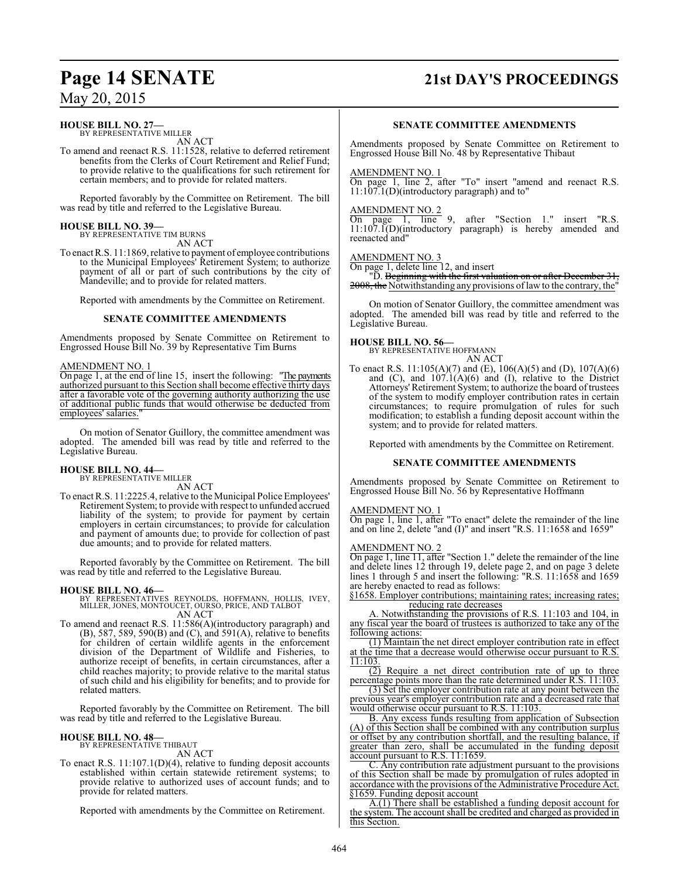**HOUSE BILL NO. 27—**
BY REPRESENTATIVE MILLER
AN ACT

To amend and reenact R.S. 11:1528, relative to deferred retirement benefits from the Clerks of Court Retirement and Relief Fund; to provide relative to the qualifications for such retirement for certain members; and to provide for related matters.

Reported favorably by the Committee on Retirement. The bill was read by title and referred to the Legislative Bureau.

**HOUSE BILL NO. 39—**
BY REPRESENTATIVE TIM BURNS
AN ACT

To enact R.S. 11:1869, relative to payment of employee contributions to the Municipal Employees' Retirement System; to authorize payment of all or part of such contributions by the city of Mandeville; and to provide for related matters.

Reported with amendments by the Committee on Retirement.

**SENATE COMMITTEE AMENDMENTS**

Amendments proposed by Senate Committee on Retirement to Engrossed House Bill No. 39 by Representative Tim Burns

AMENDMENT NO. 1
On page 1, at the end of line 15, insert the following: "The payments authorized pursuant to this Section shall become effective thirty days after a favorable vote of the governing authority authorizing the use of additional public funds that would otherwise be deducted from employees' salaries."

On motion of Senator Guillory, the committee amendment was adopted. The amended bill was read by title and referred to the Legislative Bureau.

**HOUSE BILL NO. 44—**
BY REPRESENTATIVE MILLER
AN ACT

To enact R.S. 11:2225.4, relative to the Municipal Police Employees' Retirement System; to provide with respect to unfunded accrued liability of the system; to provide for payment by certain employers in certain circumstances; to provide for calculation and payment of amounts due; to provide for collection of past due amounts; and to provide for related matters.

Reported favorably by the Committee on Retirement. The bill was read by title and referred to the Legislative Bureau.

**HOUSE BILL NO. 46—**
BY REPRESENTATIVES REYNOLDS, HOFFMANN, HOLLIS, IVEY, MILLER, JONES, MONTOUCET, OURSO, PRICE, AND TALBOT
AN ACT

To amend and reenact R.S. 11:586(A)(introductory paragraph) and (B), 587, 589, 590(B) and (C), and 591(A), relative to benefits for children of certain wildlife agents in the enforcement division of the Department of Wildlife and Fisheries, to authorize receipt of benefits, in certain circumstances, after a child reaches majority; to provide relative to the marital status of such child and his eligibility for benefits; and to provide for related matters.

Reported favorably by the Committee on Retirement. The bill was read by title and referred to the Legislative Bureau.

**HOUSE BILL NO. 48—**
BY REPRESENTATIVE THIBAUT
AN ACT

To enact R.S. 11:107.1(D)(4), relative to funding deposit accounts established within certain statewide retirement systems; to provide relative to authorized uses of account funds; and to provide for related matters.

Reported with amendments by the Committee on Retirement.

**SENATE COMMITTEE AMENDMENTS**

Amendments proposed by Senate Committee on Retirement to Engrossed House Bill No. 48 by Representative Thibaut

AMENDMENT NO. 1
On page 1, line 2, after "To" insert "amend and reenact R.S. 11:107.1(D)(introductory paragraph) and to"

AMENDMENT NO. 2
On page 1, line 9, after "Section 1." insert "R.S. 11:107.1(D)(introductory paragraph) is hereby amended and reenacted and"

AMENDMENT NO. 3
On page 1, delete line 12, and insert

"D. ~~Beginning with the first valuation on or after December 31, 2008, the~~ Notwithstanding any provisions of law to the contrary, the"

On motion of Senator Guillory, the committee amendment was adopted. The amended bill was read by title and referred to the Legislative Bureau.

**HOUSE BILL NO. 56—**
BY REPRESENTATIVE HOFFMANN
AN ACT

To enact R.S. 11:105(A)(7) and (E), 106(A)(5) and (D), 107(A)(6) and (C), and 107.1(A)(6) and (I), relative to the District Attorneys' Retirement System; to authorize the board of trustees of the system to modify employer contribution rates in certain circumstances; to require promulgation of rules for such modification; to establish a funding deposit account within the system; and to provide for related matters.

Reported with amendments by the Committee on Retirement.

**SENATE COMMITTEE AMENDMENTS**

Amendments proposed by Senate Committee on Retirement to Engrossed House Bill No. 56 by Representative Hoffmann

AMENDMENT NO. 1
On page 1, line 1, after "To enact" delete the remainder of the line and on line 2, delete "and (I)" and insert "R.S. 11:1658 and 1659"

AMENDMENT NO. 2
On page 1, line 11, after "Section 1." delete the remainder of the line and delete lines 12 through 19, delete page 2, and on page 3 delete lines 1 through 5 and insert the following: "R.S. 11:1658 and 1659 are hereby enacted to read as follows:

§1658. Employer contributions; maintaining rates; increasing rates; reducing rate decreases

A. Notwithstanding the provisions of R.S. 11:103 and 104, in any fiscal year the board of trustees is authorized to take any of the following actions:

(1) Maintain the net direct employer contribution rate in effect at the time that a decrease would otherwise occur pursuant to R.S. 11:103.

(2) Require a net direct contribution rate of up to three percentage points more than the rate determined under R.S. 11:103.

(3) Set the employer contribution rate at any point between the previous year's employer contribution rate and a decreased rate that would otherwise occur pursuant to R.S. 11:103.

B. Any excess funds resulting from application of Subsection (A) of this Section shall be combined with any contribution surplus or offset by any contribution shortfall, and the resulting balance, if greater than zero, shall be accumulated in the funding deposit account pursuant to R.S. 11:1659.

C. Any contribution rate adjustment pursuant to the provisions of this Section shall be made by promulgation of rules adopted in accordance with the provisions of the Administrative Procedure Act.

§1659. Funding deposit account

A.(1) There shall be established a funding deposit account for the system. The account shall be credited and charged as provided in this Section.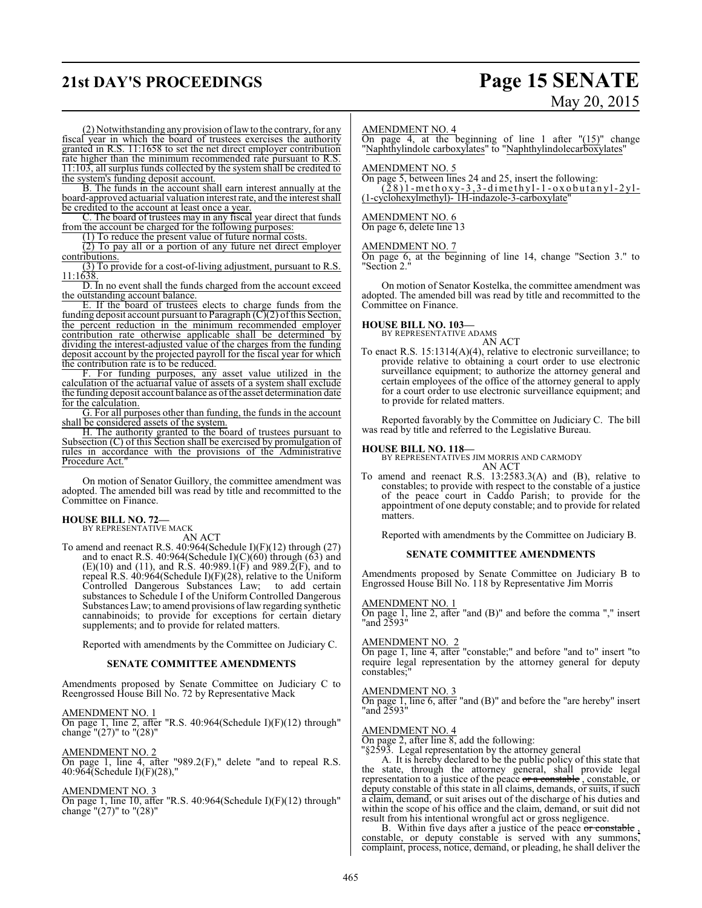(2) Notwithstanding any provision of law to the contrary, for any fiscal year in which the board of trustees exercises the authority granted in R.S. 11:1658 to set the net direct employer contribution rate higher than the minimum recommended rate pursuant to R.S. 11:103, all surplus funds collected by the system shall be credited to the system's funding deposit account.

B. The funds in the account shall earn interest annually at the board-approved actuarial valuation interest rate, and the interest shall be credited to the account at least once a year.

C. The board of trustees may in any fiscal year direct that funds from the account be charged for the following purposes:

(1) To reduce the present value of future normal costs.

(2) To pay all or a portion of any future net direct employer contributions.

(3) To provide for a cost-of-living adjustment, pursuant to R.S. 11:1638.

D. In no event shall the funds charged from the account exceed the outstanding account balance.

E. If the board of trustees elects to charge funds from the funding deposit account pursuant to Paragraph (C)(2) of this Section, the percent reduction in the minimum recommended employer contribution rate otherwise applicable shall be determined by dividing the interest-adjusted value of the charges from the funding deposit account by the projected payroll for the fiscal year for which the contribution rate is to be reduced.

F. For funding purposes, any asset value utilized in the calculation of the actuarial value of assets of a system shall exclude the funding deposit account balance as of the asset determination date for the calculation.

G. For all purposes other than funding, the funds in the account shall be considered assets of the system.

H. The authority granted to the board of trustees pursuant to Subsection (C) of this Section shall be exercised by promulgation of rules in accordance with the provisions of the Administrative Procedure Act."

On motion of Senator Guillory, the committee amendment was adopted. The amended bill was read by title and recommitted to the Committee on Finance.

**HOUSE BILL NO. 72—**
BY REPRESENTATIVE MACK
AN ACT

To amend and reenact R.S. 40:964(Schedule I)(F)(12) through (27) and to enact R.S. 40:964(Schedule I)(C)(60) through (63) and (E)(10) and (11), and R.S. 40:989.1(F) and 989.2(F), and to repeal R.S. 40:964(Schedule I)(F)(28), relative to the Uniform Controlled Dangerous Substances Law; to add certain substances to Schedule I of the Uniform Controlled Dangerous Substances Law; to amend provisions of law regarding synthetic cannabinoids; to provide for exceptions for certain dietary supplements; and to provide for related matters.

Reported with amendments by the Committee on Judiciary C.

**SENATE COMMITTEE AMENDMENTS**

Amendments proposed by Senate Committee on Judiciary C to Reengrossed House Bill No. 72 by Representative Mack

AMENDMENT NO. 1
On page 1, line 2, after "R.S. 40:964(Schedule I)(F)(12) through" change "(27)" to "(28)"

AMENDMENT NO. 2
On page 1, line 4, after "989.2(F)," delete "and to repeal R.S. 40:964(Schedule I)(F)(28),"

AMENDMENT NO. 3
On page 1, line 10, after "R.S. 40:964(Schedule I)(F)(12) through" change "(27)" to "(28)"

AMENDMENT NO. 4
On page 4, at the beginning of line 1 after "(15)" change "Naphthylindole carboxylates" to "Naphthylindolecarboxylates"

AMENDMENT NO. 5
On page 5, between lines 24 and 25, insert the following:
"(28) 1-methoxy-3,3-dimethyl-1-oxobutanyl-2yl-(1-cyclohexylmethyl)- 1H-indazole-3-carboxylate"

AMENDMENT NO. 6
On page 6, delete line 13

AMENDMENT NO. 7
On page 6, at the beginning of line 14, change "Section 3." to "Section 2."

On motion of Senator Kostelka, the committee amendment was adopted. The amended bill was read by title and recommitted to the Committee on Finance.

**HOUSE BILL NO. 103—**
BY REPRESENTATIVE ADAMS
AN ACT

To enact R.S. 15:1314(A)(4), relative to electronic surveillance; to provide relative to obtaining a court order to use electronic surveillance equipment; to authorize the attorney general and certain employees of the office of the attorney general to apply for a court order to use electronic surveillance equipment; and to provide for related matters.

Reported favorably by the Committee on Judiciary C. The bill was read by title and referred to the Legislative Bureau.

**HOUSE BILL NO. 118—**
BY REPRESENTATIVES JIM MORRIS AND CARMODY
AN ACT

To amend and reenact R.S. 13:2583.3(A) and (B), relative to constables; to provide with respect to the constable of a justice of the peace court in Caddo Parish; to provide for the appointment of one deputy constable; and to provide for related matters.

Reported with amendments by the Committee on Judiciary B.

**SENATE COMMITTEE AMENDMENTS**

Amendments proposed by Senate Committee on Judiciary B to Engrossed House Bill No. 118 by Representative Jim Morris

AMENDMENT NO. 1
On page 1, line 2, after "and (B)" and before the comma "," insert "and 2593"

AMENDMENT NO. 2
On page 1, line 4, after "constable;" and before "and to" insert "to require legal representation by the attorney general for deputy constables;"

AMENDMENT NO. 3
On page 1, line 6, after "and (B)" and before the "are hereby" insert "and 2593"

AMENDMENT NO. 4
On page 2, after line 8, add the following:
"§2593. Legal representation by the attorney general

A. It is hereby declared to be the public policy of this state that the state, through the attorney general, shall provide legal representation to a justice of the peace ~~or a constable~~ , constable, or deputy constable of this state in all claims, demands, or suits, if such a claim, demand, or suit arises out of the discharge of his duties and within the scope of his office and the claim, demand, or suit did not result from his intentional wrongful act or gross negligence.

B. Within five days after a justice of the peace ~~or constable~~ , constable, or deputy constable is served with any summons, complaint, process, notice, demand, or pleading, he shall deliver the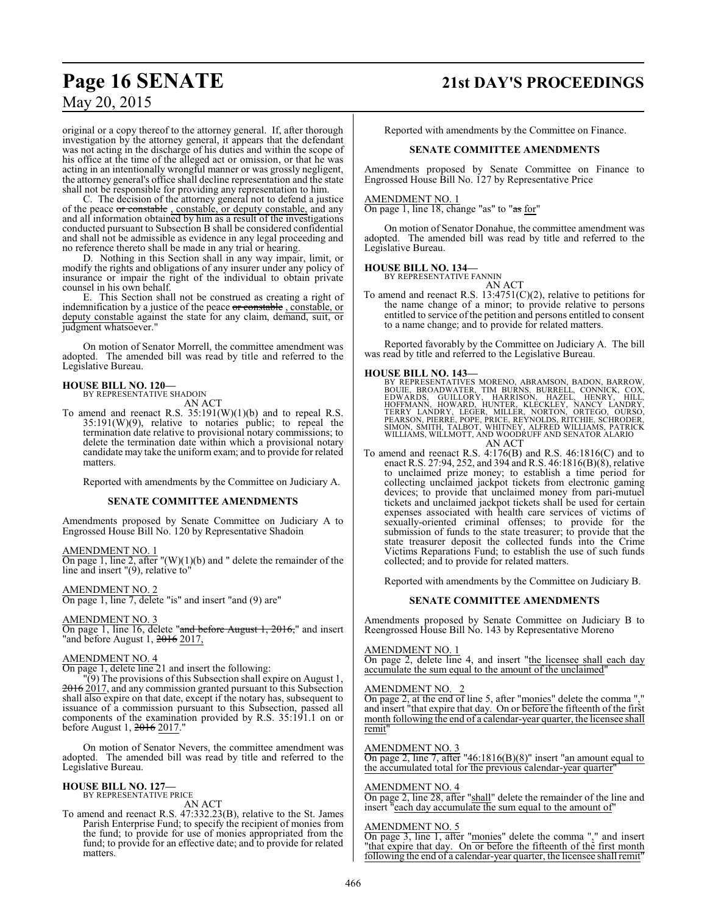original or a copy thereof to the attorney general. If, after thorough investigation by the attorney general, it appears that the defendant was not acting in the discharge of his duties and within the scope of his office at the time of the alleged act or omission, or that he was acting in an intentionally wrongful manner or was grossly negligent, the attorney general's office shall decline representation and the state shall not be responsible for providing any representation to him.

C. The decision of the attorney general not to defend a justice of the peace ~~or constable~~ , constable, or deputy constable, and any and all information obtained by him as a result of the investigations conducted pursuant to Subsection B shall be considered confidential and shall not be admissible as evidence in any legal proceeding and no reference thereto shall be made in any trial or hearing.

D. Nothing in this Section shall in any way impair, limit, or modify the rights and obligations of any insurer under any policy of insurance or impair the right of the individual to obtain private counsel in his own behalf.

E. This Section shall not be construed as creating a right of indemnification by a justice of the peace ~~or constable~~ , constable, or deputy constable against the state for any claim, demand, suit, or judgment whatsoever."

On motion of Senator Morrell, the committee amendment was adopted. The amended bill was read by title and referred to the Legislative Bureau.

**HOUSE BILL NO. 120—**
BY REPRESENTATIVE SHADOIN
AN ACT

To amend and reenact R.S. 35:191(W)(1)(b) and to repeal R.S. 35:191(W)(9), relative to notaries public; to repeal the termination date relative to provisional notary commissions; to delete the termination date within which a provisional notary candidate may take the uniform exam; and to provide for related matters.

Reported with amendments by the Committee on Judiciary A.

**SENATE COMMITTEE AMENDMENTS**

Amendments proposed by Senate Committee on Judiciary A to Engrossed House Bill No. 120 by Representative Shadoin

AMENDMENT NO. 1
On page 1, line 2, after "(W)(1)(b) and " delete the remainder of the line and insert "(9), relative to"

AMENDMENT NO. 2
On page 1, line 7, delete "is" and insert "and (9) are"

AMENDMENT NO. 3
On page 1, line 16, delete "~~and before August 1, 2016,~~" and insert "and before August 1, ~~2016~~ 2017,

AMENDMENT NO. 4
On page 1, delete line 21 and insert the following:

"(9) The provisions of this Subsection shall expire on August 1, ~~2016~~ 2017, and any commission granted pursuant to this Subsection shall also expire on that date, except if the notary has, subsequent to issuance of a commission pursuant to this Subsection, passed all components of the examination provided by R.S. 35:191.1 on or before August 1, ~~2016~~ 2017."

On motion of Senator Nevers, the committee amendment was adopted. The amended bill was read by title and referred to the Legislative Bureau.

**HOUSE BILL NO. 127—**
BY REPRESENTATIVE PRICE
AN ACT

To amend and reenact R.S. 47:332.23(B), relative to the St. James Parish Enterprise Fund; to specify the recipient of monies from the fund; to provide for use of monies appropriated from the fund; to provide for an effective date; and to provide for related matters.

Reported with amendments by the Committee on Finance.

**SENATE COMMITTEE AMENDMENTS**

Amendments proposed by Senate Committee on Finance to Engrossed House Bill No. 127 by Representative Price

AMENDMENT NO. 1
On page 1, line 18, change "as" to "~~as~~ for"

On motion of Senator Donahue, the committee amendment was adopted. The amended bill was read by title and referred to the Legislative Bureau.

**HOUSE BILL NO. 134—**
BY REPRESENTATIVE FANNIN
AN ACT

To amend and reenact R.S. 13:4751(C)(2), relative to petitions for the name change of a minor; to provide relative to persons entitled to service of the petition and persons entitled to consent to a name change; and to provide for related matters.

Reported favorably by the Committee on Judiciary A. The bill was read by title and referred to the Legislative Bureau.

**HOUSE BILL NO. 143—**
BY REPRESENTATIVES MORENO, ABRAMSON, BADON, BARROW, BOUIE, BROADWATER, TIM BURNS, BURRELL, CONNICK, COX, EDWARDS, GUILLORY, HARRISON, HAZEL, HENRY, HILL, HOFFMANN, HOWARD, HUNTER, KLECKLEY, NANCY LANDRY, TERRY LANDRY, LEGER, MILLER, NORTON, ORTEGO, OURSO, PEARSON, PIERRE, POPE, PRICE, REYNOLDS, RITCHIE, SCHRODER, SIMON, SMITH, TALBOT, WHITNEY, ALFRED WILLIAMS, PATRICK WILLIAMS, WILLMOTT, AND WOODRUFF AND SENATOR ALARIO
AN ACT

To amend and reenact R.S. 4:176(B) and R.S. 46:1816(C) and to enact R.S. 27:94, 252, and 394 and R.S. 46:1816(B)(8), relative to unclaimed prize money; to establish a time period for collecting unclaimed jackpot tickets from electronic gaming devices; to provide that unclaimed money from pari-mutuel tickets and unclaimed jackpot tickets shall be used for certain expenses associated with health care services of victims of sexually-oriented criminal offenses; to provide for the submission of funds to the state treasurer; to provide that the state treasurer deposit the collected funds into the Crime Victims Reparations Fund; to establish the use of such funds collected; and to provide for related matters.

Reported with amendments by the Committee on Judiciary B.

**SENATE COMMITTEE AMENDMENTS**

Amendments proposed by Senate Committee on Judiciary B to Reengrossed House Bill No. 143 by Representative Moreno

AMENDMENT NO. 1
On page 2, delete line 4, and insert "the licensee shall each day accumulate the sum equal to the amount of the unclaimed"

AMENDMENT NO. 2
On page 2, at the end of line 5, after "monies" delete the comma "," and insert "that expire that day. On or before the fifteenth of the first month following the end of a calendar-year quarter, the licensee shall remit"

AMENDMENT NO. 3
On page 2, line 7, after "46:1816(B)(8)" insert "an amount equal to the accumulated total for the previous calendar-year quarter"

AMENDMENT NO. 4
On page 2, line 28, after "shall" delete the remainder of the line and insert "each day accumulate the sum equal to the amount of"

AMENDMENT NO. 5
On page 3, line 1, after "monies" delete the comma "," and insert "that expire that day. On or before the fifteenth of the first month following the end of a calendar-year quarter, the licensee shall remit"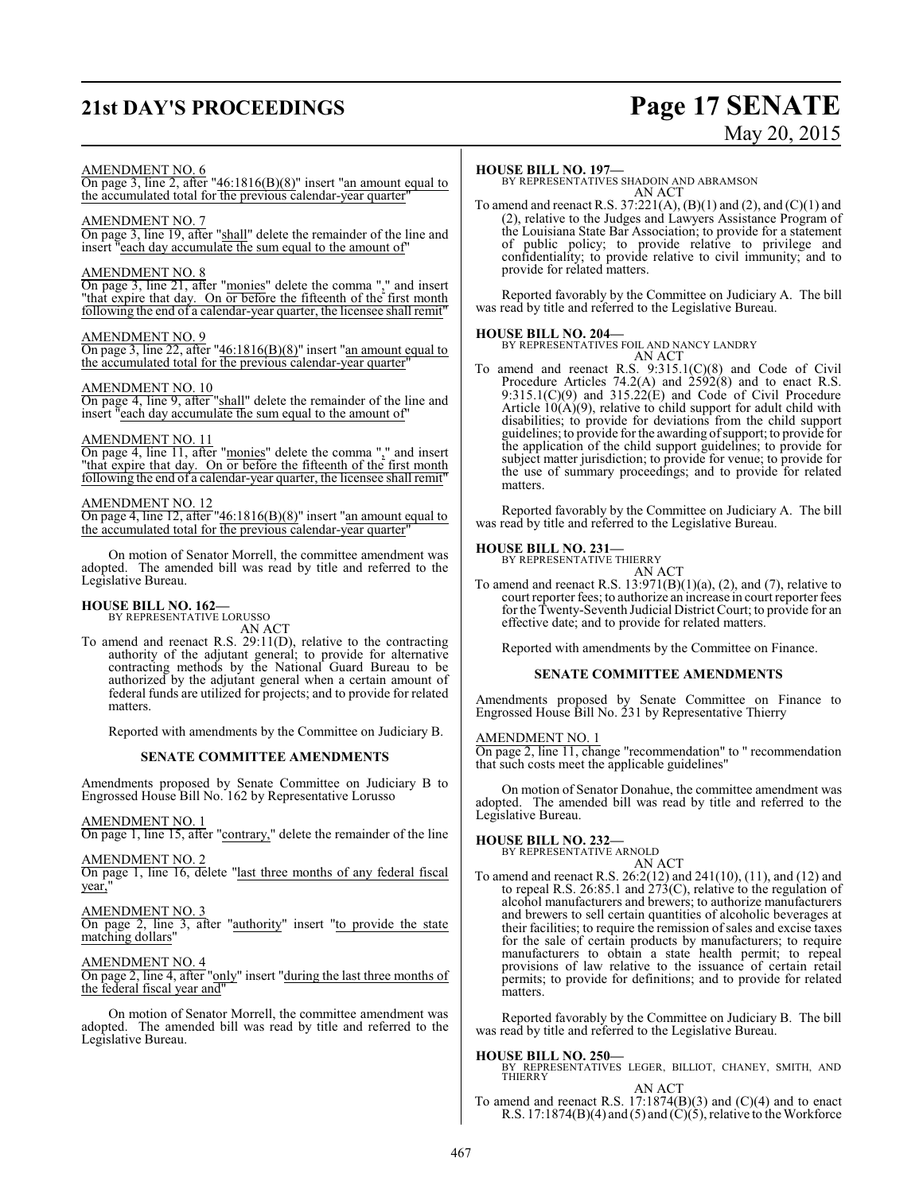AMENDMENT NO. 6

On page 3, line 2, after "46:1816(B)(8)" insert "an amount equal to the accumulated total for the previous calendar-year quarter"

AMENDMENT NO. 7

On page 3, line 19, after "shall" delete the remainder of the line and insert "each day accumulate the sum equal to the amount of"

AMENDMENT NO. 8

On page 3, line 21, after "monies" delete the comma "," and insert "that expire that day. On or before the fifteenth of the first month following the end of a calendar-year quarter, the licensee shall remit"

AMENDMENT NO. 9

On page 3, line 22, after "46:1816(B)(8)" insert "an amount equal to the accumulated total for the previous calendar-year quarter"

AMENDMENT NO. 10

On page 4, line 9, after "shall" delete the remainder of the line and insert "each day accumulate the sum equal to the amount of"

AMENDMENT NO. 11

On page 4, line 11, after "monies" delete the comma "," and insert "that expire that day. On or before the fifteenth of the first month following the end of a calendar-year quarter, the licensee shall remit"

AMENDMENT NO. 12

On page 4, line 12, after "46:1816(B)(8)" insert "an amount equal to the accumulated total for the previous calendar-year quarter"

On motion of Senator Morrell, the committee amendment was adopted. The amended bill was read by title and referred to the Legislative Bureau.

**HOUSE BILL NO. 162—**
BY REPRESENTATIVE LORUSSO
AN ACT

To amend and reenact R.S. 29:11(D), relative to the contracting authority of the adjutant general; to provide for alternative contracting methods by the National Guard Bureau to be authorized by the adjutant general when a certain amount of federal funds are utilized for projects; and to provide for related matters.

Reported with amendments by the Committee on Judiciary B.

**SENATE COMMITTEE AMENDMENTS**

Amendments proposed by Senate Committee on Judiciary B to Engrossed House Bill No. 162 by Representative Lorusso

AMENDMENT NO. 1

On page 1, line 15, after "contrary," delete the remainder of the line

AMENDMENT NO. 2

On page 1, line 16, delete "last three months of any federal fiscal year,"

AMENDMENT NO. 3

On page 2, line 3, after "authority" insert "to provide the state matching dollars"

AMENDMENT NO. 4

On page 2, line 4, after "only" insert "during the last three months of the federal fiscal year and"

On motion of Senator Morrell, the committee amendment was adopted. The amended bill was read by title and referred to the Legislative Bureau.

**HOUSE BILL NO. 197—**
BY REPRESENTATIVES SHADOIN AND ABRAMSON
AN ACT

To amend and reenact R.S. 37:221(A), (B)(1) and (2), and (C)(1) and (2), relative to the Judges and Lawyers Assistance Program of the Louisiana State Bar Association; to provide for a statement of public policy; to provide relative to privilege and confidentiality; to provide relative to civil immunity; and to provide for related matters.

Reported favorably by the Committee on Judiciary A. The bill was read by title and referred to the Legislative Bureau.

**HOUSE BILL NO. 204—**
BY REPRESENTATIVES FOIL AND NANCY LANDRY
AN ACT

To amend and reenact R.S. 9:315.1(C)(8) and Code of Civil Procedure Articles 74.2(A) and 2592(8) and to enact R.S. 9:315.1(C)(9) and 315.22(E) and Code of Civil Procedure Article 10(A)(9), relative to child support for adult child with disabilities; to provide for deviations from the child support guidelines; to provide for the awarding of support; to provide for the application of the child support guidelines; to provide for subject matter jurisdiction; to provide for venue; to provide for the use of summary proceedings; and to provide for related matters.

Reported favorably by the Committee on Judiciary A. The bill was read by title and referred to the Legislative Bureau.

**HOUSE BILL NO. 231—**
BY REPRESENTATIVE THIERRY
AN ACT

To amend and reenact R.S. 13:971(B)(1)(a), (2), and (7), relative to court reporter fees; to authorize an increase in court reporter fees for the Twenty-Seventh Judicial District Court; to provide for an effective date; and to provide for related matters.

Reported with amendments by the Committee on Finance.

**SENATE COMMITTEE AMENDMENTS**

Amendments proposed by Senate Committee on Finance to Engrossed House Bill No. 231 by Representative Thierry

AMENDMENT NO. 1

On page 2, line 11, change "recommendation" to " recommendation that such costs meet the applicable guidelines"

On motion of Senator Donahue, the committee amendment was adopted. The amended bill was read by title and referred to the Legislative Bureau.

**HOUSE BILL NO. 232—**
BY REPRESENTATIVE ARNOLD
AN ACT

To amend and reenact R.S. 26:2(12) and 241(10), (11), and (12) and to repeal R.S. 26:85.1 and 273(C), relative to the regulation of alcohol manufacturers and brewers; to authorize manufacturers and brewers to sell certain quantities of alcoholic beverages at their facilities; to require the remission of sales and excise taxes for the sale of certain products by manufacturers; to require manufacturers to obtain a state health permit; to repeal provisions of law relative to the issuance of certain retail permits; to provide for definitions; and to provide for related matters.

Reported favorably by the Committee on Judiciary B. The bill was read by title and referred to the Legislative Bureau.

**HOUSE BILL NO. 250—**
BY REPRESENTATIVES LEGER, BILLIOT, CHANEY, SMITH, AND THIERRY
AN ACT

To amend and reenact R.S. 17:1874(B)(3) and (C)(4) and to enact R.S. 17:1874(B)(4) and (5) and (C)(5), relative to the Workforce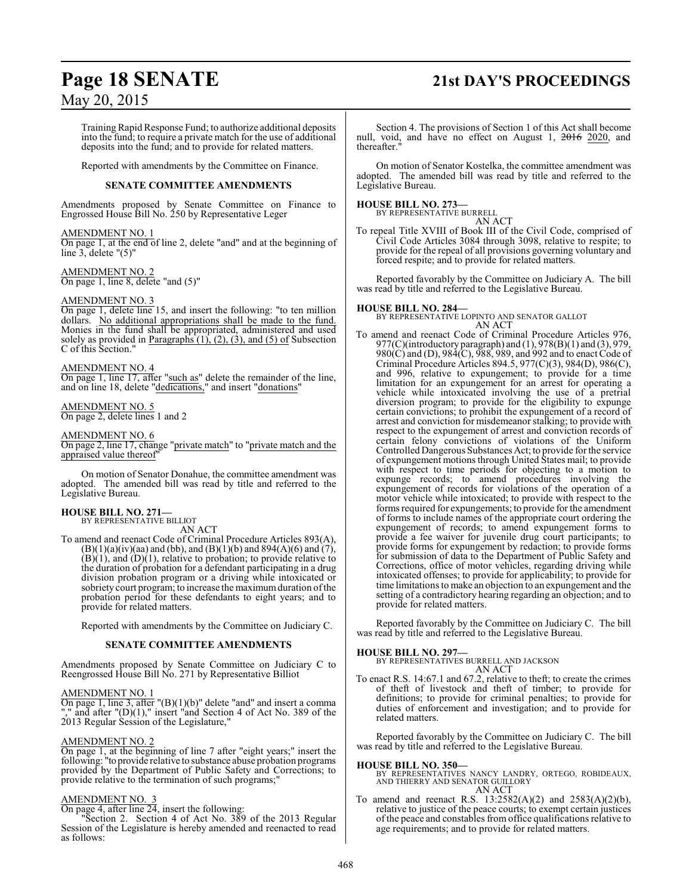Training Rapid Response Fund; to authorize additional deposits into the fund; to require a private match for the use of additional deposits into the fund; and to provide for related matters.

Reported with amendments by the Committee on Finance.

### SENATE COMMITTEE AMENDMENTS

Amendments proposed by Senate Committee on Finance to Engrossed House Bill No. 250 by Representative Leger

AMENDMENT NO. 1
On page 1, at the end of line 2, delete "and" and at the beginning of line 3, delete "(5)"

AMENDMENT NO. 2
On page 1, line 8, delete "and (5)"

AMENDMENT NO. 3
On page 1, delete line 15, and insert the following: "to ten million dollars. No additional appropriations shall be made to the fund. Monies in the fund shall be appropriated, administered and used solely as provided in Paragraphs (1), (2), (3), and (5) of Subsection C of this Section."

AMENDMENT NO. 4
On page 1, line 17, after "such as" delete the remainder of the line, and on line 18, delete "dedications," and insert "donations"

AMENDMENT NO. 5
On page 2, delete lines 1 and 2

AMENDMENT NO. 6
On page 2, line 17, change "private match" to "private match and the appraised value thereof"

On motion of Senator Donahue, the committee amendment was adopted. The amended bill was read by title and referred to the Legislative Bureau.

**HOUSE BILL NO. 271—**
BY REPRESENTATIVE BILLIOT
AN ACT
To amend and reenact Code of Criminal Procedure Articles 893(A), (B)(1)(a)(iv)(aa) and (bb), and (B)(1)(b) and 894(A)(6) and (7), (B)(1), and (D)(1), relative to probation; to provide relative to the duration of probation for a defendant participating in a drug division probation program or a driving while intoxicated or sobriety court program; to increase the maximum duration of the probation period for these defendants to eight years; and to provide for related matters.

Reported with amendments by the Committee on Judiciary C.

### SENATE COMMITTEE AMENDMENTS

Amendments proposed by Senate Committee on Judiciary C to Reengrossed House Bill No. 271 by Representative Billiot

AMENDMENT NO. 1
On page 1, line 3, after "(B)(1)(b)" delete "and" and insert a comma "," and after "(D)(1)," insert "and Section 4 of Act No. 389 of the 2013 Regular Session of the Legislature,"

AMENDMENT NO. 2
On page 1, at the beginning of line 7 after "eight years;" insert the following: "to provide relative to substance abuse probation programs provided by the Department of Public Safety and Corrections; to provide relative to the termination of such programs;"

AMENDMENT NO. 3
On page 4, after line 24, insert the following:

"Section 2. Section 4 of Act No. 389 of the 2013 Regular Session of the Legislature is hereby amended and reenacted to read as follows:

Section 4. The provisions of Section 1 of this Act shall become null, void, and have no effect on August 1, ~~2016~~ 2020, and thereafter."

On motion of Senator Kostelka, the committee amendment was adopted. The amended bill was read by title and referred to the Legislative Bureau.

**HOUSE BILL NO. 273—**
BY REPRESENTATIVE BURRELL
AN ACT
To repeal Title XVIII of Book III of the Civil Code, comprised of Civil Code Articles 3084 through 3098, relative to respite; to provide for the repeal of all provisions governing voluntary and forced respite; and to provide for related matters.

Reported favorably by the Committee on Judiciary A. The bill was read by title and referred to the Legislative Bureau.

**HOUSE BILL NO. 284—**
BY REPRESENTATIVE LOPINTO AND SENATOR GALLOT
AN ACT
To amend and reenact Code of Criminal Procedure Articles 976, 977(C)(introductory paragraph) and (1), 978(B)(1) and (3), 979, 980(C) and (D), 984(C), 988, 989, and 992 and to enact Code of Criminal Procedure Articles 894.5, 977(C)(3), 984(D), 986(C), and 996, relative to expungement; to provide for a time limitation for an expungement for an arrest for operating a vehicle while intoxicated involving the use of a pretrial diversion program; to provide for the eligibility to expunge certain convictions; to prohibit the expungement of a record of arrest and conviction for misdemeanor stalking; to provide with respect to the expungement of arrest and conviction records of certain felony convictions of violations of the Uniform Controlled Dangerous Substances Act; to provide for the service of expungement motions through United States mail; to provide with respect to time periods for objecting to a motion to expunge records; to amend procedures involving the expungement of records for violations of the operation of a motor vehicle while intoxicated; to provide with respect to the forms required for expungements; to provide for the amendment of forms to include names of the appropriate court ordering the expungement of records; to amend expungement forms to provide a fee waiver for juvenile drug court participants; to provide forms for expungement by redaction; to provide forms for submission of data to the Department of Public Safety and Corrections, office of motor vehicles, regarding driving while intoxicated offenses; to provide for applicability; to provide for time limitations to make an objection to an expungement and the setting of a contradictory hearing regarding an objection; and to provide for related matters.

Reported favorably by the Committee on Judiciary C. The bill was read by title and referred to the Legislative Bureau.

**HOUSE BILL NO. 297—**
BY REPRESENTATIVES BURRELL AND JACKSON
AN ACT
To enact R.S. 14:67.1 and 67.2, relative to theft; to create the crimes of theft of livestock and theft of timber; to provide for definitions; to provide for criminal penalties; to provide for duties of enforcement and investigation; and to provide for related matters.

Reported favorably by the Committee on Judiciary C. The bill was read by title and referred to the Legislative Bureau.

**HOUSE BILL NO. 350—**
BY REPRESENTATIVES NANCY LANDRY, ORTEGO, ROBIDEAUX, AND THIERRY AND SENATOR GUILLORY
AN ACT
To amend and reenact R.S. 13:2582(A)(2) and 2583(A)(2)(b), relative to justice of the peace courts; to exempt certain justices of the peace and constables from office qualifications relative to age requirements; and to provide for related matters.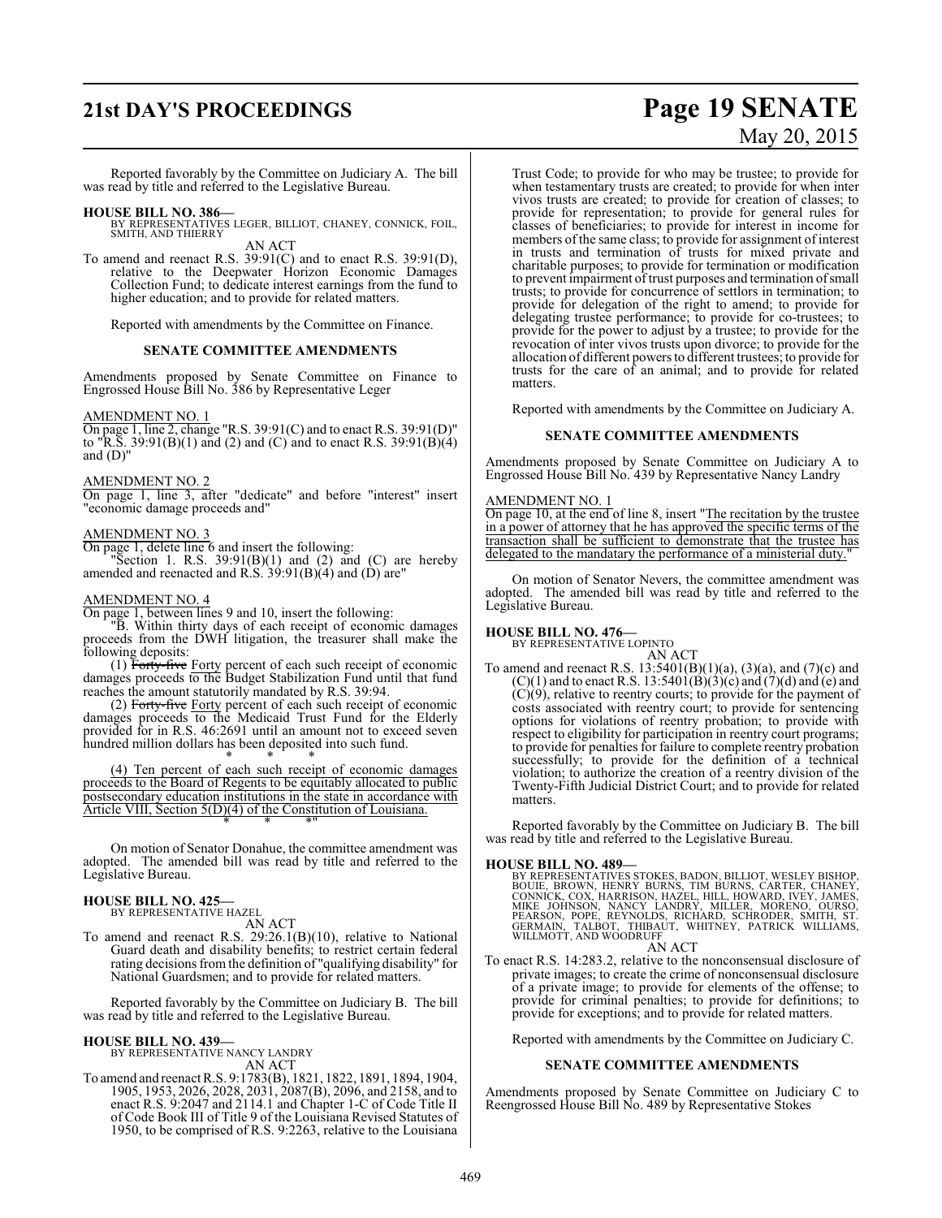Reported favorably by the Committee on Judiciary A. The bill was read by title and referred to the Legislative Bureau.

**HOUSE BILL NO. 386—**
BY REPRESENTATIVES LEGER, BILLIOT, CHANEY, CONNICK, FOIL, SMITH, AND THIERRY

AN ACT

To amend and reenact R.S. 39:91(C) and to enact R.S. 39:91(D), relative to the Deepwater Horizon Economic Damages Collection Fund; to dedicate interest earnings from the fund to higher education; and to provide for related matters.

Reported with amendments by the Committee on Finance.

**SENATE COMMITTEE AMENDMENTS**

Amendments proposed by Senate Committee on Finance to Engrossed House Bill No. 386 by Representative Leger

AMENDMENT NO. 1
On page 1, line 2, change "R.S. 39:91(C) and to enact R.S. 39:91(D)" to "R.S. 39:91(B)(1) and (2) and (C) and to enact R.S. 39:91(B)(4) and (D)"

AMENDMENT NO. 2
On page 1, line 3, after "dedicate" and before "interest" insert "economic damage proceeds and"

AMENDMENT NO. 3
On page 1, delete line 6 and insert the following:
"Section 1. R.S. 39:91(B)(1) and (2) and (C) are hereby amended and reenacted and R.S. 39:91(B)(4) and (D) are"

AMENDMENT NO. 4
On page 1, between lines 9 and 10, insert the following:
"B. Within thirty days of each receipt of economic damages proceeds from the DWH litigation, the treasurer shall make the following deposits:
(1) ~~Forty-five~~ Forty percent of each such receipt of economic damages proceeds to the Budget Stabilization Fund until that fund reaches the amount statutorily mandated by R.S. 39:94.
(2) ~~Forty-five~~ Forty percent of each such receipt of economic damages proceeds to the Medicaid Trust Fund for the Elderly provided for in R.S. 46:2691 until an amount not to exceed seven hundred million dollars has been deposited into such fund.
\* \* \*
(4) Ten percent of each such receipt of economic damages proceeds to the Board of Regents to be equitably allocated to public postsecondary education institutions in the state in accordance with Article VIII, Section 5(D)(4) of the Constitution of Louisiana.
\* \* \*"

On motion of Senator Donahue, the committee amendment was adopted. The amended bill was read by title and referred to the Legislative Bureau.

**HOUSE BILL NO. 425—**
BY REPRESENTATIVE HAZEL

AN ACT

To amend and reenact R.S. 29:26.1(B)(10), relative to National Guard death and disability benefits; to restrict certain federal rating decisions from the definition of "qualifying disability" for National Guardsmen; and to provide for related matters.

Reported favorably by the Committee on Judiciary B. The bill was read by title and referred to the Legislative Bureau.

**HOUSE BILL NO. 439—**
BY REPRESENTATIVE NANCY LANDRY

AN ACT

To amend and reenact R.S. 9:1783(B), 1821, 1822, 1891, 1894, 1904, 1905, 1953, 2026, 2028, 2031, 2087(B), 2096, and 2158, and to enact R.S. 9:2047 and 2114.1 and Chapter 1-C of Code Title II of Code Book III of Title 9 of the Louisiana Revised Statutes of 1950, to be comprised of R.S. 9:2263, relative to the Louisiana Trust Code; to provide for who may be trustee; to provide for when testamentary trusts are created; to provide for when inter vivos trusts are created; to provide for creation of classes; to provide for representation; to provide for general rules for classes of beneficiaries; to provide for interest in income for members of the same class; to provide for assignment of interest in trusts and termination of trusts for mixed private and charitable purposes; to provide for termination or modification to prevent impairment of trust purposes and termination of small trusts; to provide for concurrence of settlors in termination; to provide for delegation of the right to amend; to provide for delegating trustee performance; to provide for co-trustees; to provide for the power to adjust by a trustee; to provide for the revocation of inter vivos trusts upon divorce; to provide for the allocation of different powers to different trustees; to provide for trusts for the care of an animal; and to provide for related matters.

Reported with amendments by the Committee on Judiciary A.

**SENATE COMMITTEE AMENDMENTS**

Amendments proposed by Senate Committee on Judiciary A to Engrossed House Bill No. 439 by Representative Nancy Landry

AMENDMENT NO. 1
On page 10, at the end of line 8, insert "The recitation by the trustee in a power of attorney that he has approved the specific terms of the transaction shall be sufficient to demonstrate that the trustee has delegated to the mandatary the performance of a ministerial duty."

On motion of Senator Nevers, the committee amendment was adopted. The amended bill was read by title and referred to the Legislative Bureau.

**HOUSE BILL NO. 476—**
BY REPRESENTATIVE LOPINTO

AN ACT

To amend and reenact R.S. 13:5401(B)(1)(a), (3)(a), and (7)(c) and (C)(1) and to enact R.S. 13:5401(B)(3)(c) and (7)(d) and (e) and (C)(9), relative to reentry courts; to provide for the payment of costs associated with reentry court; to provide for sentencing options for violations of reentry probation; to provide with respect to eligibility for participation in reentry court programs; to provide for penalties for failure to complete reentry probation successfully; to provide for the definition of a technical violation; to authorize the creation of a reentry division of the Twenty-Fifth Judicial District Court; and to provide for related matters.

Reported favorably by the Committee on Judiciary B. The bill was read by title and referred to the Legislative Bureau.

**HOUSE BILL NO. 489—**
BY REPRESENTATIVES STOKES, BADON, BILLIOT, WESLEY BISHOP, BOUIE, BROWN, HENRY BURNS, TIM BURNS, CARTER, CHANEY, CONNICK, COX, HARRISON, HAZEL, HILL, HOWARD, IVEY, JAMES, MIKE JOHNSON, NANCY LANDRY, MILLER, MORENO, OURSO, PEARSON, POPE, REYNOLDS, RICHARD, SCHRODER, SMITH, ST. GERMAIN, TALBOT, THIBAUT, WHITNEY, PATRICK WILLIAMS, WILLMOTT, AND WOODRUFF

AN ACT

To enact R.S. 14:283.2, relative to the nonconsensual disclosure of private images; to create the crime of nonconsensual disclosure of a private image; to provide for elements of the offense; to provide for criminal penalties; to provide for definitions; to provide for exceptions; and to provide for related matters.

Reported with amendments by the Committee on Judiciary C.

**SENATE COMMITTEE AMENDMENTS**

Amendments proposed by Senate Committee on Judiciary C to Reengrossed House Bill No. 489 by Representative Stokes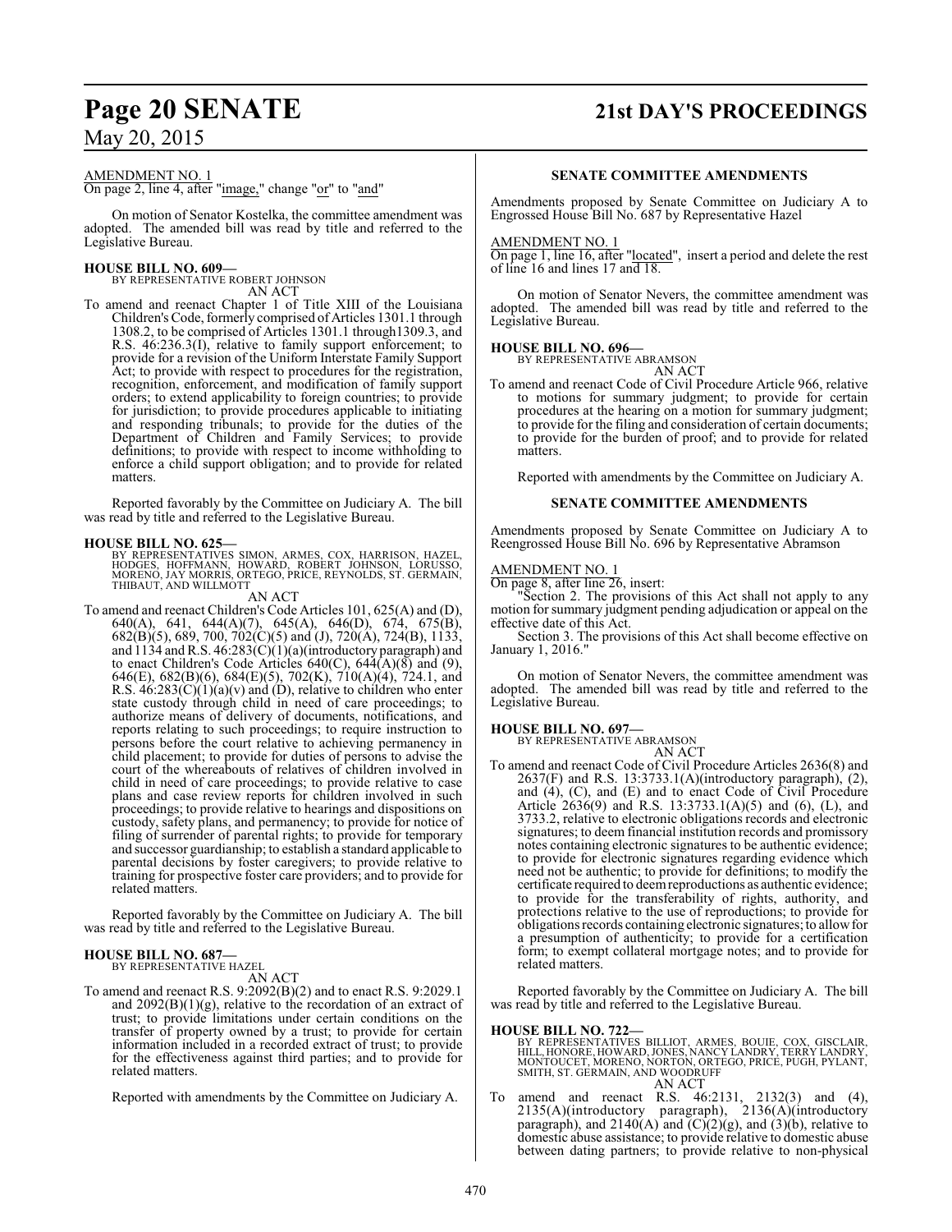AMENDMENT NO. 1

On page 2, line 4, after "image," change "or" to "and"

On motion of Senator Kostelka, the committee amendment was adopted. The amended bill was read by title and referred to the Legislative Bureau.

**HOUSE BILL NO. 609—**
BY REPRESENTATIVE ROBERT JOHNSON
AN ACT

To amend and reenact Chapter 1 of Title XIII of the Louisiana Children's Code, formerly comprised of Articles 1301.1 through 1308.2, to be comprised of Articles 1301.1 through1309.3, and R.S. 46:236.3(I), relative to family support enforcement; to provide for a revision of the Uniform Interstate Family Support Act; to provide with respect to procedures for the registration, recognition, enforcement, and modification of family support orders; to extend applicability to foreign countries; to provide for jurisdiction; to provide procedures applicable to initiating and responding tribunals; to provide for the duties of the Department of Children and Family Services; to provide definitions; to provide with respect to income withholding to enforce a child support obligation; and to provide for related matters.

Reported favorably by the Committee on Judiciary A. The bill was read by title and referred to the Legislative Bureau.

**HOUSE BILL NO. 625—**
BY REPRESENTATIVES SIMON, ARMES, COX, HARRISON, HAZEL, HODGES, HOFFMANN, HOWARD, ROBERT JOHNSON, LORUSSO, MORENO, JAY MORRIS, ORTEGO, PRICE, REYNOLDS, ST. GERMAIN, THIBAUT, AND WILLMOTT
AN ACT

To amend and reenact Children's Code Articles 101, 625(A) and (D), 640(A), 641, 644(A)(7), 645(A), 646(D), 674, 675(B), 682(B)(5), 689, 700, 702(C)(5) and (J), 720(A), 724(B), 1133, and 1134 and R.S. 46:283(C)(1)(a)(introductory paragraph) and to enact Children's Code Articles 640(C), 644(A)(8) and (9), 646(E), 682(B)(6), 684(E)(5), 702(K), 710(A)(4), 724.1, and R.S. 46:283(C)(1)(a)(v) and (D), relative to children who enter state custody through child in need of care proceedings; to authorize means of delivery of documents, notifications, and reports relating to such proceedings; to require instruction to persons before the court relative to achieving permanency in child placement; to provide for duties of persons to advise the court of the whereabouts of relatives of children involved in child in need of care proceedings; to provide relative to case plans and case review reports for children involved in such proceedings; to provide relative to hearings and dispositions on custody, safety plans, and permanency; to provide for notice of filing of surrender of parental rights; to provide for temporary and successor guardianship; to establish a standard applicable to parental decisions by foster caregivers; to provide relative to training for prospective foster care providers; and to provide for related matters.

Reported favorably by the Committee on Judiciary A. The bill was read by title and referred to the Legislative Bureau.

**HOUSE BILL NO. 687—**
BY REPRESENTATIVE HAZEL
AN ACT

To amend and reenact R.S. 9:2092(B)(2) and to enact R.S. 9:2029.1 and 2092(B)(1)(g), relative to the recordation of an extract of trust; to provide limitations under certain conditions on the transfer of property owned by a trust; to provide for certain information included in a recorded extract of trust; to provide for the effectiveness against third parties; and to provide for related matters.

Reported with amendments by the Committee on Judiciary A.

**SENATE COMMITTEE AMENDMENTS**

Amendments proposed by Senate Committee on Judiciary A to Engrossed House Bill No. 687 by Representative Hazel

AMENDMENT NO. 1

On page 1, line 16, after "located", insert a period and delete the rest of line 16 and lines 17 and 18.

On motion of Senator Nevers, the committee amendment was adopted. The amended bill was read by title and referred to the Legislative Bureau.

**HOUSE BILL NO. 696—**
BY REPRESENTATIVE ABRAMSON
AN ACT

To amend and reenact Code of Civil Procedure Article 966, relative to motions for summary judgment; to provide for certain procedures at the hearing on a motion for summary judgment; to provide for the filing and consideration of certain documents; to provide for the burden of proof; and to provide for related matters.

Reported with amendments by the Committee on Judiciary A.

**SENATE COMMITTEE AMENDMENTS**

Amendments proposed by Senate Committee on Judiciary A to Reengrossed House Bill No. 696 by Representative Abramson

AMENDMENT NO. 1

On page 8, after line 26, insert:

"Section 2. The provisions of this Act shall not apply to any motion for summary judgment pending adjudication or appeal on the effective date of this Act.

Section 3. The provisions of this Act shall become effective on January 1, 2016."

On motion of Senator Nevers, the committee amendment was adopted. The amended bill was read by title and referred to the Legislative Bureau.

**HOUSE BILL NO. 697—**
BY REPRESENTATIVE ABRAMSON
AN ACT

To amend and reenact Code of Civil Procedure Articles 2636(8) and 2637(F) and R.S. 13:3733.1(A)(introductory paragraph), (2), and (4), (C), and (E) and to enact Code of Civil Procedure Article 2636(9) and R.S. 13:3733.1(A)(5) and (6), (L), and 3733.2, relative to electronic obligations records and electronic signatures; to deem financial institution records and promissory notes containing electronic signatures to be authentic evidence; to provide for electronic signatures regarding evidence which need not be authentic; to provide for definitions; to modify the certificate required to deem reproductions as authentic evidence; to provide for the transferability of rights, authority, and protections relative to the use of reproductions; to provide for obligations records containing electronic signatures; to allow for a presumption of authenticity; to provide for a certification form; to exempt collateral mortgage notes; and to provide for related matters.

Reported favorably by the Committee on Judiciary A. The bill was read by title and referred to the Legislative Bureau.

**HOUSE BILL NO. 722—**
BY REPRESENTATIVES BILLIOT, ARMES, BOUIE, COX, GISCLAIR, HILL, HONORE, HOWARD, JONES, NANCY LANDRY, TERRY LANDRY, MONTOUCET, MORENO, NORTON, ORTEGO, PRICE, PUGH, PYLANT, SMITH, ST. GERMAIN, AND WOODRUFF
AN ACT

To amend and reenact R.S. 46:2131, 2132(3) and (4), 2135(A)(introductory paragraph), 2136(A)(introductory paragraph), and 2140(A) and (C)(2)(g), and (3)(b), relative to domestic abuse assistance; to provide relative to domestic abuse between dating partners; to provide relative to non-physical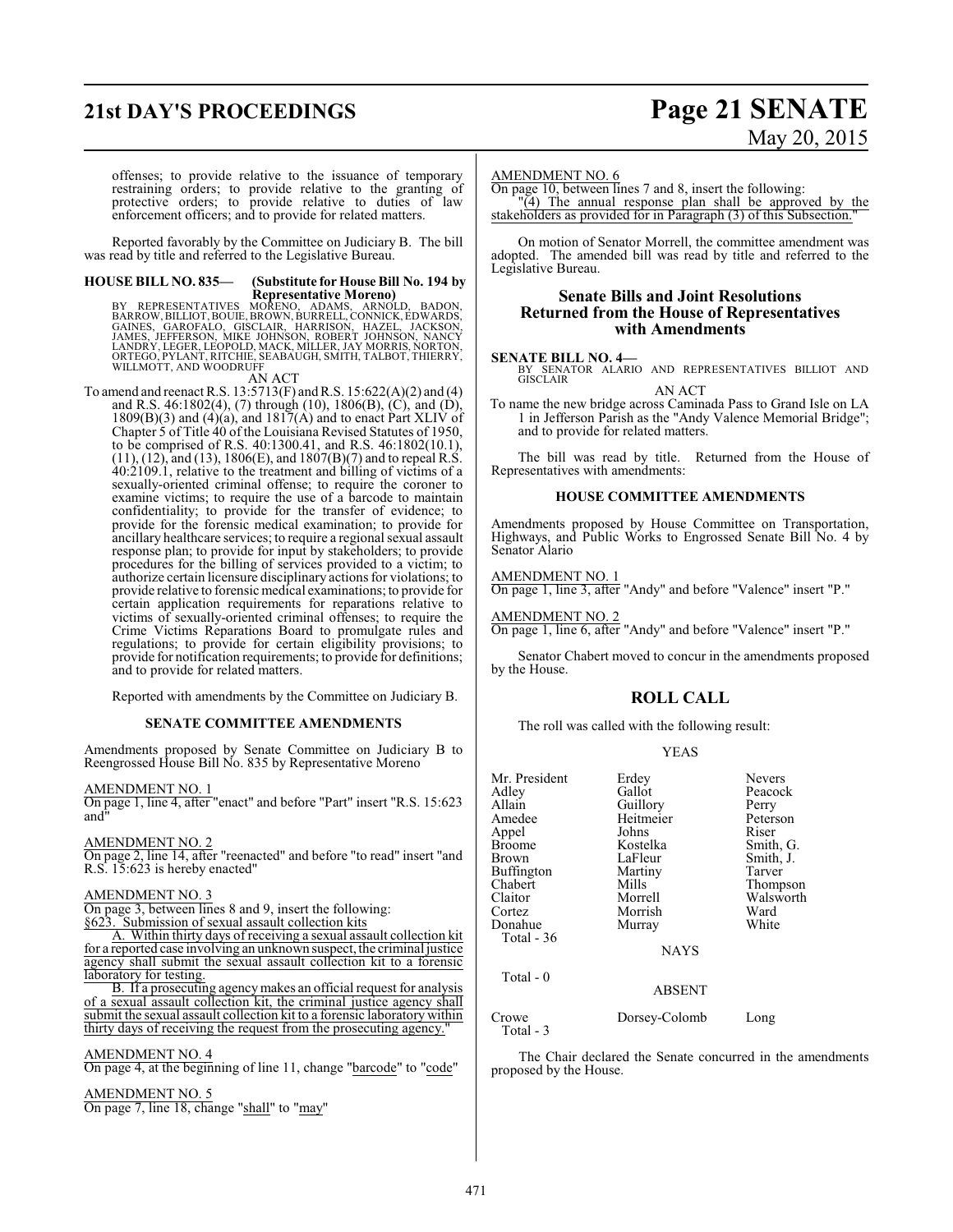offenses; to provide relative to the issuance of temporary restraining orders; to provide relative to the granting of protective orders; to provide relative to duties of law enforcement officers; and to provide for related matters.

Reported favorably by the Committee on Judiciary B. The bill was read by title and referred to the Legislative Bureau.

**HOUSE BILL NO. 835— (Substitute for House Bill No. 194 by Representative Moreno)**

BY REPRESENTATIVES MORENO, ADAMS, ARNOLD, BADON, BARROW, BILLIOT, BOUIE, BROWN, BURRELL, CONNICK, EDWARDS, GAINES, GAROFALO, GISCLAIR, HARRISON, HAZEL, JACKSON, JAMES, JEFFERSON, MIKE JOHNSON, ROBERT JOHNSON, NANCY LANDRY, LEGER, LEOPOLD, MACK, MILLER, JAY MORRIS, NORTON, ORTEGO, PYLANT, RITCHIE, SEABAUGH, SMITH, TALBOT, THIERRY, WILLMOTT, AND WOODRUFF

AN ACT

To amend and reenact R.S. 13:5713(F) and R.S. 15:622(A)(2) and (4) and R.S. 46:1802(4), (7) through (10), 1806(B), (C), and (D), 1809(B)(3) and (4)(a), and 1817(A) and to enact Part XLIV of Chapter 5 of Title 40 of the Louisiana Revised Statutes of 1950, to be comprised of R.S. 40:1300.41, and R.S. 46:1802(10.1), (11), (12), and (13), 1806(E), and 1807(B)(7) and to repeal R.S. 40:2109.1, relative to the treatment and billing of victims of a sexually-oriented criminal offense; to require the coroner to examine victims; to require the use of a barcode to maintain confidentiality; to provide for the transfer of evidence; to provide for the forensic medical examination; to provide for ancillary healthcare services; to require a regional sexual assault response plan; to provide for input by stakeholders; to provide procedures for the billing of services provided to a victim; to authorize certain licensure disciplinary actions for violations; to provide relative to forensic medical examinations; to provide for certain application requirements for reparations relative to victims of sexually-oriented criminal offenses; to require the Crime Victims Reparations Board to promulgate rules and regulations; to provide for certain eligibility provisions; to provide for notification requirements; to provide for definitions; and to provide for related matters.

Reported with amendments by the Committee on Judiciary B.

**SENATE COMMITTEE AMENDMENTS**

Amendments proposed by Senate Committee on Judiciary B to Reengrossed House Bill No. 835 by Representative Moreno

AMENDMENT NO. 1
On page 1, line 4, after "enact" and before "Part" insert "R.S. 15:623 and"

AMENDMENT NO. 2
On page 2, line 14, after "reenacted" and before "to read" insert "and R.S. 15:623 is hereby enacted"

AMENDMENT NO. 3
On page 3, between lines 8 and 9, insert the following:
§623. Submission of sexual assault collection kits
A. Within thirty days of receiving a sexual assault collection kit for a reported case involving an unknown suspect, the criminal justice agency shall submit the sexual assault collection kit to a forensic laboratory for testing.
B. If a prosecuting agency makes an official request for analysis of a sexual assault collection kit, the criminal justice agency shall submit the sexual assault collection kit to a forensic laboratory within thirty days of receiving the request from the prosecuting agency."

AMENDMENT NO. 4
On page 4, at the beginning of line 11, change "barcode" to "code"

AMENDMENT NO. 5
On page 7, line 18, change "shall" to "may"

AMENDMENT NO. 6
On page 10, between lines 7 and 8, insert the following:
"(4) The annual response plan shall be approved by the stakeholders as provided for in Paragraph (3) of this Subsection."

On motion of Senator Morrell, the committee amendment was adopted. The amended bill was read by title and referred to the Legislative Bureau.

## Senate Bills and Joint Resolutions Returned from the House of Representatives with Amendments

**SENATE BILL NO. 4—**
BY SENATOR ALARIO AND REPRESENTATIVES BILLIOT AND GISCLAIR

AN ACT

To name the new bridge across Caminada Pass to Grand Isle on LA 1 in Jefferson Parish as the "Andy Valence Memorial Bridge"; and to provide for related matters.

The bill was read by title. Returned from the House of Representatives with amendments:

**HOUSE COMMITTEE AMENDMENTS**

Amendments proposed by House Committee on Transportation, Highways, and Public Works to Engrossed Senate Bill No. 4 by Senator Alario

AMENDMENT NO. 1
On page 1, line 3, after "Andy" and before "Valence" insert "P."

AMENDMENT NO. 2
On page 1, line 6, after "Andy" and before "Valence" insert "P."

Senator Chabert moved to concur in the amendments proposed by the House.

## ROLL CALL

The roll was called with the following result:

YEAS

| | | |
|---|---|---|
| Mr. President | Erdey | Nevers |
| Adley | Gallot | Peacock |
| Allain | Guillory | Perry |
| Amedee | Heitmeier | Peterson |
| Appel | Johns | Riser |
| Broome | Kostelka | Smith, G. |
| Brown | LaFleur | Smith, J. |
| Buffington | Martiny | Tarver |
| Chabert | Mills | Thompson |
| Claitor | Morrell | Walsworth |
| Cortez | Morrish | Ward |
| Donahue | Murray | White |

Total - 36

NAYS

Total - 0

ABSENT

| | | |
|---|---|---|
| Crowe | Dorsey-Colomb | Long |

Total - 3

The Chair declared the Senate concurred in the amendments proposed by the House.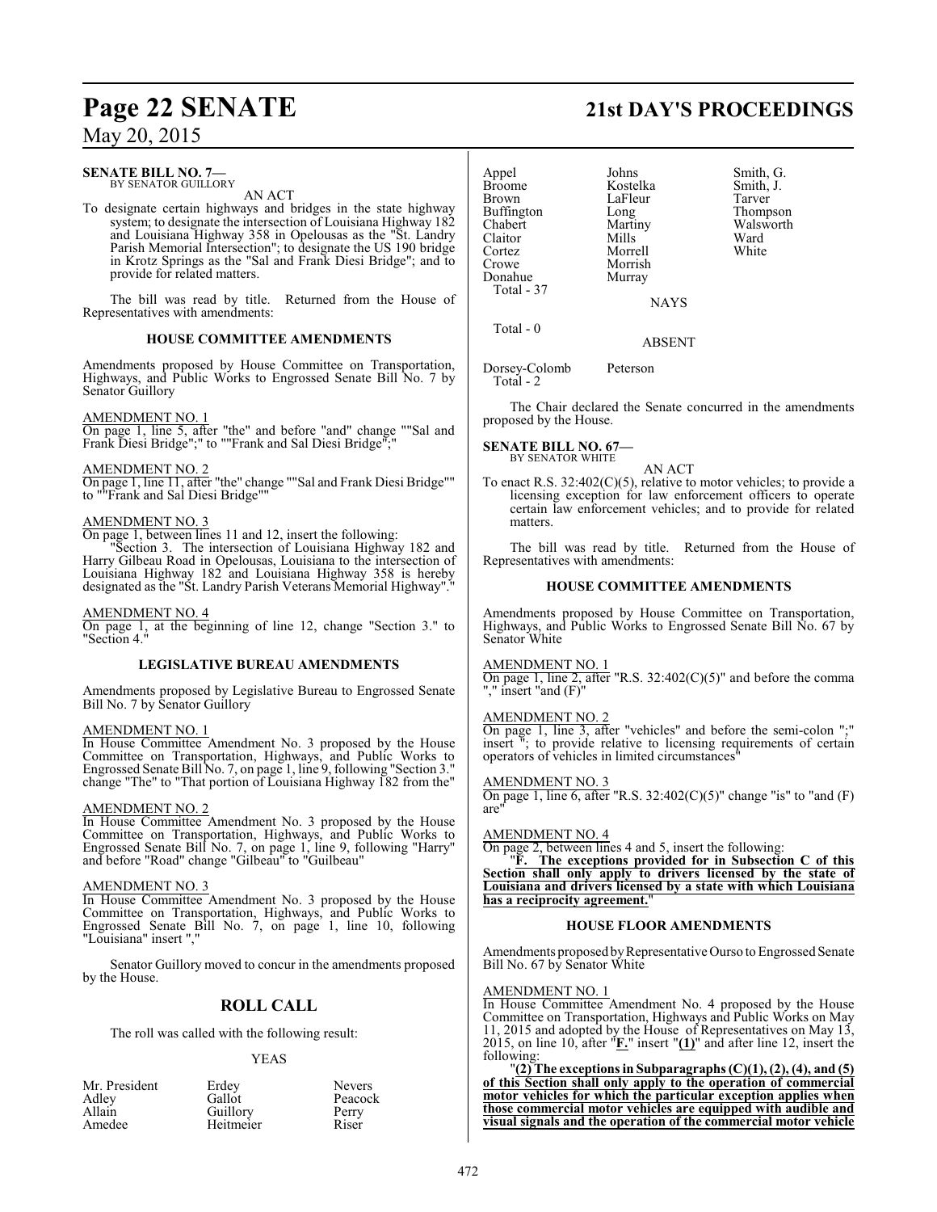**SENATE BILL NO. 7—**
BY SENATOR GUILLORY

AN ACT

To designate certain highways and bridges in the state highway system; to designate the intersection of Louisiana Highway 182 and Louisiana Highway 358 in Opelousas as the "St. Landry Parish Memorial Intersection"; to designate the US 190 bridge in Krotz Springs as the "Sal and Frank Diesi Bridge"; and to provide for related matters.

The bill was read by title. Returned from the House of Representatives with amendments:

### HOUSE COMMITTEE AMENDMENTS

Amendments proposed by House Committee on Transportation, Highways, and Public Works to Engrossed Senate Bill No. 7 by Senator Guillory

AMENDMENT NO. 1

On page 1, line 5, after "the" and before "and" change ""Sal and Frank Diesi Bridge";" to ""Frank and Sal Diesi Bridge";"

AMENDMENT NO. 2

On page 1, line 11, after "the" change ""Sal and Frank Diesi Bridge"" to ""Frank and Sal Diesi Bridge""

AMENDMENT NO. 3

On page 1, between lines 11 and 12, insert the following:

"Section 3. The intersection of Louisiana Highway 182 and Harry Gilbeau Road in Opelousas, Louisiana to the intersection of Louisiana Highway 182 and Louisiana Highway 358 is hereby designated as the "St. Landry Parish Veterans Memorial Highway"."

AMENDMENT NO. 4

On page 1, at the beginning of line 12, change "Section 3." to "Section 4."

### LEGISLATIVE BUREAU AMENDMENTS

Amendments proposed by Legislative Bureau to Engrossed Senate Bill No. 7 by Senator Guillory

AMENDMENT NO. 1

In House Committee Amendment No. 3 proposed by the House Committee on Transportation, Highways, and Public Works to Engrossed Senate Bill No. 7, on page 1, line 9, following "Section 3." change "The" to "That portion of Louisiana Highway 182 from the"

AMENDMENT NO. 2

In House Committee Amendment No. 3 proposed by the House Committee on Transportation, Highways, and Public Works to Engrossed Senate Bill No. 7, on page 1, line 9, following "Harry" and before "Road" change "Gilbeau" to "Guilbeau"

AMENDMENT NO. 3

In House Committee Amendment No. 3 proposed by the House Committee on Transportation, Highways, and Public Works to Engrossed Senate Bill No. 7, on page 1, line 10, following "Louisiana" insert ","

Senator Guillory moved to concur in the amendments proposed by the House.

## ROLL CALL

The roll was called with the following result:

YEAS

| | | |
|---|---|---|
| Mr. President | Erdey | Nevers |
| Adley | Gallot | Peacock |
| Allain | Guillory | Perry |
| Amedee | Heitmeier | Riser |
| Appel | Johns | Smith, G. |
| Broome | Kostelka | Smith, J. |
| Brown | LaFleur | Tarver |
| Buffington | Long | Thompson |
| Chabert | Martiny | Walsworth |
| Claitor | Mills | Ward |
| Cortez | Morrell | White |
| Crowe | Morrish | |
| Donahue | Murray | |

Total - 37

NAYS

Total - 0

ABSENT

| | |
|---|---|
| Dorsey-Colomb | Peterson |

Total - 2

The Chair declared the Senate concurred in the amendments proposed by the House.

**SENATE BILL NO. 67—**
BY SENATOR WHITE

AN ACT

To enact R.S. 32:402(C)(5), relative to motor vehicles; to provide a licensing exception for law enforcement officers to operate certain law enforcement vehicles; and to provide for related matters.

The bill was read by title. Returned from the House of Representatives with amendments:

### HOUSE COMMITTEE AMENDMENTS

Amendments proposed by House Committee on Transportation, Highways, and Public Works to Engrossed Senate Bill No. 67 by Senator White

AMENDMENT NO. 1

On page 1, line 2, after "R.S. 32:402(C)(5)" and before the comma "," insert "and (F)"

AMENDMENT NO. 2

On page 1, line 3, after "vehicles" and before the semi-colon ";" insert "; to provide relative to licensing requirements of certain operators of vehicles in limited circumstances"

AMENDMENT NO. 3

On page 1, line 6, after "R.S. 32:402(C)(5)" change "is" to "and (F) are"

AMENDMENT NO. 4

On page 2, between lines 4 and 5, insert the following:

"**F. The exceptions provided for in Subsection C of this Section shall only apply to drivers licensed by the state of Louisiana and drivers licensed by a state with which Louisiana has a reciprocity agreement.**"

### HOUSE FLOOR AMENDMENTS

Amendments proposed by Representative Ourso to Engrossed Senate Bill No. 67 by Senator White

AMENDMENT NO. 1

In House Committee Amendment No. 4 proposed by the House Committee on Transportation, Highways and Public Works on May 11, 2015 and adopted by the House of Representatives on May 13, 2015, on line 10, after "**F.**" insert "**(1)**" and after line 12, insert the following:

"**(2) The exceptions in Subparagraphs (C)(1), (2), (4), and (5) of this Section shall only apply to the operation of commercial motor vehicles for which the particular exception applies when those commercial motor vehicles are equipped with audible and visual signals and the operation of the commercial motor vehicle**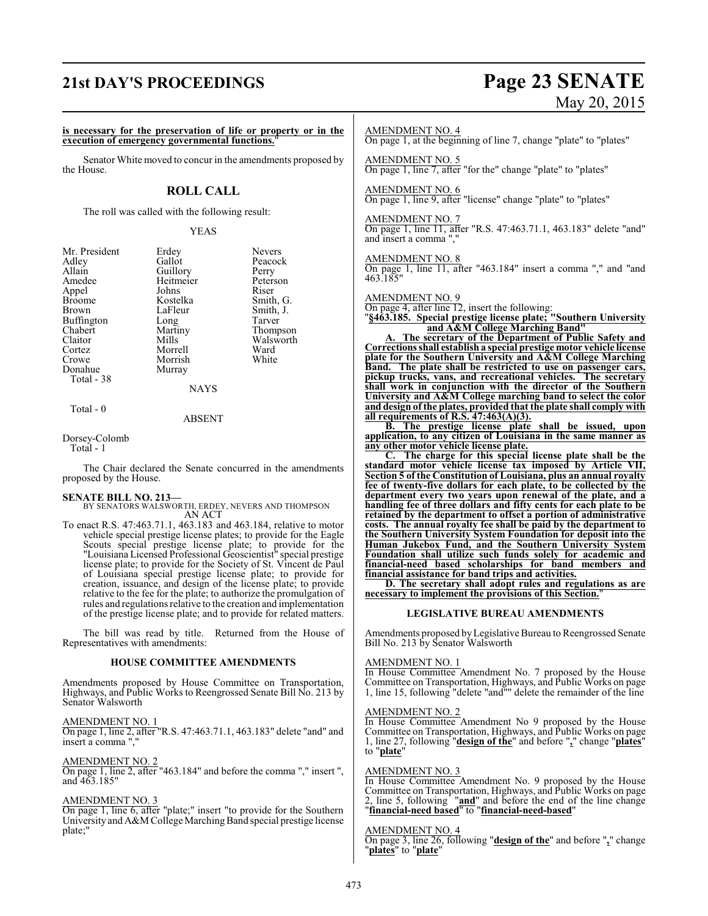**is necessary for the preservation of life or property or in the execution of emergency governmental functions.**"

Senator White moved to concur in the amendments proposed by the House.

## ROLL CALL

The roll was called with the following result:

YEAS

| | | |
|---|---|---|
| Mr. President | Erdey | Nevers |
| Adley | Gallot | Peacock |
| Allain | Guillory | Perry |
| Amedee | Heitmeier | Peterson |
| Appel | Johns | Riser |
| Broome | Kostelka | Smith, G. |
| Brown | LaFleur | Smith, J. |
| Buffington | Long | Tarver |
| Chabert | Martiny | Thompson |
| Claitor | Mills | Walsworth |
| Cortez | Morrell | Ward |
| Crowe | Morrish | White |
| Donahue | Murray | |

Total - 38

NAYS

Total - 0

ABSENT

Dorsey-Colomb

Total - 1

The Chair declared the Senate concurred in the amendments proposed by the House.

**SENATE BILL NO. 213—**
BY SENATORS WALSWORTH, ERDEY, NEVERS AND THOMPSON
AN ACT

To enact R.S. 47:463.71.1, 463.183 and 463.184, relative to motor vehicle special prestige license plates; to provide for the Eagle Scouts special prestige license plate; to provide for the "Louisiana Licensed Professional Geoscientist" special prestige license plate; to provide for the Society of St. Vincent de Paul of Louisiana special prestige license plate; to provide for creation, issuance, and design of the license plate; to provide relative to the fee for the plate; to authorize the promulgation of rules and regulations relative to the creation and implementation of the prestige license plate; and to provide for related matters.

The bill was read by title. Returned from the House of Representatives with amendments:

### HOUSE COMMITTEE AMENDMENTS

Amendments proposed by House Committee on Transportation, Highways, and Public Works to Reengrossed Senate Bill No. 213 by Senator Walsworth

AMENDMENT NO. 1
On page 1, line 2, after "R.S. 47:463.71.1, 463.183" delete "and" and insert a comma ","

AMENDMENT NO. 2
On page 1, line 2, after "463.184" and before the comma "," insert ", and 463.185"

AMENDMENT NO. 3
On page 1, line 6, after "plate;" insert "to provide for the Southern University and A&M College Marching Band special prestige license plate;"

AMENDMENT NO. 4
On page 1, at the beginning of line 7, change "plate" to "plates"

AMENDMENT NO. 5
On page 1, line 7, after "for the" change "plate" to "plates"

AMENDMENT NO. 6
On page 1, line 9, after "license" change "plate" to "plates"

AMENDMENT NO. 7
On page 1, line 11, after "R.S. 47:463.71.1, 463.183" delete "and" and insert a comma ","

AMENDMENT NO. 8
On page 1, line 11, after "463.184" insert a comma "," and "and 463.185"

AMENDMENT NO. 9
On page 4, after line 12, insert the following:

"**§463.185. Special prestige license plate; "Southern University and A&M College Marching Band"**

**A. The secretary of the Department of Public Safety and Corrections shall establish a special prestige motor vehicle license plate for the Southern University and A&M College Marching Band. The plate shall be restricted to use on passenger cars, pickup trucks, vans, and recreational vehicles. The secretary shall work in conjunction with the director of the Southern University and A&M College marching band to select the color and design of the plates, provided that the plate shall comply with all requirements of R.S. 47:463(A)(3).**

**B. The prestige license plate shall be issued, upon application, to any citizen of Louisiana in the same manner as any other motor vehicle license plate.**

**C. The charge for this special license plate shall be the standard motor vehicle license tax imposed by Article VII, Section 5 of the Constitution of Louisiana, plus an annual royalty fee of twenty-five dollars for each plate, to be collected by the department every two years upon renewal of the plate, and a handling fee of three dollars and fifty cents for each plate to be retained by the department to offset a portion of administrative costs. The annual royalty fee shall be paid by the department to the Southern University System Foundation for deposit into the Human Jukebox Fund, and the Southern University System Foundation shall utilize such funds solely for academic and financial-need based scholarships for band members and financial assistance for band trips and activities.**

**D. The secretary shall adopt rules and regulations as are necessary to implement the provisions of this Section.**"

### LEGISLATIVE BUREAU AMENDMENTS

Amendments proposed by Legislative Bureau to Reengrossed Senate Bill No. 213 by Senator Walsworth

AMENDMENT NO. 1
In House Committee Amendment No. 7 proposed by the House Committee on Transportation, Highways, and Public Works on page 1, line 15, following "delete "and"" delete the remainder of the line

AMENDMENT NO. 2
In House Committee Amendment No 9 proposed by the House Committee on Transportation, Highways, and Public Works on page 1, line 27, following "**design of the**" and before "**,**" change "**plates**" to "**plate**"

AMENDMENT NO. 3
In House Committee Amendment No. 9 proposed by the House Committee on Transportation, Highways, and Public Works on page 2, line 5, following "**and**" and before the end of the line change "**financial-need based**" to "**financial-need-based**"

AMENDMENT NO. 4
On page 3, line 26, following "**design of the**" and before "**,**" change "**plates**" to "**plate**"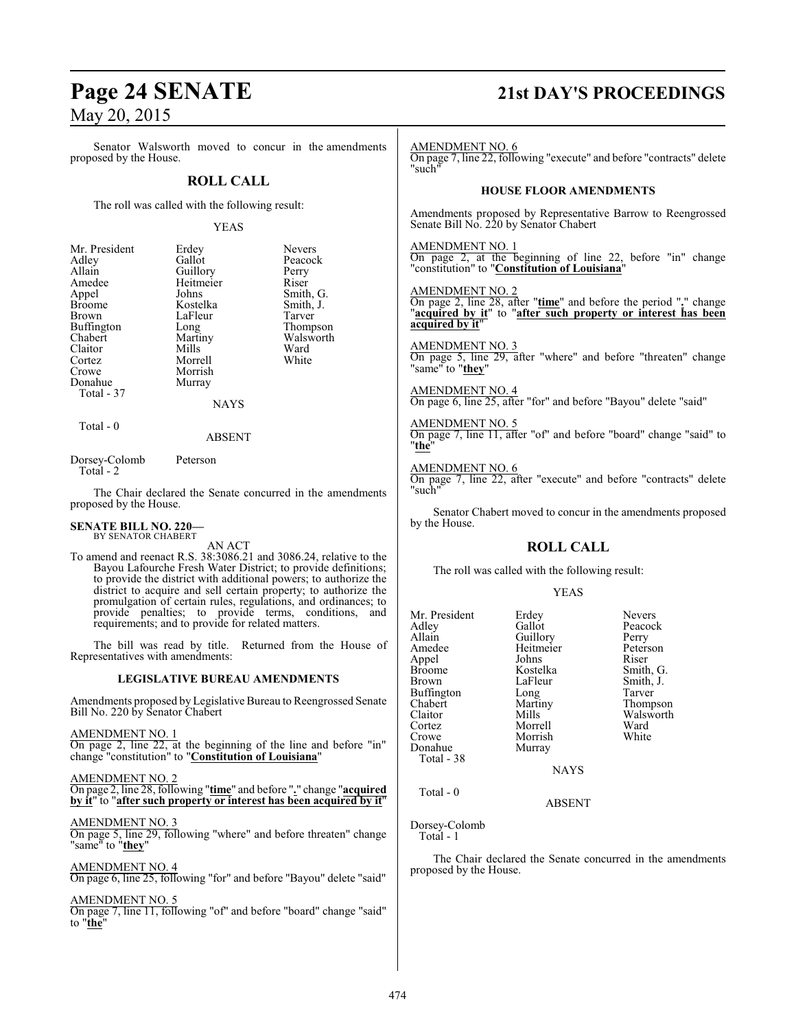Senator Walsworth moved to concur in the amendments proposed by the House.

## ROLL CALL

The roll was called with the following result:

YEAS

| | | |
|---|---|---|
| Mr. President | Erdey | Nevers |
| Adley | Gallot | Peacock |
| Allain | Guillory | Perry |
| Amedee | Heitmeier | Riser |
| Appel | Johns | Smith, G. |
| Broome | Kostelka | Smith, J. |
| Brown | LaFleur | Tarver |
| Buffington | Long | Thompson |
| Chabert | Martiny | Walsworth |
| Claitor | Mills | Ward |
| Cortez | Morrell | White |
| Crowe | Morrish | |
| Donahue | Murray | |

Total - 37

NAYS

Total - 0

ABSENT

Dorsey-Colomb Peterson
Total - 2

The Chair declared the Senate concurred in the amendments proposed by the House.

**SENATE BILL NO. 220—**
BY SENATOR CHABERT

AN ACT

To amend and reenact R.S. 38:3086.21 and 3086.24, relative to the Bayou Lafourche Fresh Water District; to provide definitions; to provide the district with additional powers; to authorize the district to acquire and sell certain property; to authorize the promulgation of certain rules, regulations, and ordinances; to provide penalties; to provide terms, conditions, and requirements; and to provide for related matters.

The bill was read by title. Returned from the House of Representatives with amendments:

### LEGISLATIVE BUREAU AMENDMENTS

Amendments proposed by Legislative Bureau to Reengrossed Senate Bill No. 220 by Senator Chabert

AMENDMENT NO. 1
On page 2, line 22, at the beginning of the line and before "in" change "constitution" to "**Constitution of Louisiana**"

AMENDMENT NO. 2
On page 2, line 28, following "**time**" and before "**.**" change "**acquired by it**" to "**after such property or interest has been acquired by it**"

AMENDMENT NO. 3
On page 5, line 29, following "where" and before threaten" change "same" to "**they**"

AMENDMENT NO. 4
On page 6, line 25, following "for" and before "Bayou" delete "said"

AMENDMENT NO. 5
On page 7, line 11, following "of" and before "board" change "said" to "**the**"

AMENDMENT NO. 6
On page 7, line 22, following "execute" and before "contracts" delete "such"

### HOUSE FLOOR AMENDMENTS

Amendments proposed by Representative Barrow to Reengrossed Senate Bill No. 220 by Senator Chabert

AMENDMENT NO. 1
On page 2, at the beginning of line 22, before "in" change "constitution" to "**Constitution of Louisiana**"

AMENDMENT NO. 2
On page 2, line 28, after "**time**" and before the period "**.**" change "**acquired by it**" to "**after such property or interest has been acquired by it**"

AMENDMENT NO. 3
On page 5, line 29, after "where" and before "threaten" change "same" to "**they**"

AMENDMENT NO. 4
On page 6, line 25, after "for" and before "Bayou" delete "said"

AMENDMENT NO. 5
On page 7, line 11, after "of" and before "board" change "said" to "**the**"

AMENDMENT NO. 6
On page 7, line 22, after "execute" and before "contracts" delete "such"

Senator Chabert moved to concur in the amendments proposed by the House.

## ROLL CALL

The roll was called with the following result:

YEAS

| | | |
|---|---|---|
| Mr. President | Erdey | Nevers |
| Adley | Gallot | Peacock |
| Allain | Guillory | Perry |
| Amedee | Heitmeier | Peterson |
| Appel | Johns | Riser |
| Broome | Kostelka | Smith, G. |
| Brown | LaFleur | Smith, J. |
| Buffington | Long | Tarver |
| Chabert | Martiny | Thompson |
| Claitor | Mills | Walsworth |
| Cortez | Morrell | Ward |
| Crowe | Morrish | White |
| Donahue | Murray | |

Total - 38

NAYS

Total - 0

ABSENT

Dorsey-Colomb
Total - 1

The Chair declared the Senate concurred in the amendments proposed by the House.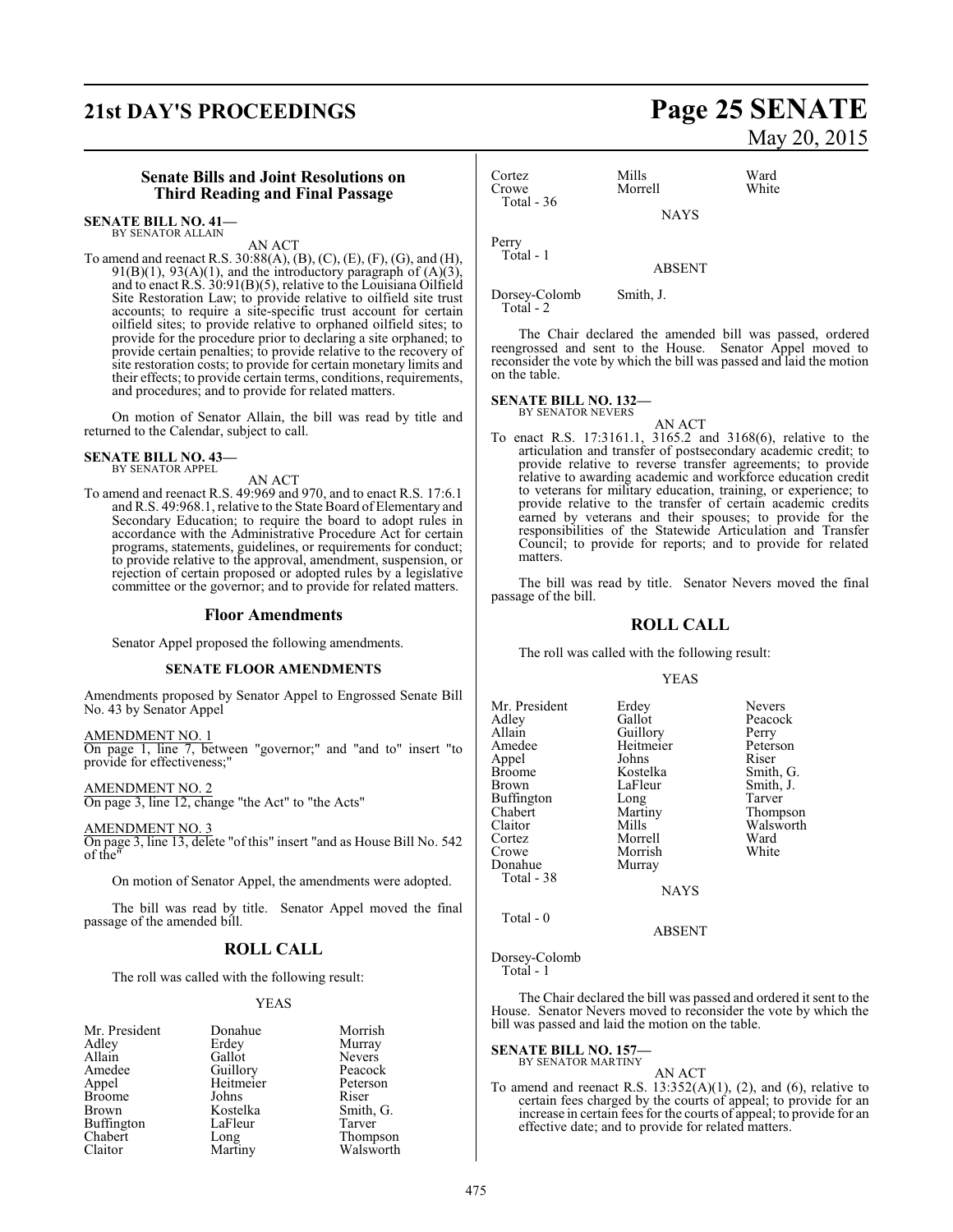## Senate Bills and Joint Resolutions on Third Reading and Final Passage

**SENATE BILL NO. 41—**
BY SENATOR ALLAIN

AN ACT

To amend and reenact R.S. 30:88(A), (B), (C), (E), (F), (G), and (H), 91(B)(1), 93(A)(1), and the introductory paragraph of (A)(3), and to enact R.S. 30:91(B)(5), relative to the Louisiana Oilfield Site Restoration Law; to provide relative to oilfield site trust accounts; to require a site-specific trust account for certain oilfield sites; to provide relative to orphaned oilfield sites; to provide for the procedure prior to declaring a site orphaned; to provide certain penalties; to provide relative to the recovery of site restoration costs; to provide for certain monetary limits and their effects; to provide certain terms, conditions, requirements, and procedures; and to provide for related matters.

On motion of Senator Allain, the bill was read by title and returned to the Calendar, subject to call.

**SENATE BILL NO. 43—**
BY SENATOR APPEL

AN ACT

To amend and reenact R.S. 49:969 and 970, and to enact R.S. 17:6.1 and R.S. 49:968.1, relative to the State Board of Elementary and Secondary Education; to require the board to adopt rules in accordance with the Administrative Procedure Act for certain programs, statements, guidelines, or requirements for conduct; to provide relative to the approval, amendment, suspension, or rejection of certain proposed or adopted rules by a legislative committee or the governor; and to provide for related matters.

### Floor Amendments

Senator Appel proposed the following amendments.

#### SENATE FLOOR AMENDMENTS

Amendments proposed by Senator Appel to Engrossed Senate Bill No. 43 by Senator Appel

AMENDMENT NO. 1
On page 1, line 7, between "governor;" and "and to" insert "to provide for effectiveness;"

AMENDMENT NO. 2
On page 3, line 12, change "the Act" to "the Acts"

AMENDMENT NO. 3
On page 3, line 13, delete "of this" insert "and as House Bill No. 542 of the"

On motion of Senator Appel, the amendments were adopted.

The bill was read by title. Senator Appel moved the final passage of the amended bill.

### ROLL CALL

The roll was called with the following result:

YEAS

| | | |
|---|---|---|
| Mr. President | Donahue | Morrish |
| Adley | Erdey | Murray |
| Allain | Gallot | Nevers |
| Amedee | Guillory | Peacock |
| Appel | Heitmeier | Peterson |
| Broome | Johns | Riser |
| Brown | Kostelka | Smith, G. |
| Buffington | LaFleur | Tarver |
| Chabert | Long | Thompson |
| Claitor | Martiny | Walsworth |
| Cortez | Mills | Ward |
| Crowe | Morrell | White |

Total - 36

NAYS

Perry
Total - 1

ABSENT

Dorsey-Colomb    Smith, J.
Total - 2

The Chair declared the amended bill was passed, ordered reengrossed and sent to the House. Senator Appel moved to reconsider the vote by which the bill was passed and laid the motion on the table.

**SENATE BILL NO. 132—**
BY SENATOR NEVERS

AN ACT

To enact R.S. 17:3161.1, 3165.2 and 3168(6), relative to the articulation and transfer of postsecondary academic credit; to provide relative to reverse transfer agreements; to provide relative to awarding academic and workforce education credit to veterans for military education, training, or experience; to provide relative to the transfer of certain academic credits earned by veterans and their spouses; to provide for the responsibilities of the Statewide Articulation and Transfer Council; to provide for reports; and to provide for related matters.

The bill was read by title. Senator Nevers moved the final passage of the bill.

### ROLL CALL

The roll was called with the following result:

YEAS

| | | |
|---|---|---|
| Mr. President | Erdey | Nevers |
| Adley | Gallot | Peacock |
| Allain | Guillory | Perry |
| Amedee | Heitmeier | Peterson |
| Appel | Johns | Riser |
| Broome | Kostelka | Smith, G. |
| Brown | LaFleur | Smith, J. |
| Buffington | Long | Tarver |
| Chabert | Martiny | Thompson |
| Claitor | Mills | Walsworth |
| Cortez | Morrell | Ward |
| Crowe | Morrish | White |
| Donahue | Murray | |

Total - 38

NAYS

Total - 0

ABSENT

Dorsey-Colomb
Total - 1

The Chair declared the bill was passed and ordered it sent to the House. Senator Nevers moved to reconsider the vote by which the bill was passed and laid the motion on the table.

**SENATE BILL NO. 157—**
BY SENATOR MARTINY

AN ACT

To amend and reenact R.S. 13:352(A)(1), (2), and (6), relative to certain fees charged by the courts of appeal; to provide for an increase in certain fees for the courts of appeal; to provide for an effective date; and to provide for related matters.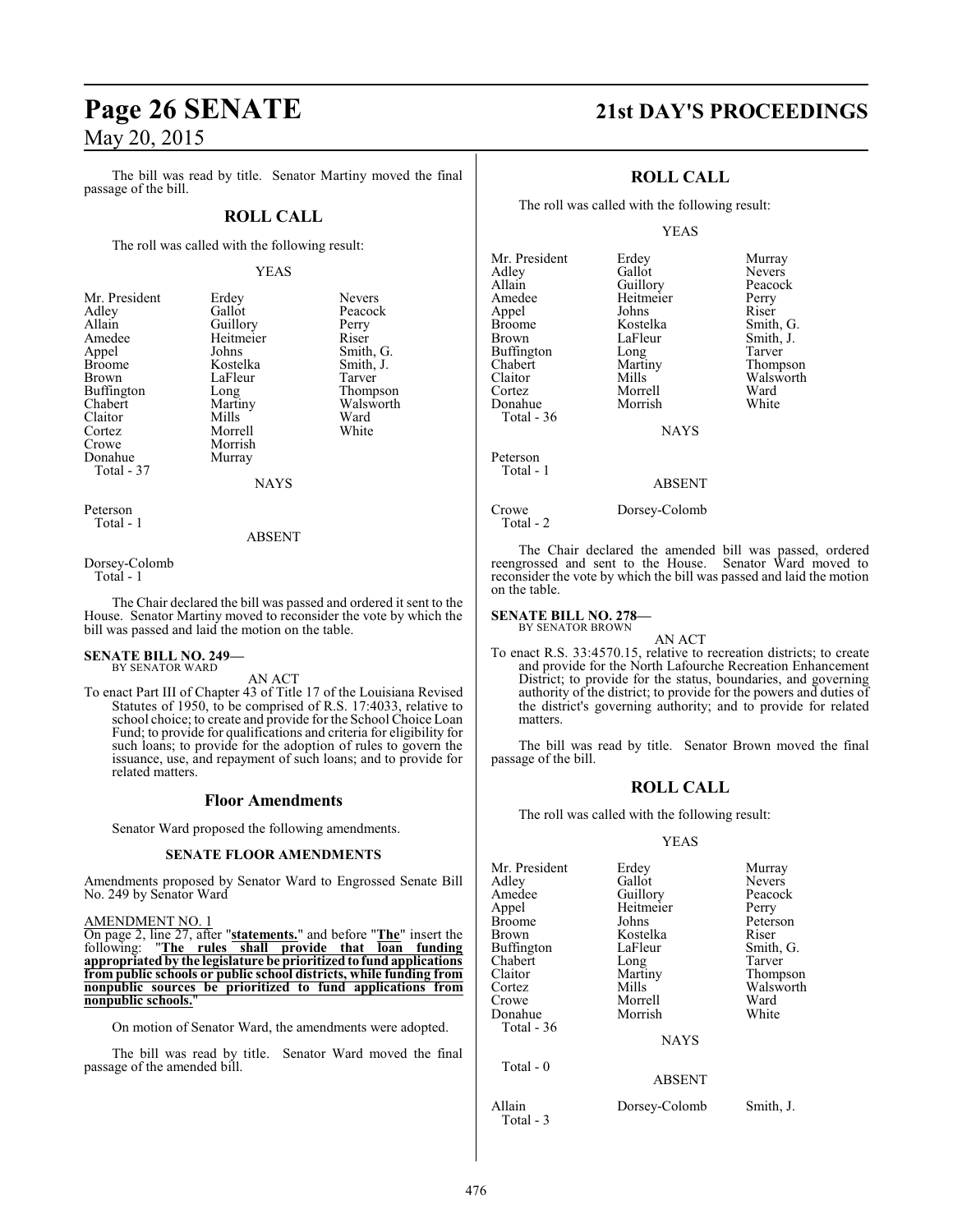The bill was read by title. Senator Martiny moved the final passage of the bill.

## ROLL CALL

The roll was called with the following result:

YEAS

| | | |
|---|---|---|
| Mr. President | Erdey | Nevers |
| Adley | Gallot | Peacock |
| Allain | Guillory | Perry |
| Amedee | Heitmeier | Riser |
| Appel | Johns | Smith, G. |
| Broome | Kostelka | Smith, J. |
| Brown | LaFleur | Tarver |
| Buffington | Long | Thompson |
| Chabert | Martiny | Walsworth |
| Claitor | Mills | Ward |
| Cortez | Morrell | White |
| Crowe | Morrish | |
| Donahue | Murray | |
| Total - 37 | | |

NAYS

Peterson
Total - 1

ABSENT

Dorsey-Colomb
Total - 1

The Chair declared the bill was passed and ordered it sent to the House. Senator Martiny moved to reconsider the vote by which the bill was passed and laid the motion on the table.

**SENATE BILL NO. 249—**
BY SENATOR WARD

AN ACT

To enact Part III of Chapter 43 of Title 17 of the Louisiana Revised Statutes of 1950, to be comprised of R.S. 17:4033, relative to school choice; to create and provide for the School Choice Loan Fund; to provide for qualifications and criteria for eligibility for such loans; to provide for the adoption of rules to govern the issuance, use, and repayment of such loans; and to provide for related matters.

## Floor Amendments

Senator Ward proposed the following amendments.

### SENATE FLOOR AMENDMENTS

Amendments proposed by Senator Ward to Engrossed Senate Bill No. 249 by Senator Ward

AMENDMENT NO. 1

On page 2, line 27, after "**statements.**" and before "**The**" insert the following: "**The rules shall provide that loan funding appropriated by the legislature be prioritized to fund applications from public schools or public school districts, while funding from nonpublic sources be prioritized to fund applications from nonpublic schools.**"

On motion of Senator Ward, the amendments were adopted.

The bill was read by title. Senator Ward moved the final passage of the amended bill.

## ROLL CALL

The roll was called with the following result:

YEAS

| | | |
|---|---|---|
| Mr. President | Erdey | Murray |
| Adley | Gallot | Nevers |
| Allain | Guillory | Peacock |
| Amedee | Heitmeier | Perry |
| Appel | Johns | Riser |
| Broome | Kostelka | Smith, G. |
| Brown | LaFleur | Smith, J. |
| Buffington | Long | Tarver |
| Chabert | Martiny | Thompson |
| Claitor | Mills | Walsworth |
| Cortez | Morrell | Ward |
| Donahue | Morrish | White |
| Total - 36 | | |

NAYS

Peterson
Total - 1

ABSENT

Crowe Dorsey-Colomb
Total - 2

The Chair declared the amended bill was passed, ordered reengrossed and sent to the House. Senator Ward moved to reconsider the vote by which the bill was passed and laid the motion on the table.

**SENATE BILL NO. 278—**
BY SENATOR BROWN

AN ACT

To enact R.S. 33:4570.15, relative to recreation districts; to create and provide for the North Lafourche Recreation Enhancement District; to provide for the status, boundaries, and governing authority of the district; to provide for the powers and duties of the district's governing authority; and to provide for related matters.

The bill was read by title. Senator Brown moved the final passage of the bill.

## ROLL CALL

The roll was called with the following result:

YEAS

| | | |
|---|---|---|
| Mr. President | Erdey | Murray |
| Adley | Gallot | Nevers |
| Amedee | Guillory | Peacock |
| Appel | Heitmeier | Perry |
| Broome | Johns | Peterson |
| Brown | Kostelka | Riser |
| Buffington | LaFleur | Smith, G. |
| Chabert | Long | Tarver |
| Claitor | Martiny | Thompson |
| Cortez | Mills | Walsworth |
| Crowe | Morrell | Ward |
| Donahue | Morrish | White |
| Total - 36 | | |

NAYS

Total - 0

ABSENT

Allain Dorsey-Colomb Smith, J.
Total - 3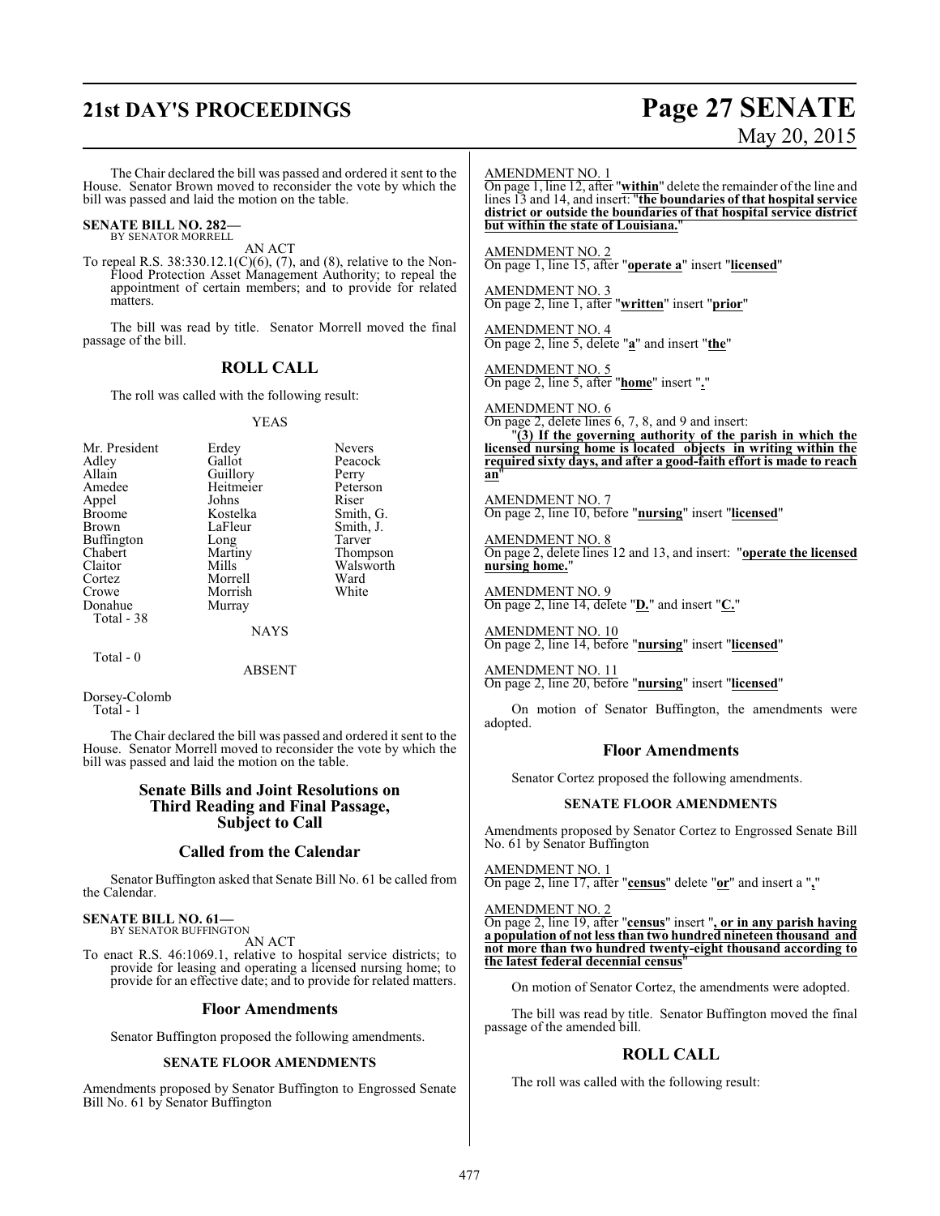The Chair declared the bill was passed and ordered it sent to the House. Senator Brown moved to reconsider the vote by which the bill was passed and laid the motion on the table.

**SENATE BILL NO. 282—**
BY SENATOR MORRELL

AN ACT

To repeal R.S. 38:330.12.1(C)(6), (7), and (8), relative to the Non-Flood Protection Asset Management Authority; to repeal the appointment of certain members; and to provide for related matters.

The bill was read by title. Senator Morrell moved the final passage of the bill.

## ROLL CALL

The roll was called with the following result:

YEAS

| | | |
|---|---|---|
| Mr. President | Erdey | Nevers |
| Adley | Gallot | Peacock |
| Allain | Guillory | Perry |
| Amedee | Heitmeier | Peterson |
| Appel | Johns | Riser |
| Broome | Kostelka | Smith, G. |
| Brown | LaFleur | Smith, J. |
| Buffington | Long | Tarver |
| Chabert | Martiny | Thompson |
| Claitor | Mills | Walsworth |
| Cortez | Morrell | Ward |
| Crowe | Morrish | White |
| Donahue | Murray | |

Total - 38

NAYS

Total - 0

ABSENT

Dorsey-Colomb
Total - 1

The Chair declared the bill was passed and ordered it sent to the House. Senator Morrell moved to reconsider the vote by which the bill was passed and laid the motion on the table.

## Senate Bills and Joint Resolutions on Third Reading and Final Passage, Subject to Call

## Called from the Calendar

Senator Buffington asked that Senate Bill No. 61 be called from the Calendar.

**SENATE BILL NO. 61—**
BY SENATOR BUFFINGTON

AN ACT

To enact R.S. 46:1069.1, relative to hospital service districts; to provide for leasing and operating a licensed nursing home; to provide for an effective date; and to provide for related matters.

## Floor Amendments

Senator Buffington proposed the following amendments.

### SENATE FLOOR AMENDMENTS

Amendments proposed by Senator Buffington to Engrossed Senate Bill No. 61 by Senator Buffington

AMENDMENT NO. 1
On page 1, line 12, after "**within**" delete the remainder of the line and lines 13 and 14, and insert: "**the boundaries of that hospital service district or outside the boundaries of that hospital service district but within the state of Louisiana.**"

AMENDMENT NO. 2
On page 1, line 15, after "**operate a**" insert "**licensed**"

AMENDMENT NO. 3
On page 2, line 1, after "**written**" insert "**prior**"

AMENDMENT NO. 4
On page 2, line 5, delete "**a**" and insert "**the**"

AMENDMENT NO. 5
On page 2, line 5, after "**home**" insert "**.**"

AMENDMENT NO. 6
On page 2, delete lines 6, 7, 8, and 9 and insert:
"**(3) If the governing authority of the parish in which the licensed nursing home is located objects in writing within the required sixty days, and after a good-faith effort is made to reach an**"

AMENDMENT NO. 7
On page 2, line 10, before "**nursing**" insert "**licensed**"

AMENDMENT NO. 8
On page 2, delete lines 12 and 13, and insert: "**operate the licensed nursing home.**"

AMENDMENT NO. 9
On page 2, line 14, delete "**D.**" and insert "**C.**"

AMENDMENT NO. 10
On page 2, line 14, before "**nursing**" insert "**licensed**"

AMENDMENT NO. 11
On page 2, line 20, before "**nursing**" insert "**licensed**"

On motion of Senator Buffington, the amendments were adopted.

## Floor Amendments

Senator Cortez proposed the following amendments.

### SENATE FLOOR AMENDMENTS

Amendments proposed by Senator Cortez to Engrossed Senate Bill No. 61 by Senator Buffington

AMENDMENT NO. 1
On page 2, line 17, after "**census**" delete "**or**" and insert a "**,**"

AMENDMENT NO. 2
On page 2, line 19, after "**census**" insert "**, or in any parish having a population of not less than two hundred nineteen thousand and not more than two hundred twenty-eight thousand according to the latest federal decennial census**"

On motion of Senator Cortez, the amendments were adopted.

The bill was read by title. Senator Buffington moved the final passage of the amended bill.

## ROLL CALL

The roll was called with the following result: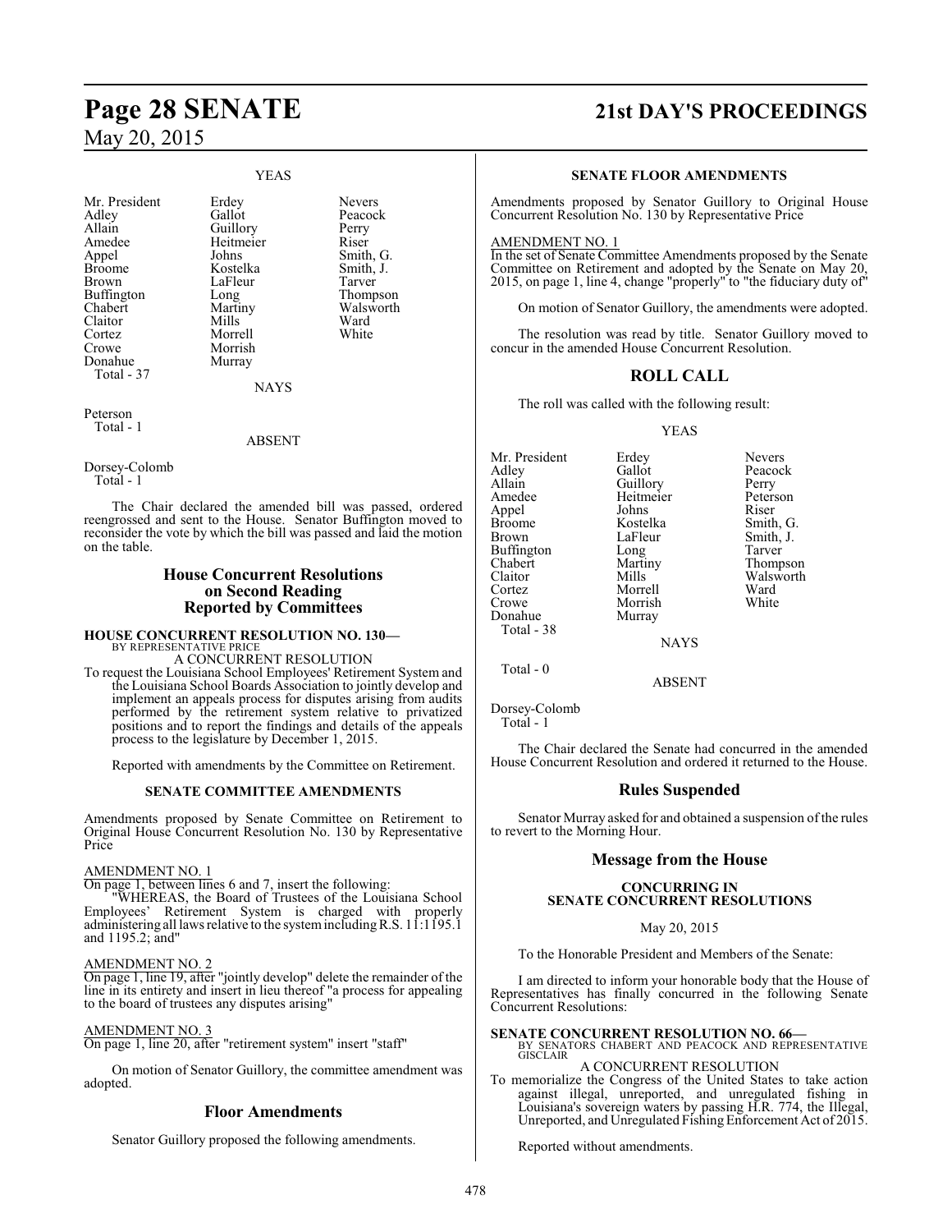YEAS

| | | |
|---|---|---|
| Mr. President | Erdey | Nevers |
| Adley | Gallot | Peacock |
| Allain | Guillory | Perry |
| Amedee | Heitmeier | Riser |
| Appel | Johns | Smith, G. |
| Broome | Kostelka | Smith, J. |
| Brown | LaFleur | Tarver |
| Buffington | Long | Thompson |
| Chabert | Martiny | Walsworth |
| Claitor | Mills | Ward |
| Cortez | Morrell | White |
| Crowe | Morrish | |
| Donahue | Murray | |
| Total - 37 | | |

NAYS

Peterson
Total - 1

ABSENT

Dorsey-Colomb
Total - 1

The Chair declared the amended bill was passed, ordered reengrossed and sent to the House. Senator Buffington moved to reconsider the vote by which the bill was passed and laid the motion on the table.

## House Concurrent Resolutions on Second Reading Reported by Committees

**HOUSE CONCURRENT RESOLUTION NO. 130—**
BY REPRESENTATIVE PRICE

A CONCURRENT RESOLUTION

To request the Louisiana School Employees' Retirement System and the Louisiana School Boards Association to jointly develop and implement an appeals process for disputes arising from audits performed by the retirement system relative to privatized positions and to report the findings and details of the appeals process to the legislature by December 1, 2015.

Reported with amendments by the Committee on Retirement.

**SENATE COMMITTEE AMENDMENTS**

Amendments proposed by Senate Committee on Retirement to Original House Concurrent Resolution No. 130 by Representative Price

AMENDMENT NO. 1

On page 1, between lines 6 and 7, insert the following:

"WHEREAS, the Board of Trustees of the Louisiana School Employees' Retirement System is charged with properly administering all laws relative to the system including R.S. 11:1195.1 and 1195.2; and"

AMENDMENT NO. 2

On page 1, line 19, after "jointly develop" delete the remainder of the line in its entirety and insert in lieu thereof "a process for appealing to the board of trustees any disputes arising"

AMENDMENT NO. 3

On page 1, line 20, after "retirement system" insert "staff"

On motion of Senator Guillory, the committee amendment was adopted.

## Floor Amendments

Senator Guillory proposed the following amendments.

**SENATE FLOOR AMENDMENTS**

Amendments proposed by Senator Guillory to Original House Concurrent Resolution No. 130 by Representative Price

AMENDMENT NO. 1

In the set of Senate Committee Amendments proposed by the Senate Committee on Retirement and adopted by the Senate on May 20, 2015, on page 1, line 4, change "properly" to "the fiduciary duty of"

On motion of Senator Guillory, the amendments were adopted.

The resolution was read by title. Senator Guillory moved to concur in the amended House Concurrent Resolution.

## ROLL CALL

The roll was called with the following result:

YEAS

| | | |
|---|---|---|
| Mr. President | Erdey | Nevers |
| Adley | Gallot | Peacock |
| Allain | Guillory | Perry |
| Amedee | Heitmeier | Peterson |
| Appel | Johns | Riser |
| Broome | Kostelka | Smith, G. |
| Brown | LaFleur | Smith, J. |
| Buffington | Long | Tarver |
| Chabert | Martiny | Thompson |
| Claitor | Mills | Walsworth |
| Cortez | Morrell | Ward |
| Crowe | Morrish | White |
| Donahue | Murray | |
| Total - 38 | | |

NAYS

Total - 0

ABSENT

Dorsey-Colomb
Total - 1

The Chair declared the Senate had concurred in the amended House Concurrent Resolution and ordered it returned to the House.

## Rules Suspended

Senator Murray asked for and obtained a suspension of the rules to revert to the Morning Hour.

## Message from the House

**CONCURRING IN SENATE CONCURRENT RESOLUTIONS**

May 20, 2015

To the Honorable President and Members of the Senate:

I am directed to inform your honorable body that the House of Representatives has finally concurred in the following Senate Concurrent Resolutions:

**SENATE CONCURRENT RESOLUTION NO. 66—**
BY SENATORS CHABERT AND PEACOCK AND REPRESENTATIVE GISCLAIR

A CONCURRENT RESOLUTION

To memorialize the Congress of the United States to take action against illegal, unreported, and unregulated fishing in Louisiana's sovereign waters by passing H.R. 774, the Illegal, Unreported, and Unregulated Fishing Enforcement Act of 2015.

Reported without amendments.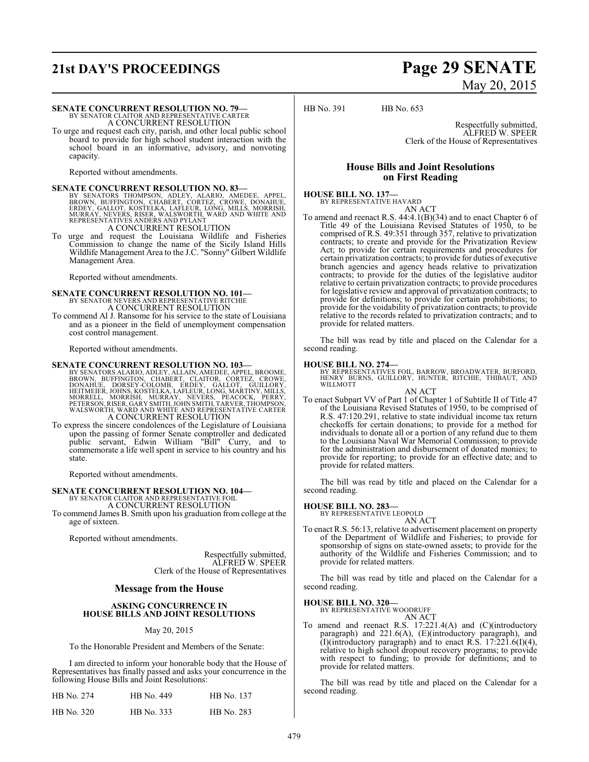**SENATE CONCURRENT RESOLUTION NO. 79—**
BY SENATOR CLAITOR AND REPRESENTATIVE CARTER
A CONCURRENT RESOLUTION

To urge and request each city, parish, and other local public school board to provide for high school student interaction with the school board in an informative, advisory, and nonvoting capacity.

Reported without amendments.

**SENATE CONCURRENT RESOLUTION NO. 83—**
BY SENATORS THOMPSON, ADLEY, ALARIO, AMEDEE, APPEL, BROWN, BUFFINGTON, CHABERT, CORTEZ, CROWE, DONAHUE, ERDEY, GALLOT, KOSTELKA, LAFLEUR, LONG, MILLS, MORRISH, MURRAY, NEVERS, RISER, WALSWORTH, WARD AND WHITE AND REPRESENTATIVES ANDERS AND PYLANT
A CONCURRENT RESOLUTION

To urge and request the Louisiana Wildlife and Fisheries Commission to change the name of the Sicily Island Hills Wildlife Management Area to the J.C. "Sonny" Gilbert Wildlife Management Area.

Reported without amendments.

**SENATE CONCURRENT RESOLUTION NO. 101—**
BY SENATOR NEVERS AND REPRESENTATIVE RITCHIE
A CONCURRENT RESOLUTION

To commend Al J. Ransome for his service to the state of Louisiana and as a pioneer in the field of unemployment compensation cost control management.

Reported without amendments.

**SENATE CONCURRENT RESOLUTION NO. 103—**
BY SENATORS ALARIO, ADLEY, ALLAIN, AMEDEE, APPEL, BROOME, BROWN, BUFFINGTON, CHABERT, CLAITOR, CORTEZ, CROWE, DONAHUE, DORSEY-COLOMB, ERDEY, GALLOT, GUILLORY, HEITMEIER, JOHNS, KOSTELKA, LAFLEUR, LONG, MARTINY, MILLS, MORRELL, MORRISH, MURRAY, NEVERS, PEACOCK, PERRY, PETERSON, RISER, GARY SMITH, JOHN SMITH, TARVER, THOMPSON, WALSWORTH, WARD AND WHITE AND REPRESENTATIVE CARTER
A CONCURRENT RESOLUTION

To express the sincere condolences of the Legislature of Louisiana upon the passing of former Senate comptroller and dedicated public servant, Edwin William "Bill" Curry, and to commemorate a life well spent in service to his country and his state.

Reported without amendments.

**SENATE CONCURRENT RESOLUTION NO. 104—**
BY SENATOR CLAITOR AND REPRESENTATIVE FOIL
A CONCURRENT RESOLUTION

To commend James B. Smith upon his graduation from college at the age of sixteen.

Reported without amendments.

Respectfully submitted,
ALFRED W. SPEER
Clerk of the House of Representatives

## Message from the House

### ASKING CONCURRENCE IN HOUSE BILLS AND JOINT RESOLUTIONS

May 20, 2015

To the Honorable President and Members of the Senate:

I am directed to inform your honorable body that the House of Representatives has finally passed and asks your concurrence in the following House Bills and Joint Resolutions:

| | | |
|---|---|---|
| HB No. 274 | HB No. 449 | HB No. 137 |
| HB No. 320 | HB No. 333 | HB No. 283 |
| HB No. 391 | HB No. 653 | |

Respectfully submitted,
ALFRED W. SPEER
Clerk of the House of Representatives

## House Bills and Joint Resolutions on First Reading

**HOUSE BILL NO. 137—**
BY REPRESENTATIVE HAVARD
AN ACT

To amend and reenact R.S. 44:4.1(B)(34) and to enact Chapter 6 of Title 49 of the Louisiana Revised Statutes of 1950, to be comprised of R.S. 49:351 through 357, relative to privatization contracts; to create and provide for the Privatization Review Act; to provide for certain requirements and procedures for certain privatization contracts; to provide for duties of executive branch agencies and agency heads relative to privatization contracts; to provide for the duties of the legislative auditor relative to certain privatization contracts; to provide procedures for legislative review and approval of privatization contracts; to provide for definitions; to provide for certain prohibitions; to provide for the voidability of privatization contracts; to provide relative to the records related to privatization contracts; and to provide for related matters.

The bill was read by title and placed on the Calendar for a second reading.

**HOUSE BILL NO. 274—**
BY REPRESENTATIVES FOIL, BARROW, BROADWATER, BURFORD, HENRY BURNS, GUILLORY, HUNTER, RITCHIE, THIBAUT, AND WILLMOTT
AN ACT

To enact Subpart VV of Part 1 of Chapter 1 of Subtitle II of Title 47 of the Louisiana Revised Statutes of 1950, to be comprised of R.S. 47:120.291, relative to state individual income tax return checkoffs for certain donations; to provide for a method for individuals to donate all or a portion of any refund due to them to the Louisiana Naval War Memorial Commission; to provide for the administration and disbursement of donated monies; to provide for reporting; to provide for an effective date; and to provide for related matters.

The bill was read by title and placed on the Calendar for a second reading.

**HOUSE BILL NO. 283—**
BY REPRESENTATIVE LEOPOLD
AN ACT

To enact R.S. 56:13, relative to advertisement placement on property of the Department of Wildlife and Fisheries; to provide for sponsorship of signs on state-owned assets; to provide for the authority of the Wildlife and Fisheries Commission; and to provide for related matters.

The bill was read by title and placed on the Calendar for a second reading.

**HOUSE BILL NO. 320—**
BY REPRESENTATIVE WOODRUFF
AN ACT

To amend and reenact R.S. 17:221.4(A) and (C)(introductory paragraph) and 221.6(A), (E)(introductory paragraph), and (I)(introductory paragraph) and to enact R.S. 17:221.6(I)(4), relative to high school dropout recovery programs; to provide with respect to funding; to provide for definitions; and to provide for related matters.

The bill was read by title and placed on the Calendar for a second reading.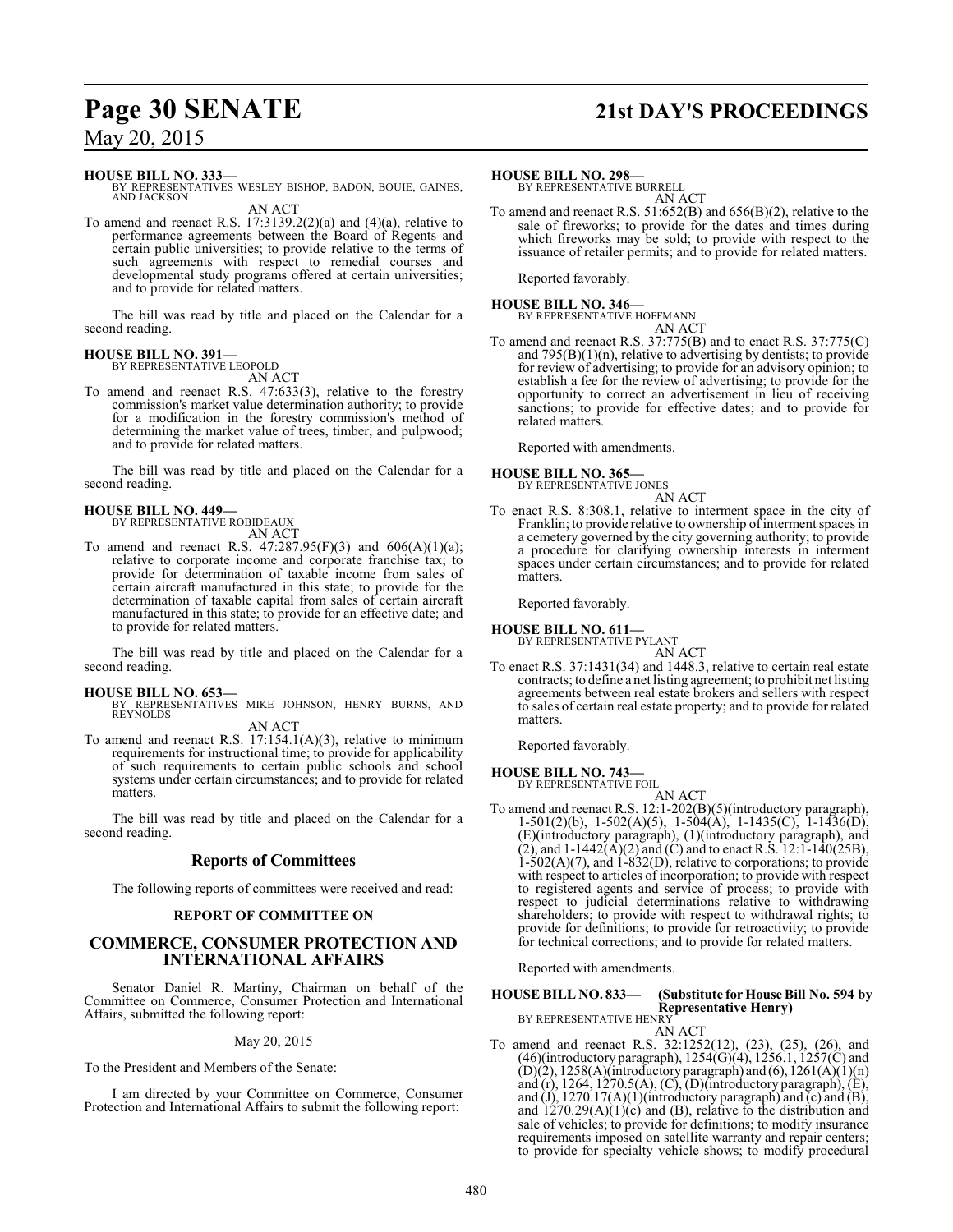**HOUSE BILL NO. 333—**
BY REPRESENTATIVES WESLEY BISHOP, BADON, BOUIE, GAINES, AND JACKSON

AN ACT

To amend and reenact R.S. 17:3139.2(2)(a) and (4)(a), relative to performance agreements between the Board of Regents and certain public universities; to provide relative to the terms of such agreements with respect to remedial courses and developmental study programs offered at certain universities; and to provide for related matters.

The bill was read by title and placed on the Calendar for a second reading.

**HOUSE BILL NO. 391—**
BY REPRESENTATIVE LEOPOLD

AN ACT

To amend and reenact R.S. 47:633(3), relative to the forestry commission's market value determination authority; to provide for a modification in the forestry commission's method of determining the market value of trees, timber, and pulpwood; and to provide for related matters.

The bill was read by title and placed on the Calendar for a second reading.

**HOUSE BILL NO. 449—**
BY REPRESENTATIVE ROBIDEAUX

AN ACT

To amend and reenact R.S. 47:287.95(F)(3) and 606(A)(1)(a); relative to corporate income and corporate franchise tax; to provide for determination of taxable income from sales of certain aircraft manufactured in this state; to provide for the determination of taxable capital from sales of certain aircraft manufactured in this state; to provide for an effective date; and to provide for related matters.

The bill was read by title and placed on the Calendar for a second reading.

**HOUSE BILL NO. 653—**
BY REPRESENTATIVES MIKE JOHNSON, HENRY BURNS, AND REYNOLDS

AN ACT

To amend and reenact R.S. 17:154.1(A)(3), relative to minimum requirements for instructional time; to provide for applicability of such requirements to certain public schools and school systems under certain circumstances; and to provide for related matters.

The bill was read by title and placed on the Calendar for a second reading.

## Reports of Committees

The following reports of committees were received and read:

### REPORT OF COMMITTEE ON

### COMMERCE, CONSUMER PROTECTION AND INTERNATIONAL AFFAIRS

Senator Daniel R. Martiny, Chairman on behalf of the Committee on Commerce, Consumer Protection and International Affairs, submitted the following report:

May 20, 2015

To the President and Members of the Senate:

I am directed by your Committee on Commerce, Consumer Protection and International Affairs to submit the following report:

**HOUSE BILL NO. 298—**
BY REPRESENTATIVE BURRELL

AN ACT

To amend and reenact R.S. 51:652(B) and 656(B)(2), relative to the sale of fireworks; to provide for the dates and times during which fireworks may be sold; to provide with respect to the issuance of retailer permits; and to provide for related matters.

Reported favorably.

**HOUSE BILL NO. 346—**
BY REPRESENTATIVE HOFFMANN

AN ACT

To amend and reenact R.S. 37:775(B) and to enact R.S. 37:775(C) and 795(B)(1)(n), relative to advertising by dentists; to provide for review of advertising; to provide for an advisory opinion; to establish a fee for the review of advertising; to provide for the opportunity to correct an advertisement in lieu of receiving sanctions; to provide for effective dates; and to provide for related matters.

Reported with amendments.

**HOUSE BILL NO. 365—**
BY REPRESENTATIVE JONES

AN ACT

To enact R.S. 8:308.1, relative to interment space in the city of Franklin; to provide relative to ownership of interment spaces in a cemetery governed by the city governing authority; to provide a procedure for clarifying ownership interests in interment spaces under certain circumstances; and to provide for related matters.

Reported favorably.

**HOUSE BILL NO. 611—**
BY REPRESENTATIVE PYLANT

AN ACT

To enact R.S. 37:1431(34) and 1448.3, relative to certain real estate contracts; to define a net listing agreement; to prohibit net listing agreements between real estate brokers and sellers with respect to sales of certain real estate property; and to provide for related matters.

Reported favorably.

**HOUSE BILL NO. 743—**
BY REPRESENTATIVE FOIL

AN ACT

To amend and reenact R.S. 12:1-202(B)(5)(introductory paragraph), 1-501(2)(b), 1-502(A)(5), 1-504(A), 1-1435(C), 1-1436(D), (E)(introductory paragraph), (1)(introductory paragraph), and (2), and 1-1442(A)(2) and (C) and to enact R.S. 12:1-140(25B), 1-502(A)(7), and 1-832(D), relative to corporations; to provide with respect to articles of incorporation; to provide with respect to registered agents and service of process; to provide with respect to judicial determinations relative to withdrawing shareholders; to provide with respect to withdrawal rights; to provide for definitions; to provide for retroactivity; to provide for technical corrections; and to provide for related matters.

Reported with amendments.

**HOUSE BILL NO. 833— (Substitute for House Bill No. 594 by Representative Henry)**
BY REPRESENTATIVE HENRY

AN ACT

To amend and reenact R.S. 32:1252(12), (23), (25), (26), and (46)(introductory paragraph), 1254(G)(4), 1256.1, 1257(C) and (D)(2), 1258(A)(introductory paragraph) and (6), 1261(A)(1)(n) and (r), 1264, 1270.5(A), (C), (D)(introductory paragraph), (E), and (J), 1270.17(A)(1)(introductory paragraph) and (c) and (B), and 1270.29(A)(1)(c) and (B), relative to the distribution and sale of vehicles; to provide for definitions; to modify insurance requirements imposed on satellite warranty and repair centers; to provide for specialty vehicle shows; to modify procedural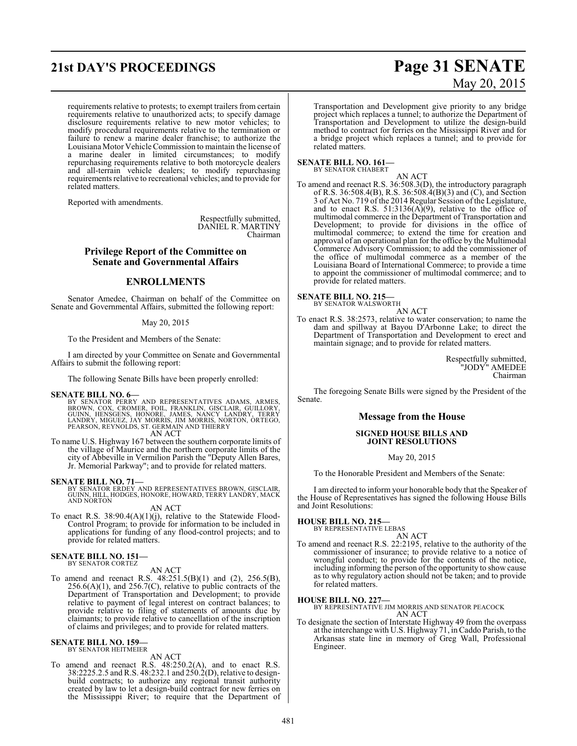requirements relative to protests; to exempt trailers from certain requirements relative to unauthorized acts; to specify damage disclosure requirements relative to new motor vehicles; to modify procedural requirements relative to the termination or failure to renew a marine dealer franchise; to authorize the Louisiana Motor Vehicle Commission to maintain the license of a marine dealer in limited circumstances; to modify repurchasing requirements relative to both motorcycle dealers and all-terrain vehicle dealers; to modify repurchasing requirements relative to recreational vehicles; and to provide for related matters.

Reported with amendments.

Respectfully submitted,
DANIEL R. MARTINY
Chairman

## Privilege Report of the Committee on Senate and Governmental Affairs

## ENROLLMENTS

Senator Amedee, Chairman on behalf of the Committee on Senate and Governmental Affairs, submitted the following report:

May 20, 2015

To the President and Members of the Senate:

I am directed by your Committee on Senate and Governmental Affairs to submit the following report:

The following Senate Bills have been properly enrolled:

**SENATE BILL NO. 6—**
BY SENATOR PERRY AND REPRESENTATIVES ADAMS, ARMES, BROWN, COX, CROMER, FOIL, FRANKLIN, GISCLAIR, GUILLORY, GUINN, HENSGENS, HONORE, JAMES, NANCY LANDRY, TERRY LANDRY, MIGUEZ, JAY MORRIS, JIM MORRIS, NORTON, ORTEGO, PEARSON, REYNOLDS, ST. GERMAIN AND THIERRY
AN ACT

To name U.S. Highway 167 between the southern corporate limits of the village of Maurice and the northern corporate limits of the city of Abbeville in Vermilion Parish the "Deputy Allen Bares, Jr. Memorial Parkway"; and to provide for related matters.

**SENATE BILL NO. 71—**
BY SENATOR ERDEY AND REPRESENTATIVES BROWN, GISCLAIR, GUINN, HILL, HODGES, HONORE, HOWARD, TERRY LANDRY, MACK AND NORTON
AN ACT

To enact R.S. 38:90.4(A)(1)(j), relative to the Statewide Flood-Control Program; to provide for information to be included in applications for funding of any flood-control projects; and to provide for related matters.

**SENATE BILL NO. 151—**
BY SENATOR CORTEZ
AN ACT

To amend and reenact R.S. 48:251.5(B)(1) and (2), 256.5(B), 256.6(A)(1), and 256.7(C), relative to public contracts of the Department of Transportation and Development; to provide relative to payment of legal interest on contract balances; to provide relative to filing of statements of amounts due by claimants; to provide relative to cancellation of the inscription of claims and privileges; and to provide for related matters.

**SENATE BILL NO. 159—**
BY SENATOR HEITMEIER
AN ACT

To amend and reenact R.S. 48:250.2(A), and to enact R.S. 38:2225.2.5 and R.S. 48:232.1 and 250.2(D), relative to design-build contracts; to authorize any regional transit authority created by law to let a design-build contract for new ferries on the Mississippi River; to require that the Department of Transportation and Development give priority to any bridge project which replaces a tunnel; to authorize the Department of Transportation and Development to utilize the design-build method to contract for ferries on the Mississippi River and for a bridge project which replaces a tunnel; and to provide for related matters.

**SENATE BILL NO. 161—**
BY SENATOR CHABERT
AN ACT

To amend and reenact R.S. 36:508.3(D), the introductory paragraph of R.S. 36:508.4(B), R.S. 36:508.4(B)(3) and (C), and Section 3 of Act No. 719 of the 2014 Regular Session of the Legislature, and to enact R.S. 51:3136(A)(9), relative to the office of multimodal commerce in the Department of Transportation and Development; to provide for divisions in the office of multimodal commerce; to extend the time for creation and approval of an operational plan for the office by the Multimodal Commerce Advisory Commission; to add the commissioner of the office of multimodal commerce as a member of the Louisiana Board of International Commerce; to provide a time to appoint the commissioner of multimodal commerce; and to provide for related matters.

**SENATE BILL NO. 215—**
BY SENATOR WALSWORTH
AN ACT

To enact R.S. 38:2573, relative to water conservation; to name the dam and spillway at Bayou D'Arbonne Lake; to direct the Department of Transportation and Development to erect and maintain signage; and to provide for related matters.

Respectfully submitted,
"JODY" AMEDEE
Chairman

The foregoing Senate Bills were signed by the President of the Senate.

## Message from the House

### SIGNED HOUSE BILLS AND JOINT RESOLUTIONS

May 20, 2015

To the Honorable President and Members of the Senate:

I am directed to inform your honorable body that the Speaker of the House of Representatives has signed the following House Bills and Joint Resolutions:

**HOUSE BILL NO. 215—**
BY REPRESENTATIVE LEBAS
AN ACT

To amend and reenact R.S. 22:2195, relative to the authority of the commissioner of insurance; to provide relative to a notice of wrongful conduct; to provide for the contents of the notice, including informing the person of the opportunity to show cause as to why regulatory action should not be taken; and to provide for related matters.

**HOUSE BILL NO. 227—**
BY REPRESENTATIVE JIM MORRIS AND SENATOR PEACOCK
AN ACT

To designate the section of Interstate Highway 49 from the overpass at the interchange with U.S. Highway 71, in Caddo Parish, to the Arkansas state line in memory of Greg Wall, Professional Engineer.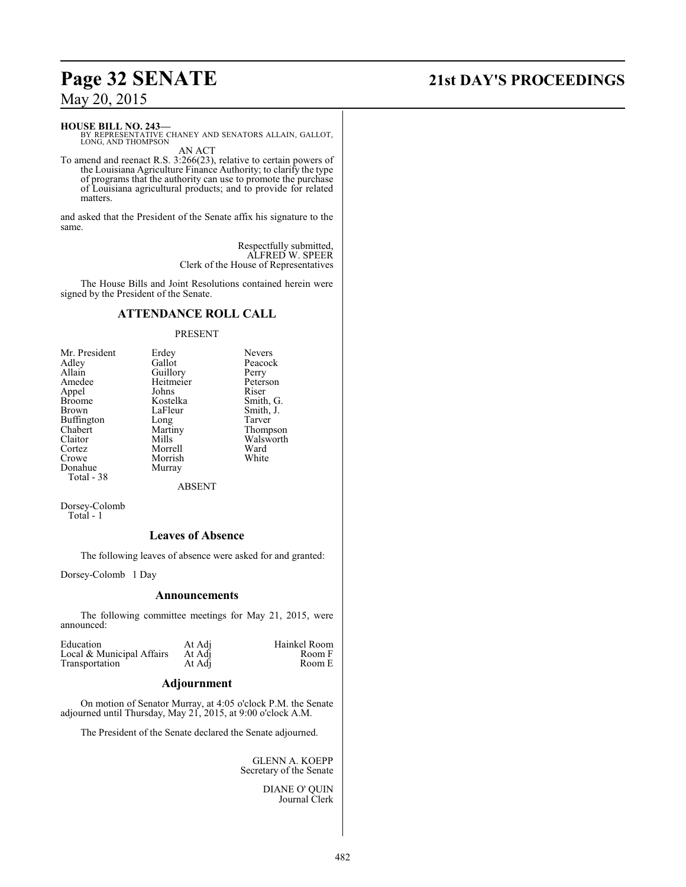**HOUSE BILL NO. 243—**
BY REPRESENTATIVE CHANEY AND SENATORS ALLAIN, GALLOT, LONG, AND THOMPSON

AN ACT

To amend and reenact R.S. 3:266(23), relative to certain powers of the Louisiana Agriculture Finance Authority; to clarify the type of programs that the authority can use to promote the purchase of Louisiana agricultural products; and to provide for related matters.

and asked that the President of the Senate affix his signature to the same.

Respectfully submitted,
ALFRED W. SPEER
Clerk of the House of Representatives

The House Bills and Joint Resolutions contained herein were signed by the President of the Senate.

## ATTENDANCE ROLL CALL

PRESENT

| | | |
|---|---|---|
| Mr. President | Erdey | Nevers |
| Adley | Gallot | Peacock |
| Allain | Guillory | Perry |
| Amedee | Heitmeier | Peterson |
| Appel | Johns | Riser |
| Broome | Kostelka | Smith, G. |
| Brown | LaFleur | Smith, J. |
| Buffington | Long | Tarver |
| Chabert | Martiny | Thompson |
| Claitor | Mills | Walsworth |
| Cortez | Morrell | Ward |
| Crowe | Morrish | White |
| Donahue | Murray | |

Total - 38

ABSENT

Dorsey-Colomb
Total - 1

### Leaves of Absence

The following leaves of absence were asked for and granted:

Dorsey-Colomb 1 Day

### Announcements

The following committee meetings for May 21, 2015, were announced:

| | | |
|---|---|---|
| Education | At Adj | Hainkel Room |
| Local & Municipal Affairs | At Adj | Room F |
| Transportation | At Adj | Room E |

### Adjournment

On motion of Senator Murray, at 4:05 o'clock P.M. the Senate adjourned until Thursday, May 21, 2015, at 9:00 o'clock A.M.

The President of the Senate declared the Senate adjourned.

GLENN A. KOEPP
Secretary of the Senate

DIANE O' QUIN
Journal Clerk